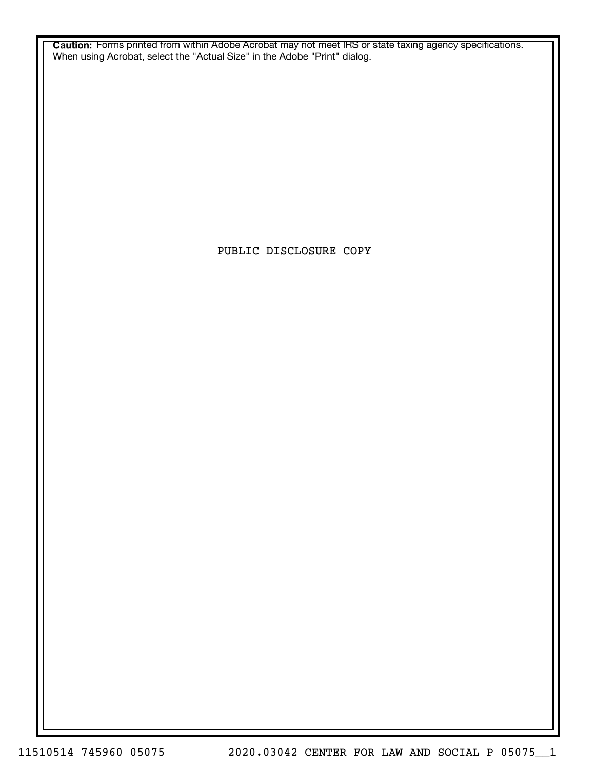**Caution:** Forms printed from within Adobe Acrobat may not meet IRS or state taxing agency specifications. When using Acrobat, select the "Actual Size" in the Adobe "Print" dialog.

PUBLIC DISCLOSURE COPY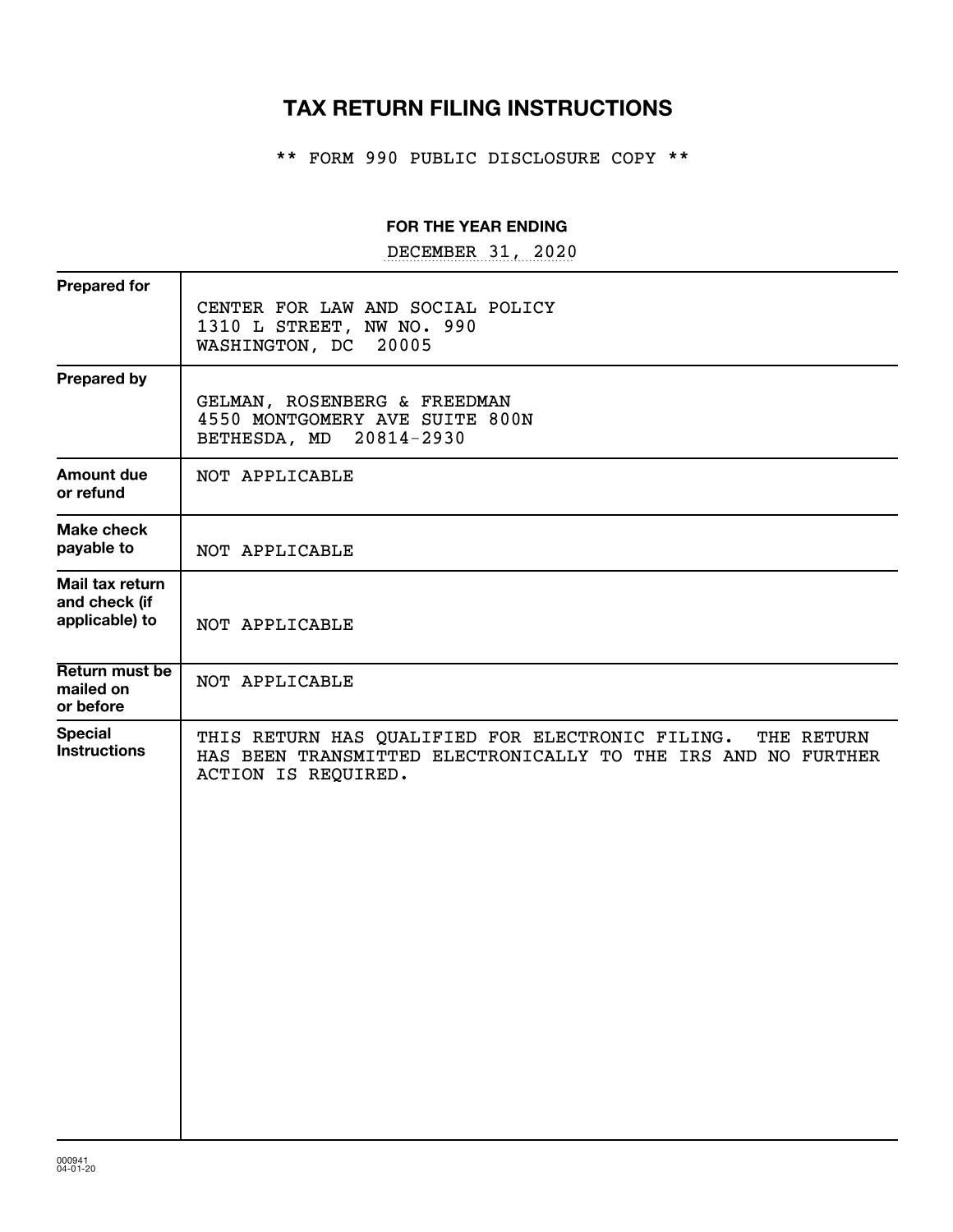# TAX RETURN FILING INSTRUCTIONS

\*\* FORM 990 PUBLIC DISCLOSURE COPY \*\*

**FOR THE YEAR ENDING**

DECEMBER 31, 2020

| | |
|---|---|
| **Prepared for** | CENTER FOR LAW AND SOCIAL POLICY<br>1310 L STREET, NW NO. 990<br>WASHINGTON, DC 20005 |
| **Prepared by** | GELMAN, ROSENBERG & FREEDMAN<br>4550 MONTGOMERY AVE SUITE 800N<br>BETHESDA, MD 20814-2930 |
| **Amount due or refund** | NOT APPLICABLE |
| **Make check payable to** | NOT APPLICABLE |
| **Mail tax return and check (if applicable) to** | NOT APPLICABLE |
| **Return must be mailed on or before** | NOT APPLICABLE |
| **Special Instructions** | THIS RETURN HAS QUALIFIED FOR ELECTRONIC FILING. THE RETURN HAS BEEN TRANSMITTED ELECTRONICALLY TO THE IRS AND NO FURTHER ACTION IS REQUIRED. |

000941
04-01-20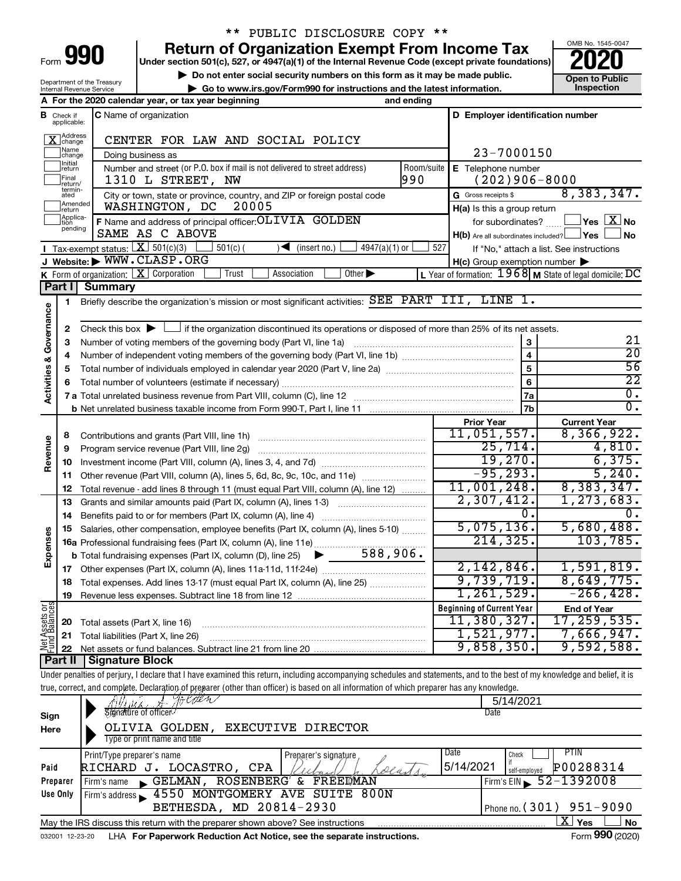\*\* PUBLIC DISCLOSURE COPY \*\*

# Form 990 — Return of Organization Exempt From Income Tax — 2020

Under section 501(c), 527, or 4947(a)(1) of the Internal Revenue Code (except private foundations)

▶ Do not enter social security numbers on this form as it may be made public.

▶ Go to www.irs.gov/Form990 for instructions and the latest information.

Department of the Treasury, Internal Revenue Service

OMB No. 1545-0047 — Open to Public Inspection

**A** For the 2020 calendar year, or tax year beginning and ending

**B** Check if applicable: [X] Address change; [ ] Name change; [ ] Initial return; [ ] Final return/terminated; [ ] Amended return; [ ] Application pending

**C** Name of organization: CENTER FOR LAW AND SOCIAL POLICY

Doing business as

Number and street (or P.O. box if mail is not delivered to street address): 1310 L STREET, NW — Room/suite: 990

City or town, state or province, country, and ZIP or foreign postal code: WASHINGTON, DC 20005

**D** Employer identification number: 23-7000150

**E** Telephone number: (202)906-8000

**G** Gross receipts $ 8,383,347.

**F** Name and address of principal officer: OLIVIA GOLDEN, SAME AS C ABOVE

**H(a)** Is this a group return for subordinates? [ ] Yes [X] No

**H(b)** Are all subordinates included? [ ] Yes [ ] No — If "No," attach a list. See instructions

**H(c)** Group exemption number ▶

**I** Tax-exempt status: [X] 501(c)(3) [ ] 501(c) ( ) ◀ (insert no.) [ ] 4947(a)(1) or [ ] 527

**J** Website: ▶ WWW.CLASP.ORG

**K** Form of organization: [X] Corporation [ ] Trust [ ] Association [ ] Other ▶

**L** Year of formation: 1968 **M** State of legal domicile: DC

## Part I Summary

**Activities & Governance**

| | | | |
|---|---|---|---|
| 1 | Briefly describe the organization's mission or most significant activities: SEE PART III, LINE 1. | | |
| 2 | Check this box ▶ [ ] if the organization discontinued its operations or disposed of more than 25% of its net assets. | | |
| 3 | Number of voting members of the governing body (Part VI, line 1a) | 3 | 21 |
| 4 | Number of independent voting members of the governing body (Part VI, line 1b) | 4 | 20 |
| 5 | Total number of individuals employed in calendar year 2020 (Part V, line 2a) | 5 | 56 |
| 6 | Total number of volunteers (estimate if necessary) | 6 | 22 |
| 7a | Total unrelated business revenue from Part VIII, column (C), line 12 | 7a | 0. |
| 7b | Net unrelated business taxable income from Form 990-T, Part I, line 11 | 7b | 0. |

| | | | Prior Year | Current Year |
|---|---|---|---|---|
| Revenue | 8 | Contributions and grants (Part VIII, line 1h) | 11,051,557. | 8,366,922. |
| | 9 | Program service revenue (Part VIII, line 2g) | 25,714. | 4,810. |
| | 10 | Investment income (Part VIII, column (A), lines 3, 4, and 7d) | 19,270. | 6,375. |
| | 11 | Other revenue (Part VIII, column (A), lines 5, 6d, 8c, 9c, 10c, and 11e) | -95,293. | 5,240. |
| | 12 | Total revenue - add lines 8 through 11 (must equal Part VIII, column (A), line 12) | 11,001,248. | 8,383,347. |
| Expenses | 13 | Grants and similar amounts paid (Part IX, column (A), lines 1-3) | 2,307,412. | 1,273,683. |
| | 14 | Benefits paid to or for members (Part IX, column (A), line 4) | 0. | 0. |
| | 15 | Salaries, other compensation, employee benefits (Part IX, column (A), lines 5-10) | 5,075,136. | 5,680,488. |
| | 16a | Professional fundraising fees (Part IX, column (A), line 11e) | 214,325. | 103,785. |
| | b | Total fundraising expenses (Part IX, column (D), line 25) ▶ 588,906. | | |
| | 17 | Other expenses (Part IX, column (A), lines 11a-11d, 11f-24e) | 2,142,846. | 1,591,819. |
| | 18 | Total expenses. Add lines 13-17 (must equal Part IX, column (A), line 25) | 9,739,719. | 8,649,775. |
| | 19 | Revenue less expenses. Subtract line 18 from line 12 | 1,261,529. | -266,428. |
| | | | **Beginning of Current Year** | **End of Year** |
| Net Assets or Fund Balances | 20 | Total assets (Part X, line 16) | 11,380,327. | 17,259,535. |
| | 21 | Total liabilities (Part X, line 26) | 1,521,977. | 7,666,947. |
| | 22 | Net assets or fund balances. Subtract line 21 from line 20 | 9,858,350. | 9,592,588. |

## Part II Signature Block

Under penalties of perjury, I declare that I have examined this return, including accompanying schedules and statements, and to the best of my knowledge and belief, it is true, correct, and complete. Declaration of preparer (other than officer) is based on all information of which preparer has any knowledge.

**Sign Here**

Signature of officer — Date: 5/14/2021

OLIVIA GOLDEN, EXECUTIVE DIRECTOR — Type or print name and title

**Paid Preparer Use Only**

| Print/Type preparer's name | Preparer's signature | Date | Check if self-employed | PTIN |
|---|---|---|---|---|
| RICHARD J. LOCASTRO, CPA | Richard J. Locastro | 5/14/2021 | [ ] | P00288314 |

Firm's name ▶ GELMAN, ROSENBERG & FREEDMAN — Firm's EIN ▶ 52-1392008

Firm's address ▶ 4550 MONTGOMERY AVE SUITE 800N, BETHESDA, MD 20814-2930 — Phone no. (301) 951-9090

May the IRS discuss this return with the preparer shown above? See instructions [X] Yes [ ] No

032001 12-23-20 LHA For Paperwork Reduction Act Notice, see the separate instructions. Form 990 (2020)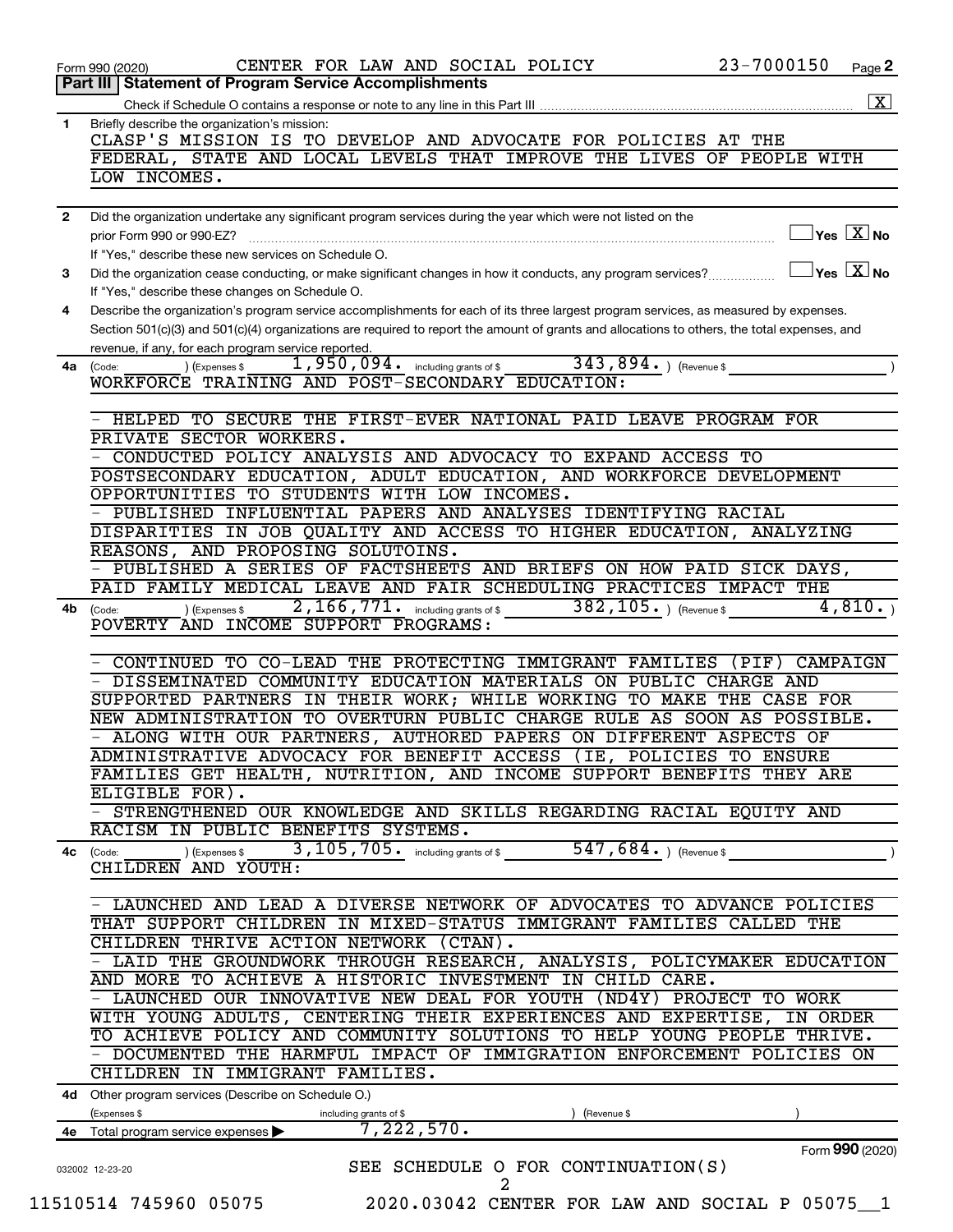Form 990 (2020) CENTER FOR LAW AND SOCIAL POLICY 23-7000150

## Part III | Statement of Program Service Accomplishments

Check if Schedule O contains a response or note to any line in this Part III [X]

**1** Briefly describe the organization's mission:

CLASP'S MISSION IS TO DEVELOP AND ADVOCATE FOR POLICIES AT THE FEDERAL, STATE AND LOCAL LEVELS THAT IMPROVE THE LIVES OF PEOPLE WITH LOW INCOMES.

**2** Did the organization undertake any significant program services during the year which were not listed on the prior Form 990 or 990-EZ? [ ] Yes [X] No

If "Yes," describe these new services on Schedule O.

**3** Did the organization cease conducting, or make significant changes in how it conducts, any program services? [ ] Yes [X] No

If "Yes," describe these changes on Schedule O.

**4** Describe the organization's program service accomplishments for each of its three largest program services, as measured by expenses. Section 501(c)(3) and 501(c)(4) organizations are required to report the amount of grants and allocations to others, the total expenses, and revenue, if any, for each program service reported.

**4a** (Code: ) (Expenses $ 1,950,094. including grants of $ 343,894. ) (Revenue $ )

WORKFORCE TRAINING AND POST-SECONDARY EDUCATION:

- HELPED TO SECURE THE FIRST-EVER NATIONAL PAID LEAVE PROGRAM FOR PRIVATE SECTOR WORKERS.
- CONDUCTED POLICY ANALYSIS AND ADVOCACY TO EXPAND ACCESS TO POSTSECONDARY EDUCATION, ADULT EDUCATION, AND WORKFORCE DEVELOPMENT OPPORTUNITIES TO STUDENTS WITH LOW INCOMES.
- PUBLISHED INFLUENTIAL PAPERS AND ANALYSES IDENTIFYING RACIAL DISPARITIES IN JOB QUALITY AND ACCESS TO HIGHER EDUCATION, ANALYZING REASONS, AND PROPOSING SOLUTOINS.
- PUBLISHED A SERIES OF FACTSHEETS AND BRIEFS ON HOW PAID SICK DAYS, PAID FAMILY MEDICAL LEAVE AND FAIR SCHEDULING PRACTICES IMPACT THE

**4b** (Code: ) (Expenses $ 2,166,771. including grants of $ 382,105. ) (Revenue $ 4,810. )

POVERTY AND INCOME SUPPORT PROGRAMS:

- CONTINUED TO CO-LEAD THE PROTECTING IMMIGRANT FAMILIES (PIF) CAMPAIGN
- DISSEMINATED COMMUNITY EDUCATION MATERIALS ON PUBLIC CHARGE AND SUPPORTED PARTNERS IN THEIR WORK; WHILE WORKING TO MAKE THE CASE FOR NEW ADMINISTRATION TO OVERTURN PUBLIC CHARGE RULE AS SOON AS POSSIBLE.
- ALONG WITH OUR PARTNERS, AUTHORED PAPERS ON DIFFERENT ASPECTS OF ADMINISTRATIVE ADVOCACY FOR BENEFIT ACCESS (IE, POLICIES TO ENSURE FAMILIES GET HEALTH, NUTRITION, AND INCOME SUPPORT BENEFITS THEY ARE ELIGIBLE FOR).
- STRENGTHENED OUR KNOWLEDGE AND SKILLS REGARDING RACIAL EQUITY AND RACISM IN PUBLIC BENEFITS SYSTEMS.

**4c** (Code: ) (Expenses $ 3,105,705. including grants of $ 547,684. ) (Revenue $ )

CHILDREN AND YOUTH:

- LAUNCHED AND LEAD A DIVERSE NETWORK OF ADVOCATES TO ADVANCE POLICIES THAT SUPPORT CHILDREN IN MIXED-STATUS IMMIGRANT FAMILIES CALLED THE CHILDREN THRIVE ACTION NETWORK (CTAN).
- LAID THE GROUNDWORK THROUGH RESEARCH, ANALYSIS, POLICYMAKER EDUCATION AND MORE TO ACHIEVE A HISTORIC INVESTMENT IN CHILD CARE.
- LAUNCHED OUR INNOVATIVE NEW DEAL FOR YOUTH (ND4Y) PROJECT TO WORK WITH YOUNG ADULTS, CENTERING THEIR EXPERIENCES AND EXPERTISE, IN ORDER TO ACHIEVE POLICY AND COMMUNITY SOLUTIONS TO HELP YOUNG PEOPLE THRIVE.
- DOCUMENTED THE HARMFUL IMPACT OF IMMIGRATION ENFORCEMENT POLICIES ON CHILDREN IN IMMIGRANT FAMILIES.

**4d** Other program services (Describe on Schedule O.)

(Expenses $ including grants of $ ) (Revenue $ )

**4e** Total program service expenses ▶ 7,222,570.

Form **990** (2020)

SEE SCHEDULE O FOR CONTINUATION(S)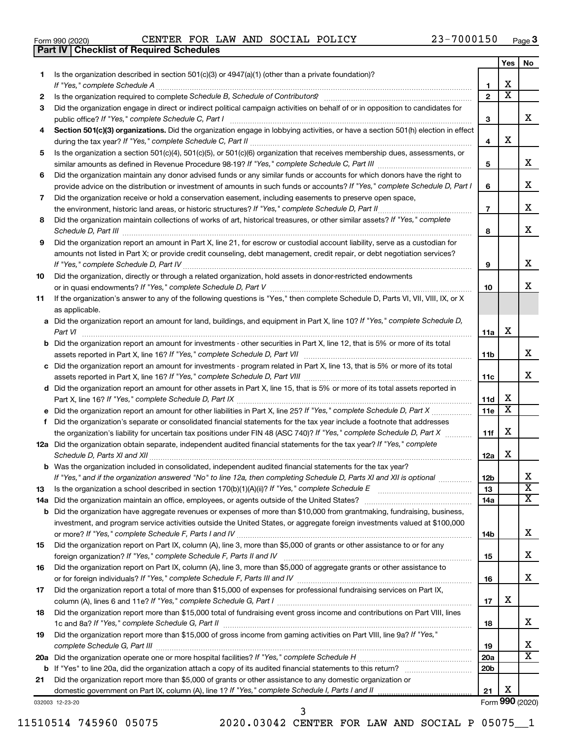Form 990 (2020) CENTER FOR LAW AND SOCIAL POLICY 23-7000150 Page 3

**Part IV | Checklist of Required Schedules**

| | | | Yes | No |
|---|---|---|---|---|
| 1 | Is the organization described in section 501(c)(3) or 4947(a)(1) (other than a private foundation)? *If "Yes," complete Schedule A* | 1 | X | |
| 2 | Is the organization required to complete *Schedule B, Schedule of Contributors*? | 2 | X | |
| 3 | Did the organization engage in direct or indirect political campaign activities on behalf of or in opposition to candidates for public office? *If "Yes," complete Schedule C, Part I* | 3 | | X |
| 4 | **Section 501(c)(3) organizations.** Did the organization engage in lobbying activities, or have a section 501(h) election in effect during the tax year? *If "Yes," complete Schedule C, Part II* | 4 | X | |
| 5 | Is the organization a section 501(c)(4), 501(c)(5), or 501(c)(6) organization that receives membership dues, assessments, or similar amounts as defined in Revenue Procedure 98-19? *If "Yes," complete Schedule C, Part III* | 5 | | X |
| 6 | Did the organization maintain any donor advised funds or any similar funds or accounts for which donors have the right to provide advice on the distribution or investment of amounts in such funds or accounts? *If "Yes," complete Schedule D, Part I* | 6 | | X |
| 7 | Did the organization receive or hold a conservation easement, including easements to preserve open space, the environment, historic land areas, or historic structures? *If "Yes," complete Schedule D, Part II* | 7 | | X |
| 8 | Did the organization maintain collections of works of art, historical treasures, or other similar assets? *If "Yes," complete Schedule D, Part III* | 8 | | X |
| 9 | Did the organization report an amount in Part X, line 21, for escrow or custodial account liability, serve as a custodian for amounts not listed in Part X; or provide credit counseling, debt management, credit repair, or debt negotiation services? *If "Yes," complete Schedule D, Part IV* | 9 | | X |
| 10 | Did the organization, directly or through a related organization, hold assets in donor-restricted endowments or in quasi endowments? *If "Yes," complete Schedule D, Part V* | 10 | | X |
| 11 | If the organization's answer to any of the following questions is "Yes," then complete Schedule D, Parts VI, VII, VIII, IX, or X as applicable. | | | |
| a | Did the organization report an amount for land, buildings, and equipment in Part X, line 10? *If "Yes," complete Schedule D, Part VI* | 11a | X | |
| b | Did the organization report an amount for investments - other securities in Part X, line 12, that is 5% or more of its total assets reported in Part X, line 16? *If "Yes," complete Schedule D, Part VII* | 11b | | X |
| c | Did the organization report an amount for investments - program related in Part X, line 13, that is 5% or more of its total assets reported in Part X, line 16? *If "Yes," complete Schedule D, Part VIII* | 11c | | X |
| d | Did the organization report an amount for other assets in Part X, line 15, that is 5% or more of its total assets reported in Part X, line 16? *If "Yes," complete Schedule D, Part IX* | 11d | X | |
| e | Did the organization report an amount for other liabilities in Part X, line 25? *If "Yes," complete Schedule D, Part X* | 11e | X | |
| f | Did the organization's separate or consolidated financial statements for the tax year include a footnote that addresses the organization's liability for uncertain tax positions under FIN 48 (ASC 740)? *If "Yes," complete Schedule D, Part X* | 11f | X | |
| 12a | Did the organization obtain separate, independent audited financial statements for the tax year? *If "Yes," complete Schedule D, Parts XI and XII* | 12a | X | |
| b | Was the organization included in consolidated, independent audited financial statements for the tax year? *If "Yes," and if the organization answered "No" to line 12a, then completing Schedule D, Parts XI and XII is optional* | 12b | | X |
| 13 | Is the organization a school described in section 170(b)(1)(A)(ii)? *If "Yes," complete Schedule E* | 13 | | X |
| 14a | Did the organization maintain an office, employees, or agents outside of the United States? | 14a | | X |
| b | Did the organization have aggregate revenues or expenses of more than $10,000 from grantmaking, fundraising, business, investment, and program service activities outside the United States, or aggregate foreign investments valued at $100,000 or more? *If "Yes," complete Schedule F, Parts I and IV* | 14b | | X |
| 15 | Did the organization report on Part IX, column (A), line 3, more than $5,000 of grants or other assistance to or for any foreign organization? *If "Yes," complete Schedule F, Parts II and IV* | 15 | | X |
| 16 | Did the organization report on Part IX, column (A), line 3, more than $5,000 of aggregate grants or other assistance to or for foreign individuals? *If "Yes," complete Schedule F, Parts III and IV* | 16 | | X |
| 17 | Did the organization report a total of more than $15,000 of expenses for professional fundraising services on Part IX, column (A), lines 6 and 11e? *If "Yes," complete Schedule G, Part I* | 17 | X | |
| 18 | Did the organization report more than $15,000 total of fundraising event gross income and contributions on Part VIII, lines 1c and 8a? *If "Yes," complete Schedule G, Part II* | 18 | | X |
| 19 | Did the organization report more than $15,000 of gross income from gaming activities on Part VIII, line 9a? *If "Yes," complete Schedule G, Part III* | 19 | | X |
| 20a | Did the organization operate one or more hospital facilities? *If "Yes," complete Schedule H* | 20a | | X |
| b | If "Yes" to line 20a, did the organization attach a copy of its audited financial statements to this return? | 20b | | |
| 21 | Did the organization report more than $5,000 of grants or other assistance to any domestic organization or domestic government on Part IX, column (A), line 1? *If "Yes," complete Schedule I, Parts I and II* | 21 | X | |

032003 12-23-20 Form **990** (2020)

11510514 745960 05075 2020.03042 CENTER FOR LAW AND SOCIAL P 05075__1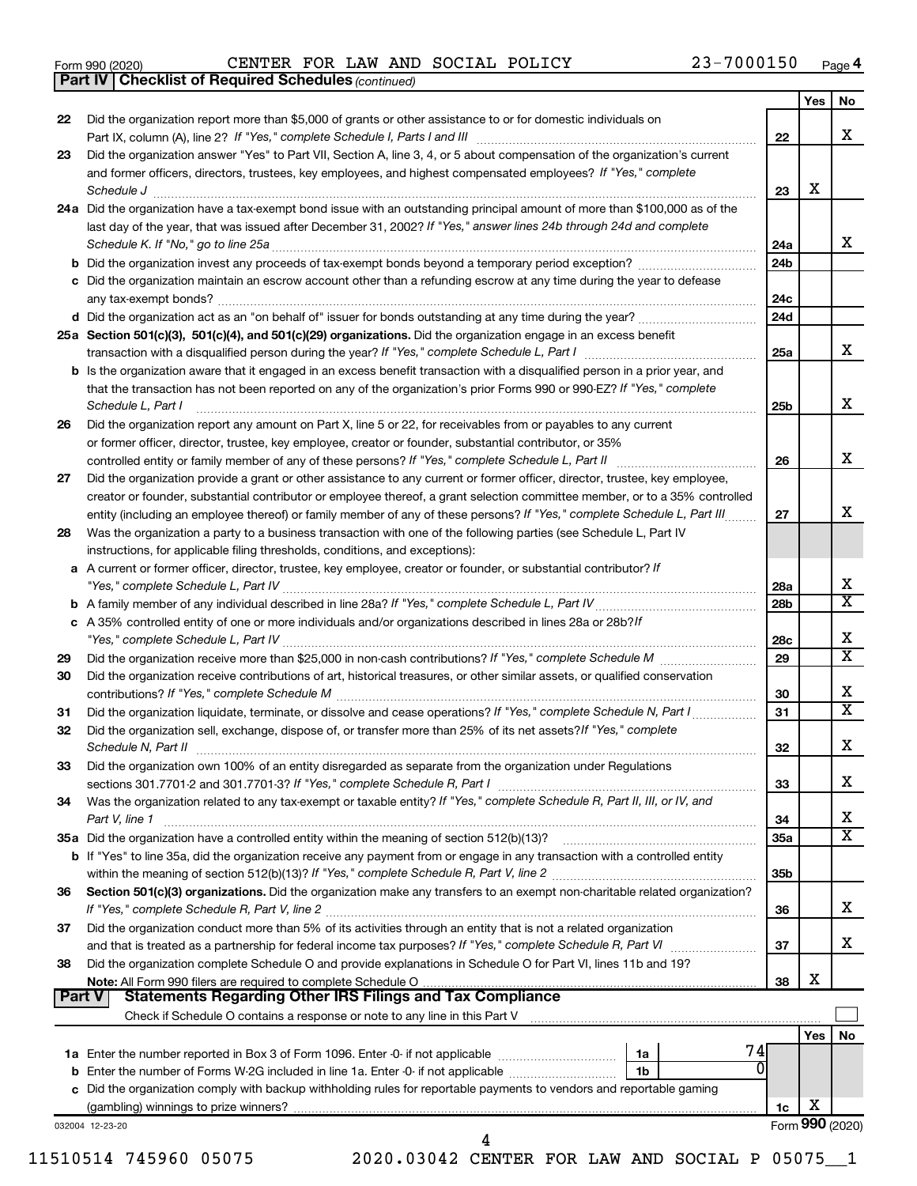Form 990 (2020) CENTER FOR LAW AND SOCIAL POLICY 23-7000150 Page 4

**Part IV | Checklist of Required Schedules** *(continued)*

| | | | Yes | No |
|---|---|---|---|---|
| 22 | Did the organization report more than $5,000 of grants or other assistance to or for domestic individuals on Part IX, column (A), line 2? *If "Yes," complete Schedule I, Parts I and III* | 22 | | X |
| 23 | Did the organization answer "Yes" to Part VII, Section A, line 3, 4, or 5 about compensation of the organization's current and former officers, directors, trustees, key employees, and highest compensated employees? *If "Yes," complete Schedule J* | 23 | X | |
| 24a | Did the organization have a tax-exempt bond issue with an outstanding principal amount of more than $100,000 as of the last day of the year, that was issued after December 31, 2002? *If "Yes," answer lines 24b through 24d and complete Schedule K. If "No," go to line 25a* | 24a | | X |
| b | Did the organization invest any proceeds of tax-exempt bonds beyond a temporary period exception? | 24b | | |
| c | Did the organization maintain an escrow account other than a refunding escrow at any time during the year to defease any tax-exempt bonds? | 24c | | |
| d | Did the organization act as an "on behalf of" issuer for bonds outstanding at any time during the year? | 24d | | |
| 25a | **Section 501(c)(3), 501(c)(4), and 501(c)(29) organizations.** Did the organization engage in an excess benefit transaction with a disqualified person during the year? *If "Yes," complete Schedule L, Part I* | 25a | | X |
| b | Is the organization aware that it engaged in an excess benefit transaction with a disqualified person in a prior year, and that the transaction has not been reported on any of the organization's prior Forms 990 or 990-EZ? *If "Yes," complete Schedule L, Part I* | 25b | | X |
| 26 | Did the organization report any amount on Part X, line 5 or 22, for receivables from or payables to any current or former officer, director, trustee, key employee, creator or founder, substantial contributor, or 35% controlled entity or family member of any of these persons? *If "Yes," complete Schedule L, Part II* | 26 | | X |
| 27 | Did the organization provide a grant or other assistance to any current or former officer, director, trustee, key employee, creator or founder, substantial contributor or employee thereof, a grant selection committee member, or to a 35% controlled entity (including an employee thereof) or family member of any of these persons? *If "Yes," complete Schedule L, Part III* | 27 | | X |
| 28 | Was the organization a party to a business transaction with one of the following parties (see Schedule L, Part IV instructions, for applicable filing thresholds, conditions, and exceptions): | | | |
| a | A current or former officer, director, trustee, key employee, creator or founder, or substantial contributor? *If "Yes," complete Schedule L, Part IV* | 28a | | X |
| b | A family member of any individual described in line 28a? *If "Yes," complete Schedule L, Part IV* | 28b | | X |
| c | A 35% controlled entity of one or more individuals and/or organizations described in lines 28a or 28b? *If "Yes," complete Schedule L, Part IV* | 28c | | X |
| 29 | Did the organization receive more than $25,000 in non-cash contributions? *If "Yes," complete Schedule M* | 29 | | X |
| 30 | Did the organization receive contributions of art, historical treasures, or other similar assets, or qualified conservation contributions? *If "Yes," complete Schedule M* | 30 | | X |
| 31 | Did the organization liquidate, terminate, or dissolve and cease operations? *If "Yes," complete Schedule N, Part I* | 31 | | X |
| 32 | Did the organization sell, exchange, dispose of, or transfer more than 25% of its net assets? *If "Yes," complete Schedule N, Part II* | 32 | | X |
| 33 | Did the organization own 100% of an entity disregarded as separate from the organization under Regulations sections 301.7701-2 and 301.7701-3? *If "Yes," complete Schedule R, Part I* | 33 | | X |
| 34 | Was the organization related to any tax-exempt or taxable entity? *If "Yes," complete Schedule R, Part II, III, or IV, and Part V, line 1* | 34 | | X |
| 35a | Did the organization have a controlled entity within the meaning of section 512(b)(13)? | 35a | | X |
| b | If "Yes" to line 35a, did the organization receive any payment from or engage in any transaction with a controlled entity within the meaning of section 512(b)(13)? *If "Yes," complete Schedule R, Part V, line 2* | 35b | | |
| 36 | **Section 501(c)(3) organizations.** Did the organization make any transfers to an exempt non-charitable related organization? *If "Yes," complete Schedule R, Part V, line 2* | 36 | | X |
| 37 | Did the organization conduct more than 5% of its activities through an entity that is not a related organization and that is treated as a partnership for federal income tax purposes? *If "Yes," complete Schedule R, Part VI* | 37 | | X |
| 38 | Did the organization complete Schedule O and provide explanations in Schedule O for Part VI, lines 11b and 19? **Note:** All Form 990 filers are required to complete Schedule O | 38 | X | |

**Part V | Statements Regarding Other IRS Filings and Tax Compliance**

Check if Schedule O contains a response or note to any line in this Part V ☐

| | | | | | Yes | No |
|---|---|---|---|---|---|---|
| 1a | Enter the number reported in Box 3 of Form 1096. Enter -0- if not applicable | 1a | 74 | | | |
| b | Enter the number of Forms W-2G included in line 1a. Enter -0- if not applicable | 1b | 0 | | | |
| c | Did the organization comply with backup withholding rules for reportable payments to vendors and reportable gaming (gambling) winnings to prize winners? | | | 1c | X | |

032004 12-23-20 Form **990** (2020)

11510514 745960 05075 2020.03042 CENTER FOR LAW AND SOCIAL P 05075__1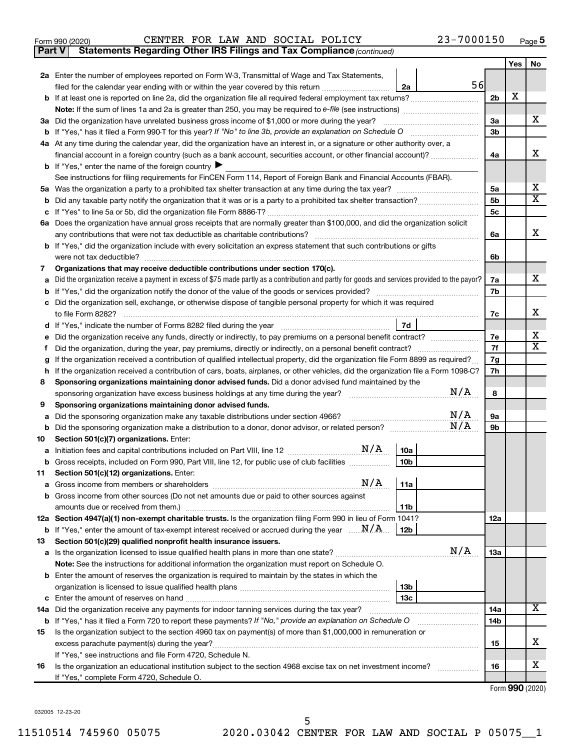Form 990 (2020) CENTER FOR LAW AND SOCIAL POLICY 23-7000150 Page **5**

**Part V | Statements Regarding Other IRS Filings and Tax Compliance** *(continued)*

| | | | | | Yes | No |
|---|---|---|---|---|---|---|
| **2a** | Enter the number of employees reported on Form W-3, Transmittal of Wage and Tax Statements, filed for the calendar year ending with or within the year covered by this return | 2a | 56 | | | |
| **b** | If at least one is reported on line 2a, did the organization file all required federal employment tax returns? | | | 2b | X | |
| | **Note:** If the sum of lines 1a and 2a is greater than 250, you may be required to *e-file* (see instructions) | | | | | |
| **3a** | Did the organization have unrelated business gross income of $1,000 or more during the year? | | | 3a | | X |
| **b** | If "Yes," has it filed a Form 990-T for this year? *If "No" to line 3b, provide an explanation on Schedule O* | | | 3b | | |
| **4a** | At any time during the calendar year, did the organization have an interest in, or a signature or other authority over, a financial account in a foreign country (such as a bank account, securities account, or other financial account)? | | | 4a | | X |
| **b** | If "Yes," enter the name of the foreign country ▶ | | | | | |
| | See instructions for filing requirements for FinCEN Form 114, Report of Foreign Bank and Financial Accounts (FBAR). | | | | | |
| **5a** | Was the organization a party to a prohibited tax shelter transaction at any time during the tax year? | | | 5a | | X |
| **b** | Did any taxable party notify the organization that it was or is a party to a prohibited tax shelter transaction? | | | 5b | | X |
| **c** | If "Yes" to line 5a or 5b, did the organization file Form 8886-T? | | | 5c | | |
| **6a** | Does the organization have annual gross receipts that are normally greater than $100,000, and did the organization solicit any contributions that were not tax deductible as charitable contributions? | | | 6a | | X |
| **b** | If "Yes," did the organization include with every solicitation an express statement that such contributions or gifts were not tax deductible? | | | 6b | | |
| **7** | **Organizations that may receive deductible contributions under section 170(c).** | | | | | |
| **a** | Did the organization receive a payment in excess of $75 made partly as a contribution and partly for goods and services provided to the payor? | | | 7a | | X |
| **b** | If "Yes," did the organization notify the donor of the value of the goods or services provided? | | | 7b | | |
| **c** | Did the organization sell, exchange, or otherwise dispose of tangible personal property for which it was required to file Form 8282? | | | 7c | | X |
| **d** | If "Yes," indicate the number of Forms 8282 filed during the year | 7d | | | | |
| **e** | Did the organization receive any funds, directly or indirectly, to pay premiums on a personal benefit contract? | | | 7e | | X |
| **f** | Did the organization, during the year, pay premiums, directly or indirectly, on a personal benefit contract? | | | 7f | | X |
| **g** | If the organization received a contribution of qualified intellectual property, did the organization file Form 8899 as required? | | | 7g | | |
| **h** | If the organization received a contribution of cars, boats, airplanes, or other vehicles, did the organization file a Form 1098-C? | | | 7h | | |
| **8** | **Sponsoring organizations maintaining donor advised funds.** Did a donor advised fund maintained by the sponsoring organization have excess business holdings at any time during the year? N/A | | | 8 | | |
| **9** | **Sponsoring organizations maintaining donor advised funds.** | | | | | |
| **a** | Did the sponsoring organization make any taxable distributions under section 4966? N/A | | | 9a | | |
| **b** | Did the sponsoring organization make a distribution to a donor, donor advisor, or related person? N/A | | | 9b | | |
| **10** | **Section 501(c)(7) organizations.** Enter: | | | | | |
| **a** | Initiation fees and capital contributions included on Part VIII, line 12 N/A | 10a | | | | |
| **b** | Gross receipts, included on Form 990, Part VIII, line 12, for public use of club facilities | 10b | | | | |
| **11** | **Section 501(c)(12) organizations.** Enter: | | | | | |
| **a** | Gross income from members or shareholders N/A | 11a | | | | |
| **b** | Gross income from other sources (Do not net amounts due or paid to other sources against amounts due or received from them.) | 11b | | | | |
| **12a** | **Section 4947(a)(1) non-exempt charitable trusts.** Is the organization filing Form 990 in lieu of Form 1041? | | | 12a | | |
| **b** | If "Yes," enter the amount of tax-exempt interest received or accrued during the year N/A | 12b | | | | |
| **13** | **Section 501(c)(29) qualified nonprofit health insurance issuers.** | | | | | |
| **a** | Is the organization licensed to issue qualified health plans in more than one state? N/A | | | 13a | | |
| | **Note:** See the instructions for additional information the organization must report on Schedule O. | | | | | |
| **b** | Enter the amount of reserves the organization is required to maintain by the states in which the organization is licensed to issue qualified health plans | 13b | | | | |
| **c** | Enter the amount of reserves on hand | 13c | | | | |
| **14a** | Did the organization receive any payments for indoor tanning services during the tax year? | | | 14a | | X |
| **b** | If "Yes," has it filed a Form 720 to report these payments? *If "No," provide an explanation on Schedule O* | | | 14b | | |
| **15** | Is the organization subject to the section 4960 tax on payment(s) of more than $1,000,000 in remuneration or excess parachute payment(s) during the year? | | | 15 | | X |
| | If "Yes," see instructions and file Form 4720, Schedule N. | | | | | |
| **16** | Is the organization an educational institution subject to the section 4968 excise tax on net investment income? | | | 16 | | X |
| | If "Yes," complete Form 4720, Schedule O. | | | | | |

Form **990** (2020)

032005 12-23-20

11510514 745960 05075 2020.03042 CENTER FOR LAW AND SOCIAL P 05075__1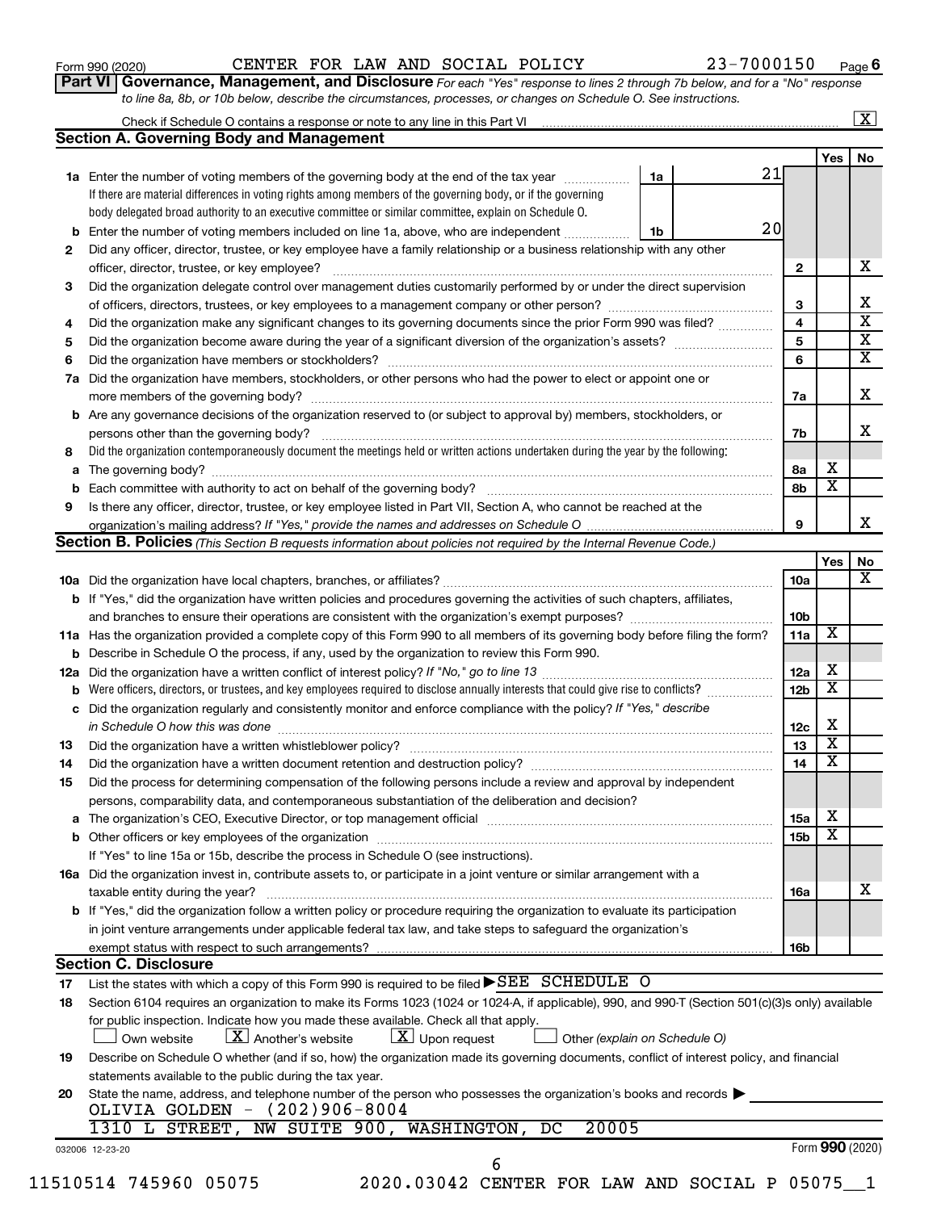Form 990 (2020) CENTER FOR LAW AND SOCIAL POLICY 23-7000150 Page 6

**Part VI Governance, Management, and Disclosure** *For each "Yes" response to lines 2 through 7b below, and for a "No" response to line 8a, 8b, or 10b below, describe the circumstances, processes, or changes on Schedule O. See instructions.*

Check if Schedule O contains a response or note to any line in this Part VI ... [X]

**Section A. Governing Body and Management**

| | | | | Yes | No |
|---|---|---|---|---|---|
| **1a** | Enter the number of voting members of the governing body at the end of the tax year ... **1a** 21. If there are material differences in voting rights among members of the governing body, or if the governing body delegated broad authority to an executive committee or similar committee, explain on Schedule O. | | | | |
| **b** | Enter the number of voting members included on line 1a, above, who are independent ... **1b** 20 | | | | |
| **2** | Did any officer, director, trustee, or key employee have a family relationship or a business relationship with any other officer, director, trustee, or key employee? | **2** | | | X |
| **3** | Did the organization delegate control over management duties customarily performed by or under the direct supervision of officers, directors, trustees, or key employees to a management company or other person? | **3** | | | X |
| **4** | Did the organization make any significant changes to its governing documents since the prior Form 990 was filed? | **4** | | | X |
| **5** | Did the organization become aware during the year of a significant diversion of the organization's assets? | **5** | | | X |
| **6** | Did the organization have members or stockholders? | **6** | | | X |
| **7a** | Did the organization have members, stockholders, or other persons who had the power to elect or appoint one or more members of the governing body? | **7a** | | | X |
| **b** | Are any governance decisions of the organization reserved to (or subject to approval by) members, stockholders, or persons other than the governing body? | **7b** | | | X |
| **8** | Did the organization contemporaneously document the meetings held or written actions undertaken during the year by the following: | | | | |
| **a** | The governing body? | **8a** | | X | |
| **b** | Each committee with authority to act on behalf of the governing body? | **8b** | | X | |
| **9** | Is there any officer, director, trustee, or key employee listed in Part VII, Section A, who cannot be reached at the organization's mailing address? *If "Yes," provide the names and addresses on Schedule O* | **9** | | | X |

**Section B. Policies** *(This Section B requests information about policies not required by the Internal Revenue Code.)*

| | | | Yes | No |
|---|---|---|---|---|
| **10a** | Did the organization have local chapters, branches, or affiliates? | **10a** | | X |
| **b** | If "Yes," did the organization have written policies and procedures governing the activities of such chapters, affiliates, and branches to ensure their operations are consistent with the organization's exempt purposes? | **10b** | | |
| **11a** | Has the organization provided a complete copy of this Form 990 to all members of its governing body before filing the form? | **11a** | X | |
| **b** | Describe in Schedule O the process, if any, used by the organization to review this Form 990. | | | |
| **12a** | Did the organization have a written conflict of interest policy? *If "No," go to line 13* | **12a** | X | |
| **b** | Were officers, directors, or trustees, and key employees required to disclose annually interests that could give rise to conflicts? | **12b** | X | |
| **c** | Did the organization regularly and consistently monitor and enforce compliance with the policy? *If "Yes," describe in Schedule O how this was done* | **12c** | X | |
| **13** | Did the organization have a written whistleblower policy? | **13** | X | |
| **14** | Did the organization have a written document retention and destruction policy? | **14** | X | |
| **15** | Did the process for determining compensation of the following persons include a review and approval by independent persons, comparability data, and contemporaneous substantiation of the deliberation and decision? | | | |
| **a** | The organization's CEO, Executive Director, or top management official | **15a** | X | |
| **b** | Other officers or key employees of the organization | **15b** | X | |
| | If "Yes" to line 15a or 15b, describe the process in Schedule O (see instructions). | | | |
| **16a** | Did the organization invest in, contribute assets to, or participate in a joint venture or similar arrangement with a taxable entity during the year? | **16a** | | X |
| **b** | If "Yes," did the organization follow a written policy or procedure requiring the organization to evaluate its participation in joint venture arrangements under applicable federal tax law, and take steps to safeguard the organization's exempt status with respect to such arrangements? | **16b** | | |

**Section C. Disclosure**

**17** List the states with which a copy of this Form 990 is required to be filed ▶SEE SCHEDULE O

**18** Section 6104 requires an organization to make its Forms 1023 (1024 or 1024-A, if applicable), 990, and 990-T (Section 501(c)(3)s only) available for public inspection. Indicate how you made these available. Check all that apply.

[ ] Own website [X] Another's website [X] Upon request [ ] Other *(explain on Schedule O)*

**19** Describe on Schedule O whether (and if so, how) the organization made its governing documents, conflict of interest policy, and financial statements available to the public during the tax year.

**20** State the name, address, and telephone number of the person who possesses the organization's books and records ▶

OLIVIA GOLDEN - (202)906-8004

1310 L STREET, NW SUITE 900, WASHINGTON, DC 20005

032006 12-23-20 Form **990** (2020)

11510514 745960 05075 2020.03042 CENTER FOR LAW AND SOCIAL P 05075__1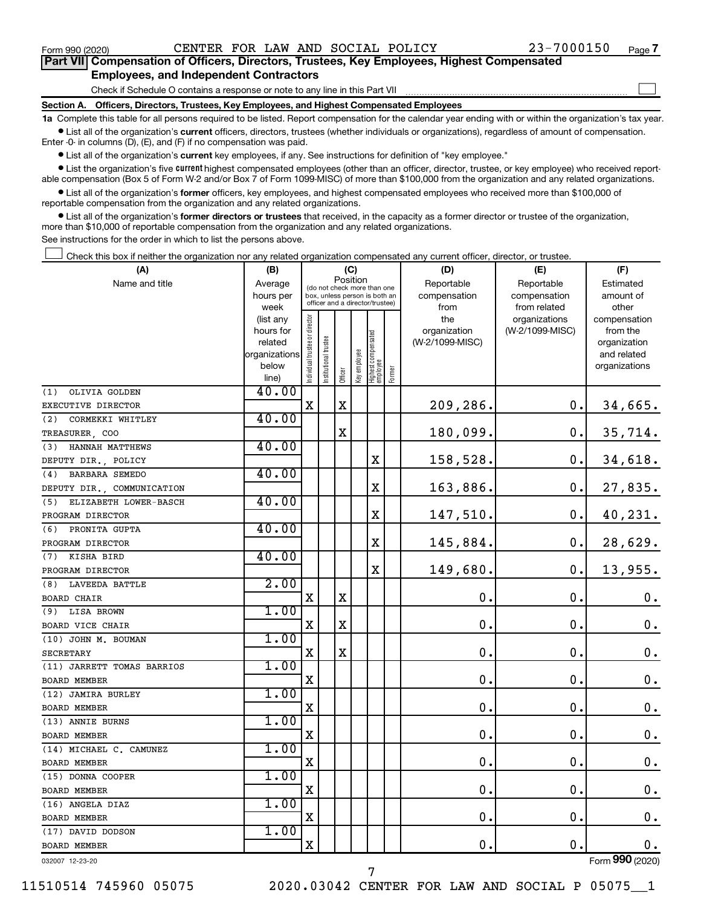Form 990 (2020) CENTER FOR LAW AND SOCIAL POLICY 23-7000150 Page 7

**Part VII Compensation of Officers, Directors, Trustees, Key Employees, Highest Compensated Employees, and Independent Contractors**

Check if Schedule O contains a response or note to any line in this Part VII

**Section A. Officers, Directors, Trustees, Key Employees, and Highest Compensated Employees**

**1a** Complete this table for all persons required to be listed. Report compensation for the calendar year ending with or within the organization's tax year.

- List all of the organization's **current** officers, directors, trustees (whether individuals or organizations), regardless of amount of compensation. Enter -0- in columns (D), (E), and (F) if no compensation was paid.
- List all of the organization's **current** key employees, if any. See instructions for definition of "key employee."
- List the organization's five **current** highest compensated employees (other than an officer, director, trustee, or key employee) who received reportable compensation (Box 5 of Form W-2 and/or Box 7 of Form 1099-MISC) of more than $100,000 from the organization and any related organizations.
- List all of the organization's **former** officers, key employees, and highest compensated employees who received more than $100,000 of reportable compensation from the organization and any related organizations.
- List all of the organization's **former directors or trustees** that received, in the capacity as a former director or trustee of the organization, more than $10,000 of reportable compensation from the organization and any related organizations.

See instructions for the order in which to list the persons above.

Check this box if neither the organization nor any related organization compensated any current officer, director, or trustee.

| (A) Name and title | (B) Average hours per week (list any hours for related organizations below line) | (C) Position: Individual trustee or director | Institutional trustee | Officer | Key employee | Highest compensated employee | Former | (D) Reportable compensation from the organization (W-2/1099-MISC) | (E) Reportable compensation from related organizations (W-2/1099-MISC) | (F) Estimated amount of other compensation from the organization and related organizations |
|---|---|---|---|---|---|---|---|---|---|---|
| (1) OLIVIA GOLDEN<br>EXECUTIVE DIRECTOR | 40.00 | X | | X | | | | 209,286. | 0. | 34,665. |
| (2) CORMEKKI WHITLEY<br>TREASURER, COO | 40.00 | | | X | | | | 180,099. | 0. | 35,714. |
| (3) HANNAH MATTHEWS<br>DEPUTY DIR., POLICY | 40.00 | | | | | X | | 158,528. | 0. | 34,618. |
| (4) BARBARA SEMEDO<br>DEPUTY DIR., COMMUNICATION | 40.00 | | | | | X | | 163,886. | 0. | 27,835. |
| (5) ELIZABETH LOWER-BASCH<br>PROGRAM DIRECTOR | 40.00 | | | | | X | | 147,510. | 0. | 40,231. |
| (6) PRONITA GUPTA<br>PROGRAM DIRECTOR | 40.00 | | | | | X | | 145,884. | 0. | 28,629. |
| (7) KISHA BIRD<br>PROGRAM DIRECTOR | 40.00 | | | | | X | | 149,680. | 0. | 13,955. |
| (8) LAVEEDA BATTLE<br>BOARD CHAIR | 2.00 | X | | X | | | | 0. | 0. | 0. |
| (9) LISA BROWN<br>BOARD VICE CHAIR | 1.00 | X | | X | | | | 0. | 0. | 0. |
| (10) JOHN M. BOUMAN<br>SECRETARY | 1.00 | X | | X | | | | 0. | 0. | 0. |
| (11) JARRETT TOMAS BARRIOS<br>BOARD MEMBER | 1.00 | X | | | | | | 0. | 0. | 0. |
| (12) JAMIRA BURLEY<br>BOARD MEMBER | 1.00 | X | | | | | | 0. | 0. | 0. |
| (13) ANNIE BURNS<br>BOARD MEMBER | 1.00 | X | | | | | | 0. | 0. | 0. |
| (14) MICHAEL C. CAMUNEZ<br>BOARD MEMBER | 1.00 | X | | | | | | 0. | 0. | 0. |
| (15) DONNA COOPER<br>BOARD MEMBER | 1.00 | X | | | | | | 0. | 0. | 0. |
| (16) ANGELA DIAZ<br>BOARD MEMBER | 1.00 | X | | | | | | 0. | 0. | 0. |
| (17) DAVID DODSON<br>BOARD MEMBER | 1.00 | X | | | | | | 0. | 0. | 0. |

032007 12-23-20 Form 990 (2020)

11510514 745960 05075 2020.03042 CENTER FOR LAW AND SOCIAL P 05075__1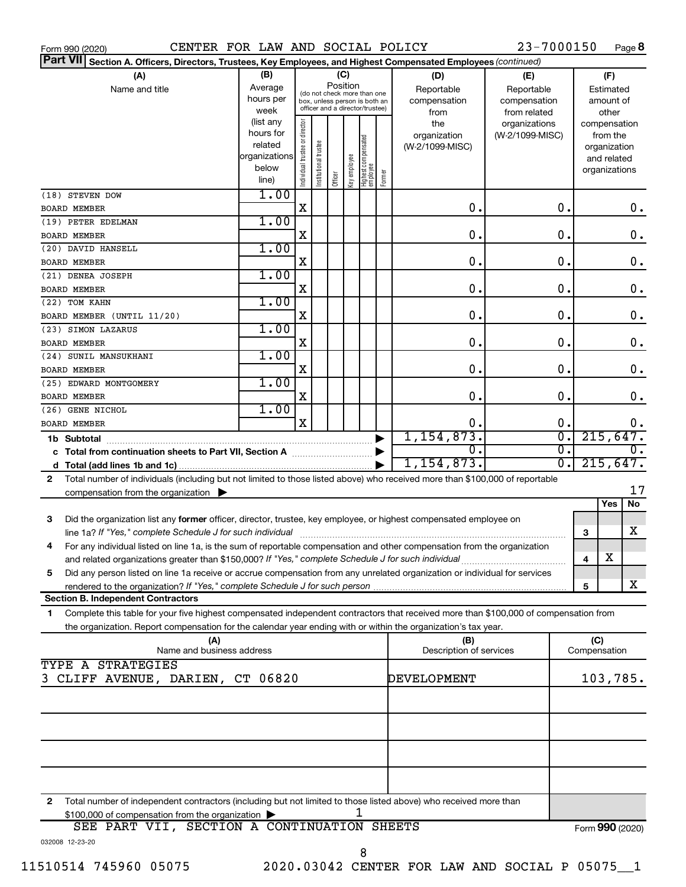Form 990 (2020) CENTER FOR LAW AND SOCIAL POLICY 23-7000150 Page **8**

**Part VII** **Section A. Officers, Directors, Trustees, Key Employees, and Highest Compensated Employees** *(continued)*

| (A) Name and title | (B) Average hours per week (list any hours for related organizations below line) | (C) Position: Individual trustee or director | Institutional trustee | Officer | Key employee | Highest compensated employee | Former | (D) Reportable compensation from the organization (W-2/1099-MISC) | (E) Reportable compensation from related organizations (W-2/1099-MISC) | (F) Estimated amount of other compensation from the organization and related organizations |
|---|---|---|---|---|---|---|---|---|---|---|
| (18) STEVEN DOW<br>BOARD MEMBER | 1.00 | X | | | | | | 0. | 0. | 0. |
| (19) PETER EDELMAN<br>BOARD MEMBER | 1.00 | X | | | | | | 0. | 0. | 0. |
| (20) DAVID HANSELL<br>BOARD MEMBER | 1.00 | X | | | | | | 0. | 0. | 0. |
| (21) DENEA JOSEPH<br>BOARD MEMBER | 1.00 | X | | | | | | 0. | 0. | 0. |
| (22) TOM KAHN<br>BOARD MEMBER (UNTIL 11/20) | 1.00 | X | | | | | | 0. | 0. | 0. |
| (23) SIMON LAZARUS<br>BOARD MEMBER | 1.00 | X | | | | | | 0. | 0. | 0. |
| (24) SUNIL MANSUKHANI<br>BOARD MEMBER | 1.00 | X | | | | | | 0. | 0. | 0. |
| (25) EDWARD MONTGOMERY<br>BOARD MEMBER | 1.00 | X | | | | | | 0. | 0. | 0. |
| (26) GENE NICHOL<br>BOARD MEMBER | 1.00 | X | | | | | | 0. | 0. | 0. |
| **1b Subtotal** | | | | | | | | 1,154,873. | 0. | 215,647. |
| **c Total from continuation sheets to Part VII, Section A** | | | | | | | | 0. | 0. | 0. |
| **d Total (add lines 1b and 1c)** | | | | | | | | 1,154,873. | 0. | 215,647. |

**2** Total number of individuals (including but not limited to those listed above) who received more than $100,000 of reportable compensation from the organization ▶ 17

| | | Yes | No |
|---|---|---|---|
| **3** Did the organization list any **former** officer, director, trustee, key employee, or highest compensated employee on line 1a? *If "Yes," complete Schedule J for such individual* | 3 | | X |
| **4** For any individual listed on line 1a, is the sum of reportable compensation and other compensation from the organization and related organizations greater than $150,000? *If "Yes," complete Schedule J for such individual* | 4 | X | |
| **5** Did any person listed on line 1a receive or accrue compensation from any unrelated organization or individual for services rendered to the organization? *If "Yes," complete Schedule J for such person* | 5 | | X |

**Section B. Independent Contractors**

**1** Complete this table for your five highest compensated independent contractors that received more than $100,000 of compensation from the organization. Report compensation for the calendar year ending with or within the organization's tax year.

| (A) Name and business address | (B) Description of services | (C) Compensation |
|---|---|---|
| TYPE A STRATEGIES<br>3 CLIFF AVENUE, DARIEN, CT 06820 | DEVELOPMENT | 103,785. |
| | | |
| | | |
| | | |
| | | |

**2** Total number of independent contractors (including but not limited to those listed above) who received more than $100,000 of compensation from the organization ▶ 1

SEE PART VII, SECTION A CONTINUATION SHEETS

Form **990** (2020)

032008 12-23-20

11510514 745960 05075 2020.03042 CENTER FOR LAW AND SOCIAL P 05075__1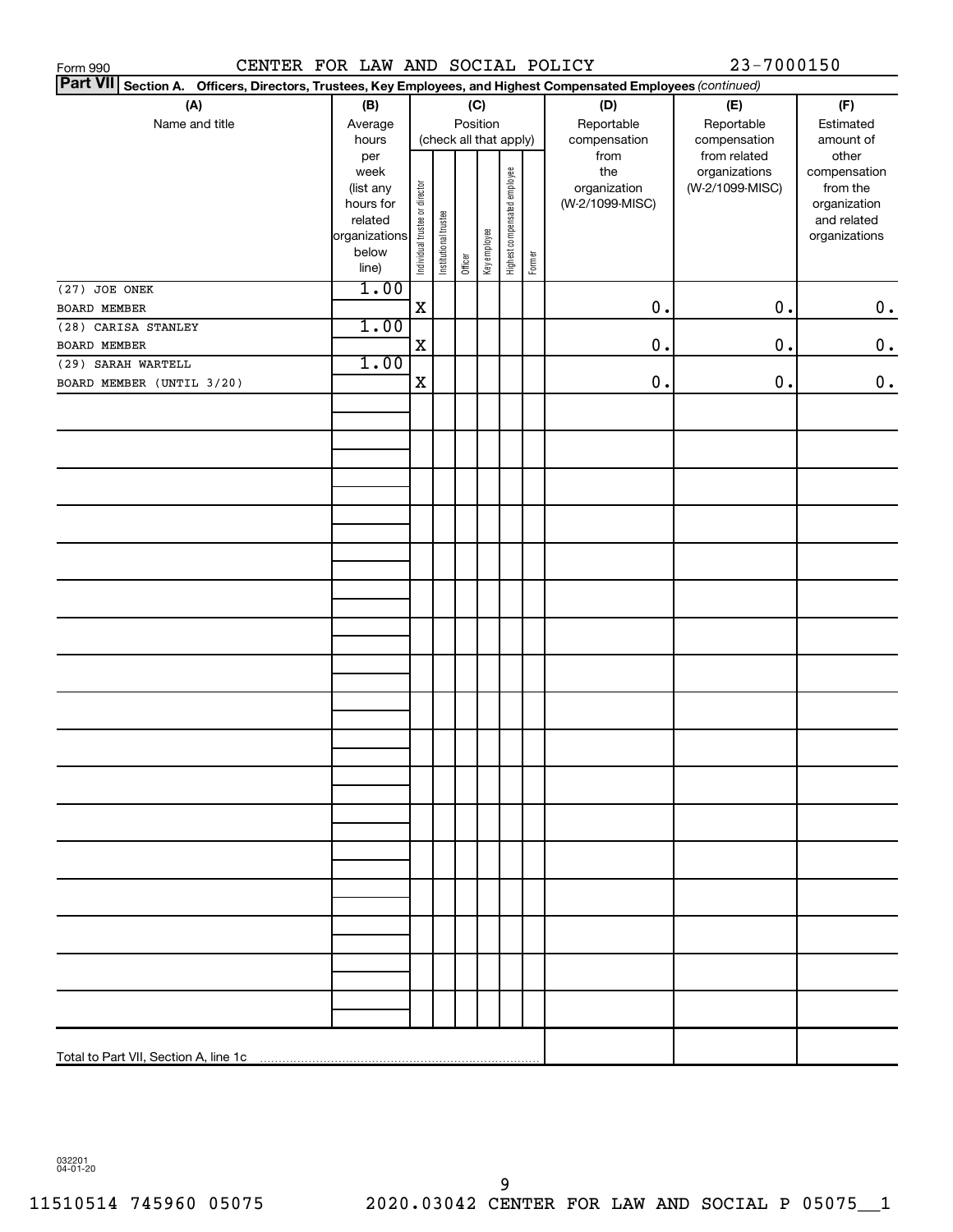Form 990 CENTER FOR LAW AND SOCIAL POLICY 23-7000150

**Part VII Section A. Officers, Directors, Trustees, Key Employees, and Highest Compensated Employees** *(continued)*

| (A) Name and title | (B) Average hours per week (list any hours for related organizations below line) | (C) Position (check all that apply): Individual trustee or director | Institutional trustee | Officer | Key employee | Highest compensated employee | Former | (D) Reportable compensation from the organization (W-2/1099-MISC) | (E) Reportable compensation from related organizations (W-2/1099-MISC) | (F) Estimated amount of other compensation from the organization and related organizations |
|---|---|---|---|---|---|---|---|---|---|---|
| (27) JOE ONEK<br>BOARD MEMBER | 1.00 | X | | | | | | 0. | 0. | 0. |
| (28) CARISA STANLEY<br>BOARD MEMBER | 1.00 | X | | | | | | 0. | 0. | 0. |
| (29) SARAH WARTELL<br>BOARD MEMBER (UNTIL 3/20) | 1.00 | X | | | | | | 0. | 0. | 0. |
| Total to Part VII, Section A, line 1c | | | | | | | | | | |

032201 04-01-20

11510514 745960 05075 2020.03042 CENTER FOR LAW AND SOCIAL P 05075__1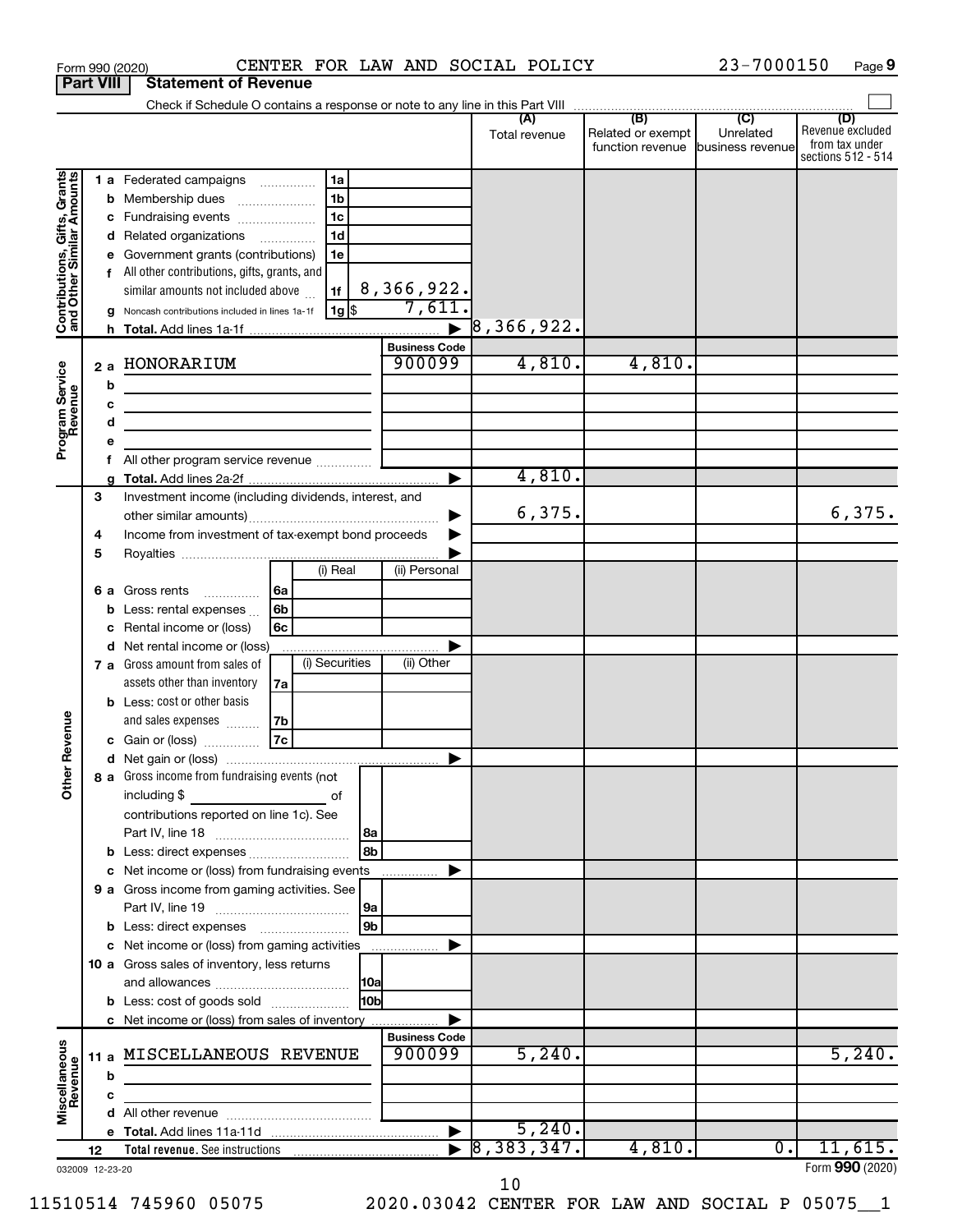Form 990 (2020) CENTER FOR LAW AND SOCIAL POLICY 23-7000150 Page 9

## Part VIII Statement of Revenue

Check if Schedule O contains a response or note to any line in this Part VIII

| | | | (A) Total revenue | (B) Related or exempt function revenue | (C) Unrelated business revenue | (D) Revenue excluded from tax under sections 512 - 514 |
|---|---|---|---|---|---|---|
| **Contributions, Gifts, Grants and Other Similar Amounts** | 1 a Federated campaigns | 1a | | | | |
| | b Membership dues | 1b | | | | |
| | c Fundraising events | 1c | | | | |
| | d Related organizations | 1d | | | | |
| | e Government grants (contributions) | 1e | | | | |
| | f All other contributions, gifts, grants, and similar amounts not included above | 1f 8,366,922. | | | | |
| | g Noncash contributions included in lines 1a-1f | 1g $ 7,611. | | | | |
| | h Total. Add lines 1a-1f | ▶ | 8,366,922. | | | |
| **Program Service Revenue** | | Business Code | | | | |
| | 2 a HONORARIUM | 900099 | 4,810. | 4,810. | | |
| | b | | | | | |
| | c | | | | | |
| | d | | | | | |
| | e | | | | | |
| | f All other program service revenue | | | | | |
| | g Total. Add lines 2a-2f | ▶ | 4,810. | | | |
| **Other Revenue** | 3 Investment income (including dividends, interest, and other similar amounts) | ▶ | 6,375. | | | 6,375. |
| | 4 Income from investment of tax-exempt bond proceeds | ▶ | | | | |
| | 5 Royalties | ▶ | | | | |
| | 6 a Gross rents — 6a (i) Real / (ii) Personal | | | | | |
| | b Less: rental expenses — 6b | | | | | |
| | c Rental income or (loss) — 6c | | | | | |
| | d Net rental income or (loss) | ▶ | | | | |
| | 7 a Gross amount from sales of assets other than inventory — 7a (i) Securities / (ii) Other | | | | | |
| | b Less: cost or other basis and sales expenses — 7b | | | | | |
| | c Gain or (loss) — 7c | | | | | |
| | d Net gain or (loss) | ▶ | | | | |
| | 8 a Gross income from fundraising events (not including $ ___ of contributions reported on line 1c). See Part IV, line 18 | 8a | | | | |
| | b Less: direct expenses | 8b | | | | |
| | c Net income or (loss) from fundraising events | ▶ | | | | |
| | 9 a Gross income from gaming activities. See Part IV, line 19 | 9a | | | | |
| | b Less: direct expenses | 9b | | | | |
| | c Net income or (loss) from gaming activities | ▶ | | | | |
| | 10 a Gross sales of inventory, less returns and allowances | 10a | | | | |
| | b Less: cost of goods sold | 10b | | | | |
| | c Net income or (loss) from sales of inventory | ▶ | | | | |
| **Miscellaneous Revenue** | | Business Code | | | | |
| | 11 a MISCELLANEOUS REVENUE | 900099 | 5,240. | | | 5,240. |
| | b | | | | | |
| | c | | | | | |
| | d All other revenue | | | | | |
| | e Total. Add lines 11a-11d | ▶ | 5,240. | | | |
| | 12 Total revenue. See instructions | ▶ | 8,383,347. | 4,810. | 0. | 11,615. |

032009 12-23-20

Form **990** (2020)

10

11510514 745960 05075 2020.03042 CENTER FOR LAW AND SOCIAL P 05075__1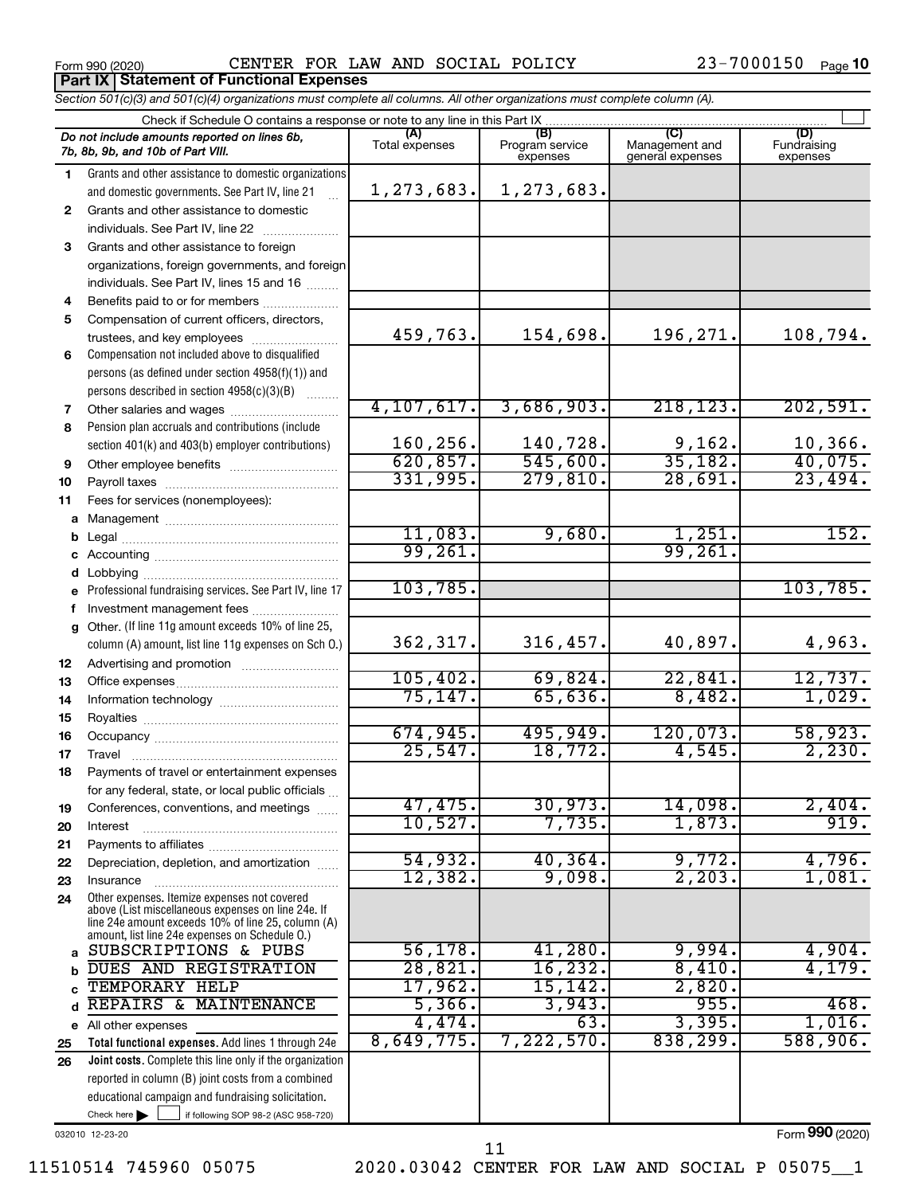Form 990 (2020) CENTER FOR LAW AND SOCIAL POLICY 23-7000150 Page **10**

**Part IX | Statement of Functional Expenses**

*Section 501(c)(3) and 501(c)(4) organizations must complete all columns. All other organizations must complete column (A).*

Check if Schedule O contains a response or note to any line in this Part IX

| *Do not include amounts reported on lines 6b, 7b, 8b, 9b, and 10b of Part VIII.* | (A) Total expenses | (B) Program service expenses | (C) Management and general expenses | (D) Fundraising expenses |
|---|---|---|---|---|
| **1** Grants and other assistance to domestic organizations and domestic governments. See Part IV, line 21 | 1,273,683. | 1,273,683. | | |
| **2** Grants and other assistance to domestic individuals. See Part IV, line 22 | | | | |
| **3** Grants and other assistance to foreign organizations, foreign governments, and foreign individuals. See Part IV, lines 15 and 16 | | | | |
| **4** Benefits paid to or for members | | | | |
| **5** Compensation of current officers, directors, trustees, and key employees | 459,763. | 154,698. | 196,271. | 108,794. |
| **6** Compensation not included above to disqualified persons (as defined under section 4958(f)(1)) and persons described in section 4958(c)(3)(B) | | | | |
| **7** Other salaries and wages | 4,107,617. | 3,686,903. | 218,123. | 202,591. |
| **8** Pension plan accruals and contributions (include section 401(k) and 403(b) employer contributions) | 160,256. | 140,728. | 9,162. | 10,366. |
| **9** Other employee benefits | 620,857. | 545,600. | 35,182. | 40,075. |
| **10** Payroll taxes | 331,995. | 279,810. | 28,691. | 23,494. |
| **11** Fees for services (nonemployees): | | | | |
| **a** Management | | | | |
| **b** Legal | 11,083. | 9,680. | 1,251. | 152. |
| **c** Accounting | 99,261. | | 99,261. | |
| **d** Lobbying | | | | |
| **e** Professional fundraising services. See Part IV, line 17 | 103,785. | | | 103,785. |
| **f** Investment management fees | | | | |
| **g** Other. (If line 11g amount exceeds 10% of line 25, column (A) amount, list line 11g expenses on Sch O.) | 362,317. | 316,457. | 40,897. | 4,963. |
| **12** Advertising and promotion | | | | |
| **13** Office expenses | 105,402. | 69,824. | 22,841. | 12,737. |
| **14** Information technology | 75,147. | 65,636. | 8,482. | 1,029. |
| **15** Royalties | | | | |
| **16** Occupancy | 674,945. | 495,949. | 120,073. | 58,923. |
| **17** Travel | 25,547. | 18,772. | 4,545. | 2,230. |
| **18** Payments of travel or entertainment expenses for any federal, state, or local public officials | | | | |
| **19** Conferences, conventions, and meetings | 47,475. | 30,973. | 14,098. | 2,404. |
| **20** Interest | 10,527. | 7,735. | 1,873. | 919. |
| **21** Payments to affiliates | | | | |
| **22** Depreciation, depletion, and amortization | 54,932. | 40,364. | 9,772. | 4,796. |
| **23** Insurance | 12,382. | 9,098. | 2,203. | 1,081. |
| **24** Other expenses. Itemize expenses not covered above (List miscellaneous expenses on line 24e. If line 24e amount exceeds 10% of line 25, column (A) amount, list line 24e expenses on Schedule O.) | | | | |
| **a** SUBSCRIPTIONS & PUBS | 56,178. | 41,280. | 9,994. | 4,904. |
| **b** DUES AND REGISTRATION | 28,821. | 16,232. | 8,410. | 4,179. |
| **c** TEMPORARY HELP | 17,962. | 15,142. | 2,820. | |
| **d** REPAIRS & MAINTENANCE | 5,366. | 3,943. | 955. | 468. |
| **e** All other expenses | 4,474. | 63. | 3,395. | 1,016. |
| **25** **Total functional expenses.** Add lines 1 through 24e | 8,649,775. | 7,222,570. | 838,299. | 588,906. |
| **26** **Joint costs.** Complete this line only if the organization reported in column (B) joint costs from a combined educational campaign and fundraising solicitation. Check here ☐ if following SOP 98-2 (ASC 958-720) | | | | |

032010 12-23-20

Form **990** (2020)

11510514 745960 05075 2020.03042 CENTER FOR LAW AND SOCIAL P 05075__1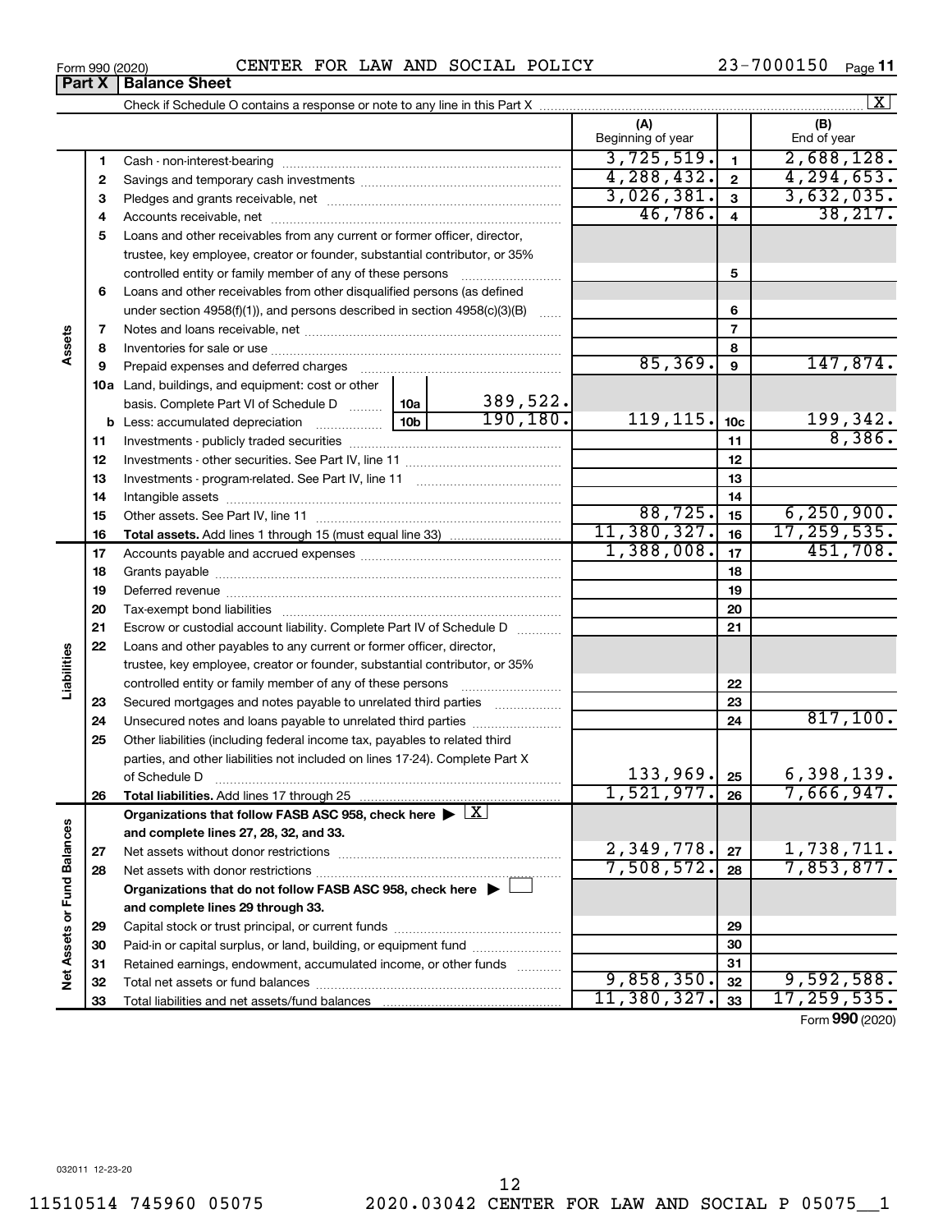Form 990 (2020) CENTER FOR LAW AND SOCIAL POLICY 23-7000150 Page 11

**Part X | Balance Sheet**

Check if Schedule O contains a response or note to any line in this Part X ..... [X]

| | | | | | (A) Beginning of year | | (B) End of year |
|---|---|---|---|---|---|---|---|
| Assets | 1 | Cash - non-interest-bearing | | | 3,725,519. | 1 | 2,688,128. |
| | 2 | Savings and temporary cash investments | | | 4,288,432. | 2 | 4,294,653. |
| | 3 | Pledges and grants receivable, net | | | 3,026,381. | 3 | 3,632,035. |
| | 4 | Accounts receivable, net | | | 46,786. | 4 | 38,217. |
| | 5 | Loans and other receivables from any current or former officer, director, trustee, key employee, creator or founder, substantial contributor, or 35% controlled entity or family member of any of these persons | | | | 5 | |
| | 6 | Loans and other receivables from other disqualified persons (as defined under section 4958(f)(1)), and persons described in section 4958(c)(3)(B) | | | | 6 | |
| | 7 | Notes and loans receivable, net | | | | 7 | |
| | 8 | Inventories for sale or use | | | | 8 | |
| | 9 | Prepaid expenses and deferred charges | | | 85,369. | 9 | 147,874. |
| | 10a | Land, buildings, and equipment: cost or other basis. Complete Part VI of Schedule D | 10a | 389,522. | | | |
| | b | Less: accumulated depreciation | 10b | 190,180. | 119,115. | 10c | 199,342. |
| | 11 | Investments - publicly traded securities | | | | 11 | 8,386. |
| | 12 | Investments - other securities. See Part IV, line 11 | | | | 12 | |
| | 13 | Investments - program-related. See Part IV, line 11 | | | | 13 | |
| | 14 | Intangible assets | | | | 14 | |
| | 15 | Other assets. See Part IV, line 11 | | | 88,725. | 15 | 6,250,900. |
| | 16 | **Total assets.** Add lines 1 through 15 (must equal line 33) | | | 11,380,327. | 16 | 17,259,535. |
| Liabilities | 17 | Accounts payable and accrued expenses | | | 1,388,008. | 17 | 451,708. |
| | 18 | Grants payable | | | | 18 | |
| | 19 | Deferred revenue | | | | 19 | |
| | 20 | Tax-exempt bond liabilities | | | | 20 | |
| | 21 | Escrow or custodial account liability. Complete Part IV of Schedule D | | | | 21 | |
| | 22 | Loans and other payables to any current or former officer, director, trustee, key employee, creator or founder, substantial contributor, or 35% controlled entity or family member of any of these persons | | | | 22 | |
| | 23 | Secured mortgages and notes payable to unrelated third parties | | | | 23 | |
| | 24 | Unsecured notes and loans payable to unrelated third parties | | | | 24 | 817,100. |
| | 25 | Other liabilities (including federal income tax, payables to related third parties, and other liabilities not included on lines 17-24). Complete Part X of Schedule D | | | 133,969. | 25 | 6,398,139. |
| | 26 | **Total liabilities.** Add lines 17 through 25 | | | 1,521,977. | 26 | 7,666,947. |
| Net Assets or Fund Balances | | **Organizations that follow FASB ASC 958, check here** ▶ [X] **and complete lines 27, 28, 32, and 33.** | | | | | |
| | 27 | Net assets without donor restrictions | | | 2,349,778. | 27 | 1,738,711. |
| | 28 | Net assets with donor restrictions | | | 7,508,572. | 28 | 7,853,877. |
| | | **Organizations that do not follow FASB ASC 958, check here** ▶ [ ] **and complete lines 29 through 33.** | | | | | |
| | 29 | Capital stock or trust principal, or current funds | | | | 29 | |
| | 30 | Paid-in or capital surplus, or land, building, or equipment fund | | | | 30 | |
| | 31 | Retained earnings, endowment, accumulated income, or other funds | | | | 31 | |
| | 32 | Total net assets or fund balances | | | 9,858,350. | 32 | 9,592,588. |
| | 33 | Total liabilities and net assets/fund balances | | | 11,380,327. | 33 | 17,259,535. |

Form **990** (2020)

032011 12-23-20

11510514 745960 05075 2020.03042 CENTER FOR LAW AND SOCIAL P 05075__1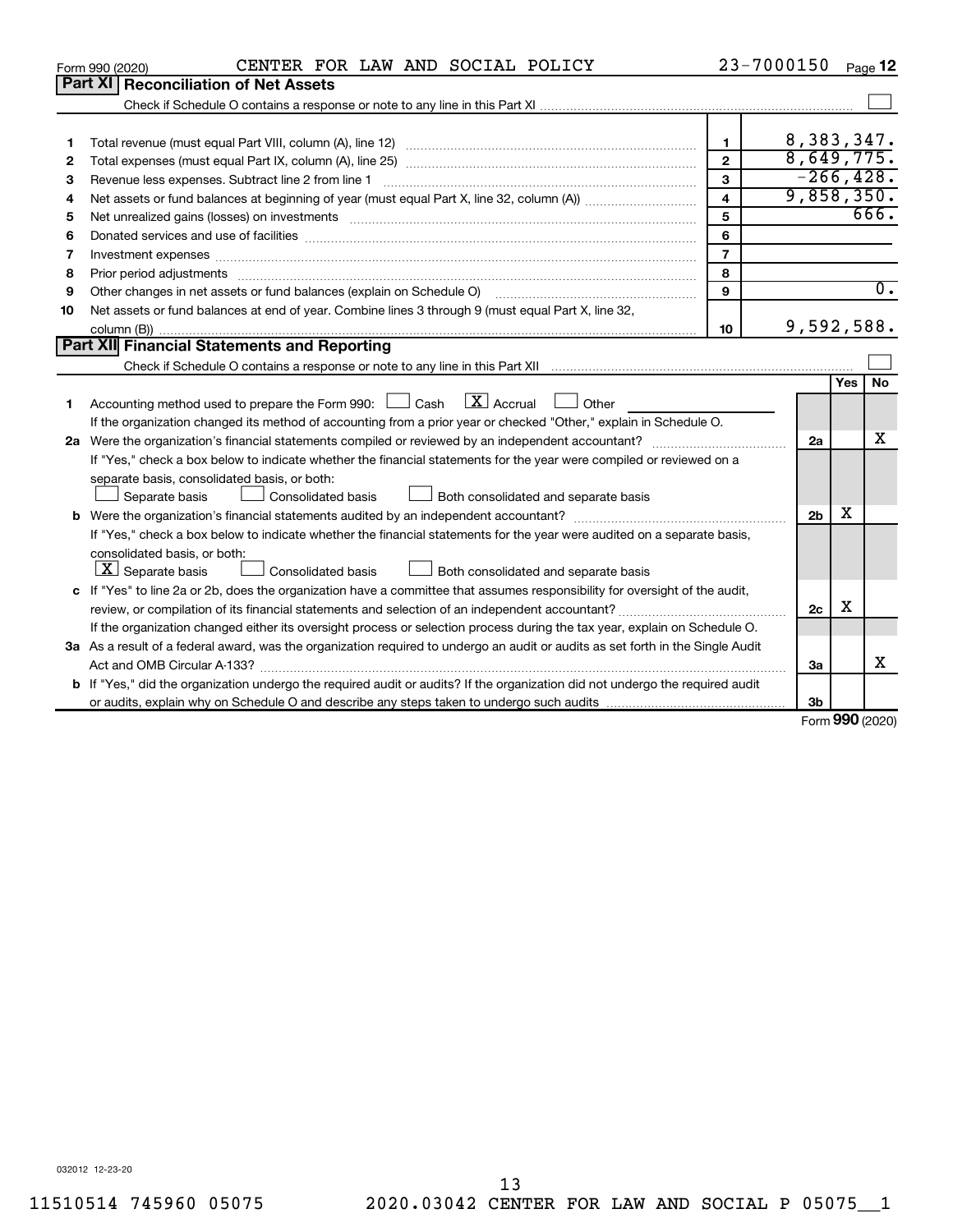Form 990 (2020) CENTER FOR LAW AND SOCIAL POLICY 23-7000150

## Part XI Reconciliation of Net Assets

Check if Schedule O contains a response or note to any line in this Part XI ☐

| | | | |
|---|---|---|---|
| 1 | Total revenue (must equal Part VIII, column (A), line 12) | 1 | 8,383,347. |
| 2 | Total expenses (must equal Part IX, column (A), line 25) | 2 | 8,649,775. |
| 3 | Revenue less expenses. Subtract line 2 from line 1 | 3 | -266,428. |
| 4 | Net assets or fund balances at beginning of year (must equal Part X, line 32, column (A)) | 4 | 9,858,350. |
| 5 | Net unrealized gains (losses) on investments | 5 | 666. |
| 6 | Donated services and use of facilities | 6 | |
| 7 | Investment expenses | 7 | |
| 8 | Prior period adjustments | 8 | |
| 9 | Other changes in net assets or fund balances (explain on Schedule O) | 9 | 0. |
| 10 | Net assets or fund balances at end of year. Combine lines 3 through 9 (must equal Part X, line 32, column (B)) | 10 | 9,592,588. |

## Part XII Financial Statements and Reporting

Check if Schedule O contains a response or note to any line in this Part XII ☐

| | | | Yes | No |
|---|---|---|---|---|
| 1 | Accounting method used to prepare the Form 990: ☐ Cash ☒ Accrual ☐ Other<br>If the organization changed its method of accounting from a prior year or checked "Other," explain in Schedule O. | | | |
| 2a | Were the organization's financial statements compiled or reviewed by an independent accountant? | 2a | | X |
| | If "Yes," check a box below to indicate whether the financial statements for the year were compiled or reviewed on a separate basis, consolidated basis, or both:<br>☐ Separate basis ☐ Consolidated basis ☐ Both consolidated and separate basis | | | |
| b | Were the organization's financial statements audited by an independent accountant? | 2b | X | |
| | If "Yes," check a box below to indicate whether the financial statements for the year were audited on a separate basis, consolidated basis, or both:<br>☒ Separate basis ☐ Consolidated basis ☐ Both consolidated and separate basis | | | |
| c | If "Yes" to line 2a or 2b, does the organization have a committee that assumes responsibility for oversight of the audit, review, or compilation of its financial statements and selection of an independent accountant? | 2c | X | |
| | If the organization changed either its oversight process or selection process during the tax year, explain on Schedule O. | | | |
| 3a | As a result of a federal award, was the organization required to undergo an audit or audits as set forth in the Single Audit Act and OMB Circular A-133? | 3a | | X |
| b | If "Yes," did the organization undergo the required audit or audits? If the organization did not undergo the required audit or audits, explain why on Schedule O and describe any steps taken to undergo such audits | 3b | | |

Form 990 (2020)

032012 12-23-20

11510514 745960 05075 2020.03042 CENTER FOR LAW AND SOCIAL P 05075__1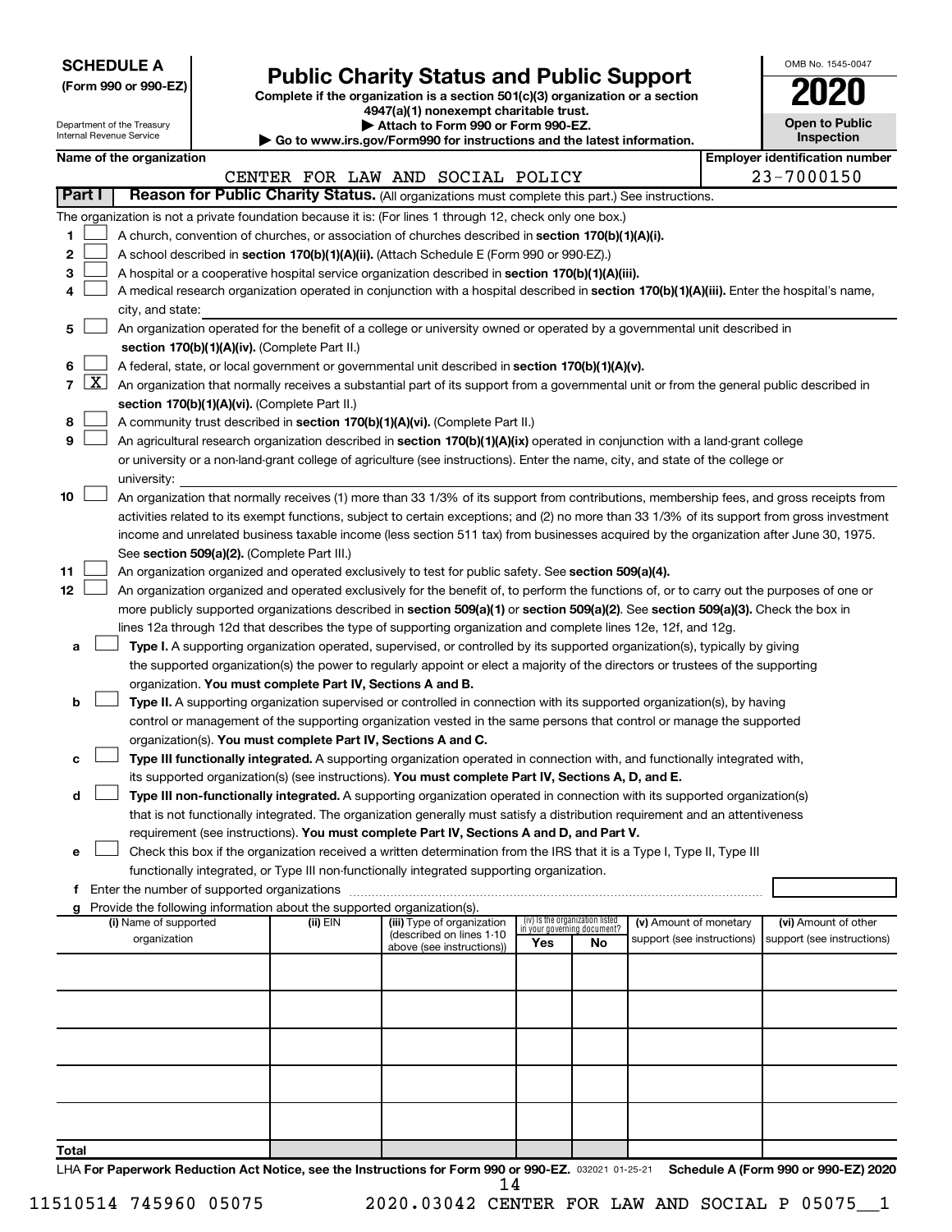**SCHEDULE A**
**(Form 990 or 990-EZ)**

Department of the Treasury
Internal Revenue Service

# Public Charity Status and Public Support

**Complete if the organization is a section 501(c)(3) organization or a section 4947(a)(1) nonexempt charitable trust.**
**▶ Attach to Form 990 or Form 990-EZ.**
**▶ Go to www.irs.gov/Form990 for instructions and the latest information.**

OMB No. 1545-0047
**2020**
**Open to Public Inspection**

**Name of the organization:** CENTER FOR LAW AND SOCIAL POLICY
**Employer identification number:** 23-7000150

## Part I — Reason for Public Charity Status. (All organizations must complete this part.) See instructions.

The organization is not a private foundation because it is: (For lines 1 through 12, check only one box.)

1. ☐ A church, convention of churches, or association of churches described in **section 170(b)(1)(A)(i).**
2. ☐ A school described in **section 170(b)(1)(A)(ii).** (Attach Schedule E (Form 990 or 990-EZ).)
3. ☐ A hospital or a cooperative hospital service organization described in **section 170(b)(1)(A)(iii).**
4. ☐ A medical research organization operated in conjunction with a hospital described in **section 170(b)(1)(A)(iii).** Enter the hospital's name, city, and state:
5. ☐ An organization operated for the benefit of a college or university owned or operated by a governmental unit described in **section 170(b)(1)(A)(iv).** (Complete Part II.)
6. ☐ A federal, state, or local government or governmental unit described in **section 170(b)(1)(A)(v).**
7. ☒ An organization that normally receives a substantial part of its support from a governmental unit or from the general public described in **section 170(b)(1)(A)(vi).** (Complete Part II.)
8. ☐ A community trust described in **section 170(b)(1)(A)(vi).** (Complete Part II.)
9. ☐ An agricultural research organization described in **section 170(b)(1)(A)(ix)** operated in conjunction with a land-grant college or university or a non-land-grant college of agriculture (see instructions). Enter the name, city, and state of the college or university:
10. ☐ An organization that normally receives (1) more than 33 1/3% of its support from contributions, membership fees, and gross receipts from activities related to its exempt functions, subject to certain exceptions; and (2) no more than 33 1/3% of its support from gross investment income and unrelated business taxable income (less section 511 tax) from businesses acquired by the organization after June 30, 1975. See **section 509(a)(2).** (Complete Part III.)
11. ☐ An organization organized and operated exclusively to test for public safety. See **section 509(a)(4).**
12. ☐ An organization organized and operated exclusively for the benefit of, to perform the functions of, or to carry out the purposes of one or more publicly supported organizations described in **section 509(a)(1)** or **section 509(a)(2)**. See **section 509(a)(3).** Check the box in lines 12a through 12d that describes the type of supporting organization and complete lines 12e, 12f, and 12g.
   - **a** ☐ **Type I.** A supporting organization operated, supervised, or controlled by its supported organization(s), typically by giving the supported organization(s) the power to regularly appoint or elect a majority of the directors or trustees of the supporting organization. **You must complete Part IV, Sections A and B.**
   - **b** ☐ **Type II.** A supporting organization supervised or controlled in connection with its supported organization(s), by having control or management of the supporting organization vested in the same persons that control or manage the supported organization(s). **You must complete Part IV, Sections A and C.**
   - **c** ☐ **Type III functionally integrated.** A supporting organization operated in connection with, and functionally integrated with, its supported organization(s) (see instructions). **You must complete Part IV, Sections A, D, and E.**
   - **d** ☐ **Type III non-functionally integrated.** A supporting organization operated in connection with its supported organization(s) that is not functionally integrated. The organization generally must satisfy a distribution requirement and an attentiveness requirement (see instructions). **You must complete Part IV, Sections A and D, and Part V.**
   - **e** ☐ Check this box if the organization received a written determination from the IRS that it is a Type I, Type II, Type III functionally integrated, or Type III non-functionally integrated supporting organization.
   - **f** Enter the number of supported organizations
   - **g** Provide the following information about the supported organization(s).

| (i) Name of supported organization | (ii) EIN | (iii) Type of organization (described on lines 1-10 above (see instructions)) | (iv) Is the organization listed in your governing document? Yes | No | (v) Amount of monetary support (see instructions) | (vi) Amount of other support (see instructions) |
|---|---|---|---|---|---|---|
| | | | | | | |
| | | | | | | |
| | | | | | | |
| | | | | | | |
| | | | | | | |
| **Total** | | | | | | |

LHA **For Paperwork Reduction Act Notice, see the Instructions for Form 990 or 990-EZ.** 032021 01-25-21 **Schedule A (Form 990 or 990-EZ) 2020**

11510514 745960 05075 2020.03042 CENTER FOR LAW AND SOCIAL P 05075__1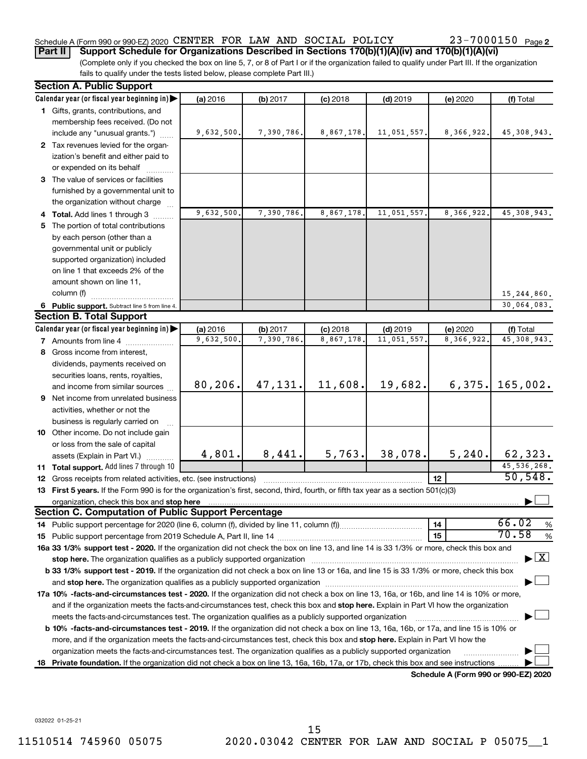Schedule A (Form 990 or 990-EZ) 2020 CENTER FOR LAW AND SOCIAL POLICY 23-7000150 Page 2

**Part II** **Support Schedule for Organizations Described in Sections 170(b)(1)(A)(iv) and 170(b)(1)(A)(vi)**

(Complete only if you checked the box on line 5, 7, or 8 of Part I or if the organization failed to qualify under Part III. If the organization fails to qualify under the tests listed below, please complete Part III.)

**Section A. Public Support**

| Calendar year (or fiscal year beginning in) | (a) 2016 | (b) 2017 | (c) 2018 | (d) 2019 | (e) 2020 | (f) Total |
|---|---|---|---|---|---|---|
| 1 Gifts, grants, contributions, and membership fees received. (Do not include any "unusual grants.") | 9,632,500. | 7,390,786. | 8,867,178. | 11,051,557. | 8,366,922. | 45,308,943. |
| 2 Tax revenues levied for the organization's benefit and either paid to or expended on its behalf | | | | | | |
| 3 The value of services or facilities furnished by a governmental unit to the organization without charge | | | | | | |
| 4 **Total.** Add lines 1 through 3 | 9,632,500. | 7,390,786. | 8,867,178. | 11,051,557. | 8,366,922. | 45,308,943. |
| 5 The portion of total contributions by each person (other than a governmental unit or publicly supported organization) included on line 1 that exceeds 2% of the amount shown on line 11, column (f) | | | | | | 15,244,860. |
| 6 **Public support.** Subtract line 5 from line 4. | | | | | | 30,064,083. |

**Section B. Total Support**

| Calendar year (or fiscal year beginning in) | (a) 2016 | (b) 2017 | (c) 2018 | (d) 2019 | (e) 2020 | (f) Total |
|---|---|---|---|---|---|---|
| 7 Amounts from line 4 | 9,632,500. | 7,390,786. | 8,867,178. | 11,051,557. | 8,366,922. | 45,308,943. |
| 8 Gross income from interest, dividends, payments received on securities loans, rents, royalties, and income from similar sources | 80,206. | 47,131. | 11,608. | 19,682. | 6,375. | 165,002. |
| 9 Net income from unrelated business activities, whether or not the business is regularly carried on | | | | | | |
| 10 Other income. Do not include gain or loss from the sale of capital assets (Explain in Part VI.) | 4,801. | 8,441. | 5,763. | 38,078. | 5,240. | 62,323. |
| 11 **Total support.** Add lines 7 through 10 | | | | | | 45,536,268. |

12 Gross receipts from related activities, etc. (see instructions) ..... 12 | 50,548.

13 **First 5 years.** If the Form 990 is for the organization's first, second, third, fourth, or fifth tax year as a section 501(c)(3) organization, check this box and **stop here** ☐

**Section C. Computation of Public Support Percentage**

14 Public support percentage for 2020 (line 6, column (f), divided by line 11, column (f)) ..... 14 | 66.02 %

15 Public support percentage from 2019 Schedule A, Part II, line 14 ..... 15 | 70.58 %

**16a 33 1/3% support test - 2020.** If the organization did not check the box on line 13, and line 14 is 33 1/3% or more, check this box and **stop here.** The organization qualifies as a publicly supported organization ☒

**b 33 1/3% support test - 2019.** If the organization did not check a box on line 13 or 16a, and line 15 is 33 1/3% or more, check this box and **stop here.** The organization qualifies as a publicly supported organization ☐

**17a 10% -facts-and-circumstances test - 2020.** If the organization did not check a box on line 13, 16a, or 16b, and line 14 is 10% or more, and if the organization meets the facts-and-circumstances test, check this box and **stop here.** Explain in Part VI how the organization meets the facts-and-circumstances test. The organization qualifies as a publicly supported organization ☐

**b 10% -facts-and-circumstances test - 2019.** If the organization did not check a box on line 13, 16a, 16b, or 17a, and line 15 is 10% or more, and if the organization meets the facts-and-circumstances test, check this box and **stop here.** Explain in Part VI how the organization meets the facts-and-circumstances test. The organization qualifies as a publicly supported organization ☐

**18 Private foundation.** If the organization did not check a box on line 13, 16a, 16b, 17a, or 17b, check this box and see instructions ☐

**Schedule A (Form 990 or 990-EZ) 2020**

032022 01-25-21

11510514 745960 05075 2020.03042 CENTER FOR LAW AND SOCIAL P 05075__1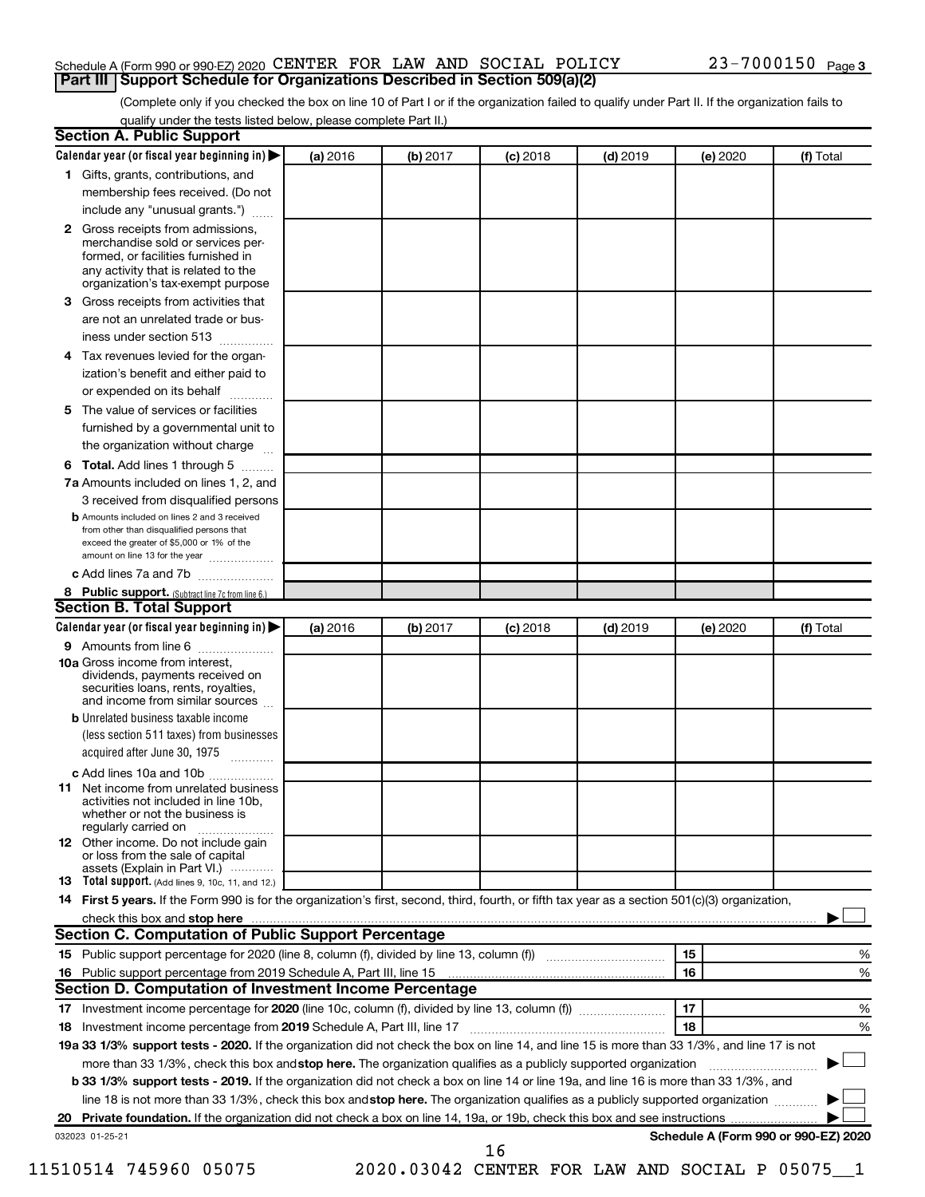Schedule A (Form 990 or 990-EZ) 2020 CENTER FOR LAW AND SOCIAL POLICY 23-7000150 Page 3

## Part III Support Schedule for Organizations Described in Section 509(a)(2)

(Complete only if you checked the box on line 10 of Part I or if the organization failed to qualify under Part II. If the organization fails to qualify under the tests listed below, please complete Part II.)

### Section A. Public Support

| Calendar year (or fiscal year beginning in) ▶ | (a) 2016 | (b) 2017 | (c) 2018 | (d) 2019 | (e) 2020 | (f) Total |
|---|---|---|---|---|---|---|
| **1** Gifts, grants, contributions, and membership fees received. (Do not include any "unusual grants.") | | | | | | |
| **2** Gross receipts from admissions, merchandise sold or services performed, or facilities furnished in any activity that is related to the organization's tax-exempt purpose | | | | | | |
| **3** Gross receipts from activities that are not an unrelated trade or business under section 513 | | | | | | |
| **4** Tax revenues levied for the organization's benefit and either paid to or expended on its behalf | | | | | | |
| **5** The value of services or facilities furnished by a governmental unit to the organization without charge | | | | | | |
| **6 Total.** Add lines 1 through 5 | | | | | | |
| **7a** Amounts included on lines 1, 2, and 3 received from disqualified persons | | | | | | |
| **b** Amounts included on lines 2 and 3 received from other than disqualified persons that exceed the greater of $5,000 or 1% of the amount on line 13 for the year | | | | | | |
| **c** Add lines 7a and 7b | | | | | | |
| **8 Public support.** (Subtract line 7c from line 6.) | | | | | | |

### Section B. Total Support

| Calendar year (or fiscal year beginning in) ▶ | (a) 2016 | (b) 2017 | (c) 2018 | (d) 2019 | (e) 2020 | (f) Total |
|---|---|---|---|---|---|---|
| **9** Amounts from line 6 | | | | | | |
| **10a** Gross income from interest, dividends, payments received on securities loans, rents, royalties, and income from similar sources | | | | | | |
| **b** Unrelated business taxable income (less section 511 taxes) from businesses acquired after June 30, 1975 | | | | | | |
| **c** Add lines 10a and 10b | | | | | | |
| **11** Net income from unrelated business activities not included in line 10b, whether or not the business is regularly carried on | | | | | | |
| **12** Other income. Do not include gain or loss from the sale of capital assets (Explain in Part VI.) | | | | | | |
| **13 Total support.** (Add lines 9, 10c, 11, and 12.) | | | | | | |

**14 First 5 years.** If the Form 990 is for the organization's first, second, third, fourth, or fifth tax year as a section 501(c)(3) organization, check this box and **stop here** ▶ ☐

### Section C. Computation of Public Support Percentage

| | | | |
|---|---|---|---|
| **15** | Public support percentage for 2020 (line 8, column (f), divided by line 13, column (f)) | 15 | % |
| **16** | Public support percentage from 2019 Schedule A, Part III, line 15 | 16 | % |

### Section D. Computation of Investment Income Percentage

| | | | |
|---|---|---|---|
| **17** | Investment income percentage for **2020** (line 10c, column (f), divided by line 13, column (f)) | 17 | % |
| **18** | Investment income percentage from **2019** Schedule A, Part III, line 17 | 18 | % |

**19a 33 1/3% support tests - 2020.** If the organization did not check the box on line 14, and line 15 is more than 33 1/3%, and line 17 is not more than 33 1/3%, check this box and **stop here.** The organization qualifies as a publicly supported organization ▶ ☐

**b 33 1/3% support tests - 2019.** If the organization did not check a box on line 14 or line 19a, and line 16 is more than 33 1/3%, and line 18 is not more than 33 1/3%, check this box and **stop here.** The organization qualifies as a publicly supported organization ▶ ☐

**20 Private foundation.** If the organization did not check a box on line 14, 19a, or 19b, check this box and see instructions ▶ ☐

032023 01-25-21

**Schedule A (Form 990 or 990-EZ) 2020**

11510514 745960 05075 2020.03042 CENTER FOR LAW AND SOCIAL P 05075__1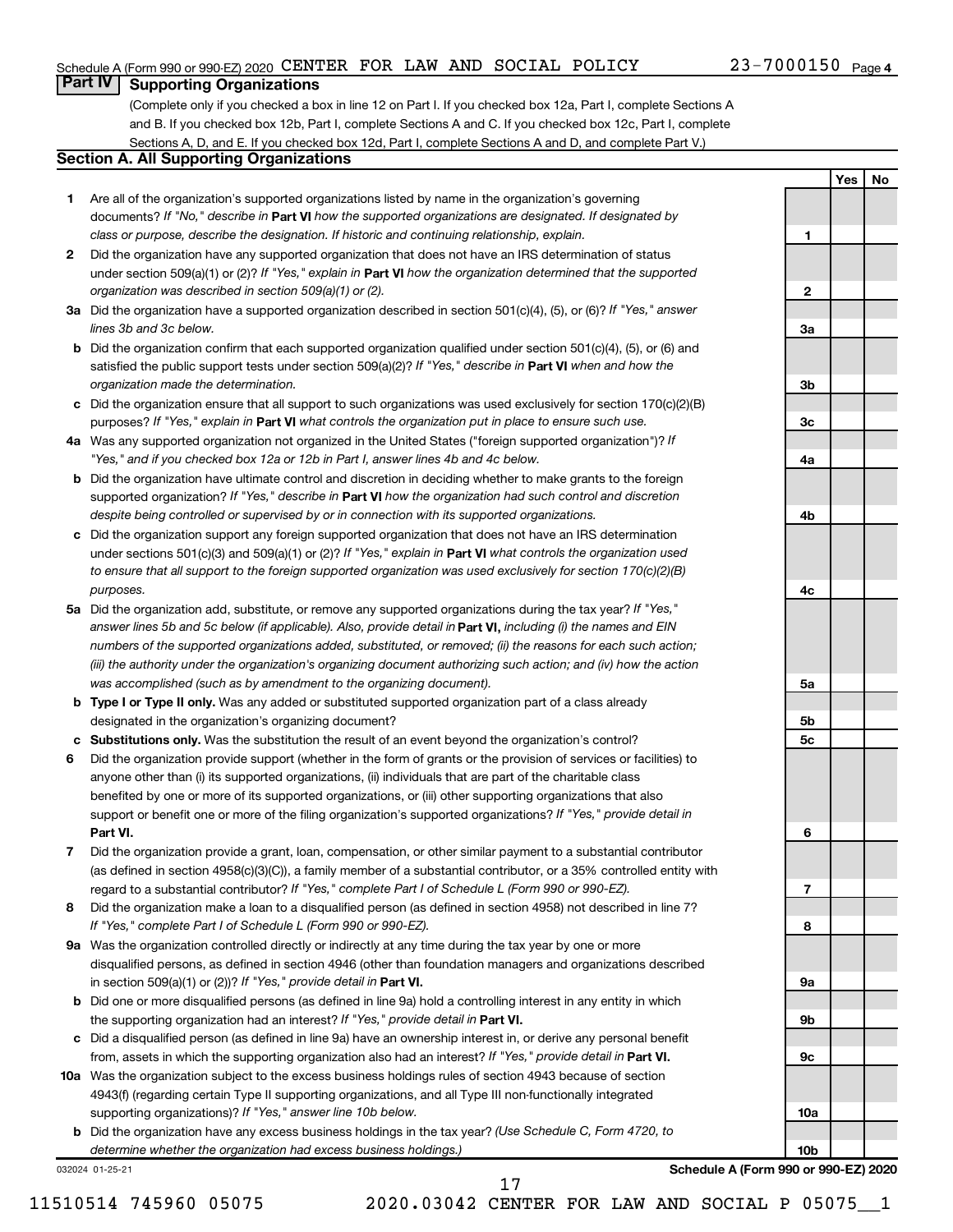Schedule A (Form 990 or 990-EZ) 2020 CENTER FOR LAW AND SOCIAL POLICY 23-7000150 Page 4

## Part IV Supporting Organizations

(Complete only if you checked a box in line 12 on Part I. If you checked box 12a, Part I, complete Sections A and B. If you checked box 12b, Part I, complete Sections A and C. If you checked box 12c, Part I, complete Sections A, D, and E. If you checked box 12d, Part I, complete Sections A and D, and complete Part V.)

### Section A. All Supporting Organizations

| | | | Yes | No |
|---|---|---|---|---|
| 1 | Are all of the organization's supported organizations listed by name in the organization's governing documents? *If "No," describe in* **Part VI** *how the supported organizations are designated. If designated by class or purpose, describe the designation. If historic and continuing relationship, explain.* | 1 | | |
| 2 | Did the organization have any supported organization that does not have an IRS determination of status under section 509(a)(1) or (2)? *If "Yes," explain in* **Part VI** *how the organization determined that the supported organization was described in section 509(a)(1) or (2).* | 2 | | |
| 3a | Did the organization have a supported organization described in section 501(c)(4), (5), or (6)? *If "Yes," answer lines 3b and 3c below.* | 3a | | |
| b | Did the organization confirm that each supported organization qualified under section 501(c)(4), (5), or (6) and satisfied the public support tests under section 509(a)(2)? *If "Yes," describe in* **Part VI** *when and how the organization made the determination.* | 3b | | |
| c | Did the organization ensure that all support to such organizations was used exclusively for section 170(c)(2)(B) purposes? *If "Yes," explain in* **Part VI** *what controls the organization put in place to ensure such use.* | 3c | | |
| 4a | Was any supported organization not organized in the United States ("foreign supported organization")? *If "Yes," and if you checked box 12a or 12b in Part I, answer lines 4b and 4c below.* | 4a | | |
| b | Did the organization have ultimate control and discretion in deciding whether to make grants to the foreign supported organization? *If "Yes," describe in* **Part VI** *how the organization had such control and discretion despite being controlled or supervised by or in connection with its supported organizations.* | 4b | | |
| c | Did the organization support any foreign supported organization that does not have an IRS determination under sections 501(c)(3) and 509(a)(1) or (2)? *If "Yes," explain in* **Part VI** *what controls the organization used to ensure that all support to the foreign supported organization was used exclusively for section 170(c)(2)(B) purposes.* | 4c | | |
| 5a | Did the organization add, substitute, or remove any supported organizations during the tax year? *If "Yes," answer lines 5b and 5c below (if applicable). Also, provide detail in* **Part VI,** *including (i) the names and EIN numbers of the supported organizations added, substituted, or removed; (ii) the reasons for each such action; (iii) the authority under the organization's organizing document authorizing such action; and (iv) how the action was accomplished (such as by amendment to the organizing document).* | 5a | | |
| b | **Type I or Type II only.** Was any added or substituted supported organization part of a class already designated in the organization's organizing document? | 5b | | |
| c | **Substitutions only.** Was the substitution the result of an event beyond the organization's control? | 5c | | |
| 6 | Did the organization provide support (whether in the form of grants or the provision of services or facilities) to anyone other than (i) its supported organizations, (ii) individuals that are part of the charitable class benefited by one or more of its supported organizations, or (iii) other supporting organizations that also support or benefit one or more of the filing organization's supported organizations? *If "Yes," provide detail in* **Part VI.** | 6 | | |
| 7 | Did the organization provide a grant, loan, compensation, or other similar payment to a substantial contributor (as defined in section 4958(c)(3)(C)), a family member of a substantial contributor, or a 35% controlled entity with regard to a substantial contributor? *If "Yes," complete Part I of Schedule L (Form 990 or 990-EZ).* | 7 | | |
| 8 | Did the organization make a loan to a disqualified person (as defined in section 4958) not described in line 7? *If "Yes," complete Part I of Schedule L (Form 990 or 990-EZ).* | 8 | | |
| 9a | Was the organization controlled directly or indirectly at any time during the tax year by one or more disqualified persons, as defined in section 4946 (other than foundation managers and organizations described in section 509(a)(1) or (2))? *If "Yes," provide detail in* **Part VI.** | 9a | | |
| b | Did one or more disqualified persons (as defined in line 9a) hold a controlling interest in any entity in which the supporting organization had an interest? *If "Yes," provide detail in* **Part VI.** | 9b | | |
| c | Did a disqualified person (as defined in line 9a) have an ownership interest in, or derive any personal benefit from, assets in which the supporting organization also had an interest? *If "Yes," provide detail in* **Part VI.** | 9c | | |
| 10a | Was the organization subject to the excess business holdings rules of section 4943 because of section 4943(f) (regarding certain Type II supporting organizations, and all Type III non-functionally integrated supporting organizations)? *If "Yes," answer line 10b below.* | 10a | | |
| b | Did the organization have any excess business holdings in the tax year? *(Use Schedule C, Form 4720, to determine whether the organization had excess business holdings.)* | 10b | | |

032024 01-25-21

**Schedule A (Form 990 or 990-EZ) 2020**

11510514 745960 05075 2020.03042 CENTER FOR LAW AND SOCIAL P 05075__1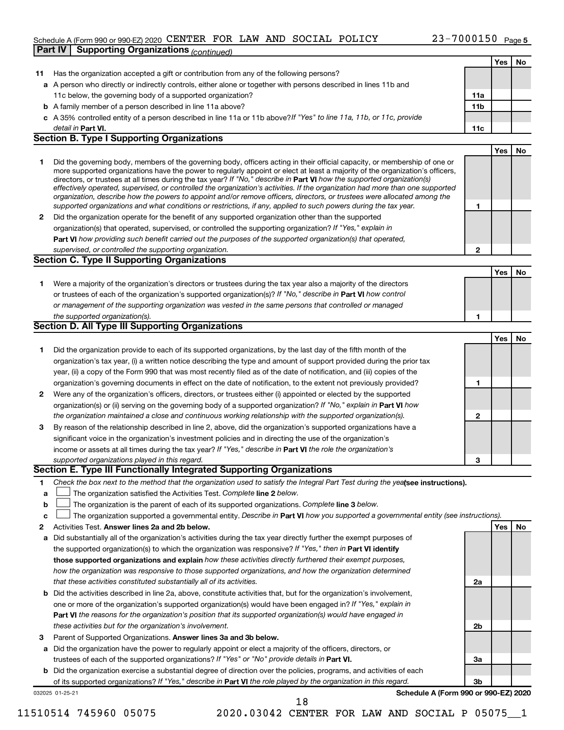Schedule A (Form 990 or 990-EZ) 2020 CENTER FOR LAW AND SOCIAL POLICY 23-7000150 Page 5

**Part IV | Supporting Organizations** *(continued)*

| | | | Yes | No |
|---|---|---|---|---|
| **11** | Has the organization accepted a gift or contribution from any of the following persons? | | | |
| **a** | A person who directly or indirectly controls, either alone or together with persons described in lines 11b and 11c below, the governing body of a supported organization? | **11a** | | |
| **b** | A family member of a person described in line 11a above? | **11b** | | |
| **c** | A 35% controlled entity of a person described in line 11a or 11b above? *If "Yes" to line 11a, 11b, or 11c, provide detail in* **Part VI.** | **11c** | | |

**Section B. Type I Supporting Organizations**

| | | | Yes | No |
|---|---|---|---|---|
| **1** | Did the governing body, members of the governing body, officers acting in their official capacity, or membership of one or more supported organizations have the power to regularly appoint or elect at least a majority of the organization's officers, directors, or trustees at all times during the tax year? *If "No," describe in* **Part VI** *how the supported organization(s) effectively operated, supervised, or controlled the organization's activities. If the organization had more than one supported organization, describe how the powers to appoint and/or remove officers, directors, or trustees were allocated among the supported organizations and what conditions or restrictions, if any, applied to such powers during the tax year.* | **1** | | |
| **2** | Did the organization operate for the benefit of any supported organization other than the supported organization(s) that operated, supervised, or controlled the supporting organization? *If "Yes," explain in* **Part VI** *how providing such benefit carried out the purposes of the supported organization(s) that operated, supervised, or controlled the supporting organization.* | **2** | | |

**Section C. Type II Supporting Organizations**

| | | | Yes | No |
|---|---|---|---|---|
| **1** | Were a majority of the organization's directors or trustees during the tax year also a majority of the directors or trustees of each of the organization's supported organization(s)? *If "No," describe in* **Part VI** *how control or management of the supporting organization was vested in the same persons that controlled or managed the supported organization(s).* | **1** | | |

**Section D. All Type III Supporting Organizations**

| | | | Yes | No |
|---|---|---|---|---|
| **1** | Did the organization provide to each of its supported organizations, by the last day of the fifth month of the organization's tax year, (i) a written notice describing the type and amount of support provided during the prior tax year, (ii) a copy of the Form 990 that was most recently filed as of the date of notification, and (iii) copies of the organization's governing documents in effect on the date of notification, to the extent not previously provided? | **1** | | |
| **2** | Were any of the organization's officers, directors, or trustees either (i) appointed or elected by the supported organization(s) or (ii) serving on the governing body of a supported organization? *If "No," explain in* **Part VI** *how the organization maintained a close and continuous working relationship with the supported organization(s).* | **2** | | |
| **3** | By reason of the relationship described in line 2, above, did the organization's supported organizations have a significant voice in the organization's investment policies and in directing the use of the organization's income or assets at all times during the tax year? *If "Yes," describe in* **Part VI** *the role the organization's supported organizations played in this regard.* | **3** | | |

**Section E. Type III Functionally Integrated Supporting Organizations**

**1** *Check the box next to the method that the organization used to satisfy the Integral Part Test during the year* **(see instructions).**

**a** ☐ The organization satisfied the Activities Test. *Complete* **line 2** *below.*

**b** ☐ The organization is the parent of each of its supported organizations. *Complete* **line 3** *below.*

**c** ☐ The organization supported a governmental entity. *Describe in* **Part VI** *how you supported a governmental entity (see instructions).*

| | | | Yes | No |
|---|---|---|---|---|
| **2** | Activities Test. **Answer lines 2a and 2b below.** | | | |
| **a** | Did substantially all of the organization's activities during the tax year directly further the exempt purposes of the supported organization(s) to which the organization was responsive? *If "Yes," then in* **Part VI identify those supported organizations and explain** *how these activities directly furthered their exempt purposes, how the organization was responsive to those supported organizations, and how the organization determined that these activities constituted substantially all of its activities.* | **2a** | | |
| **b** | Did the activities described in line 2a, above, constitute activities that, but for the organization's involvement, one or more of the organization's supported organization(s) would have been engaged in? *If "Yes," explain in* **Part VI** *the reasons for the organization's position that its supported organization(s) would have engaged in these activities but for the organization's involvement.* | **2b** | | |
| **3** | Parent of Supported Organizations. **Answer lines 3a and 3b below.** | | | |
| **a** | Did the organization have the power to regularly appoint or elect a majority of the officers, directors, or trustees of each of the supported organizations? *If "Yes" or "No" provide details in* **Part VI.** | **3a** | | |
| **b** | Did the organization exercise a substantial degree of direction over the policies, programs, and activities of each of its supported organizations? *If "Yes," describe in* **Part VI** *the role played by the organization in this regard.* | **3b** | | |

032025 01-25-21 **Schedule A (Form 990 or 990-EZ) 2020**

11510514 745960 05075 2020.03042 CENTER FOR LAW AND SOCIAL P 05075__1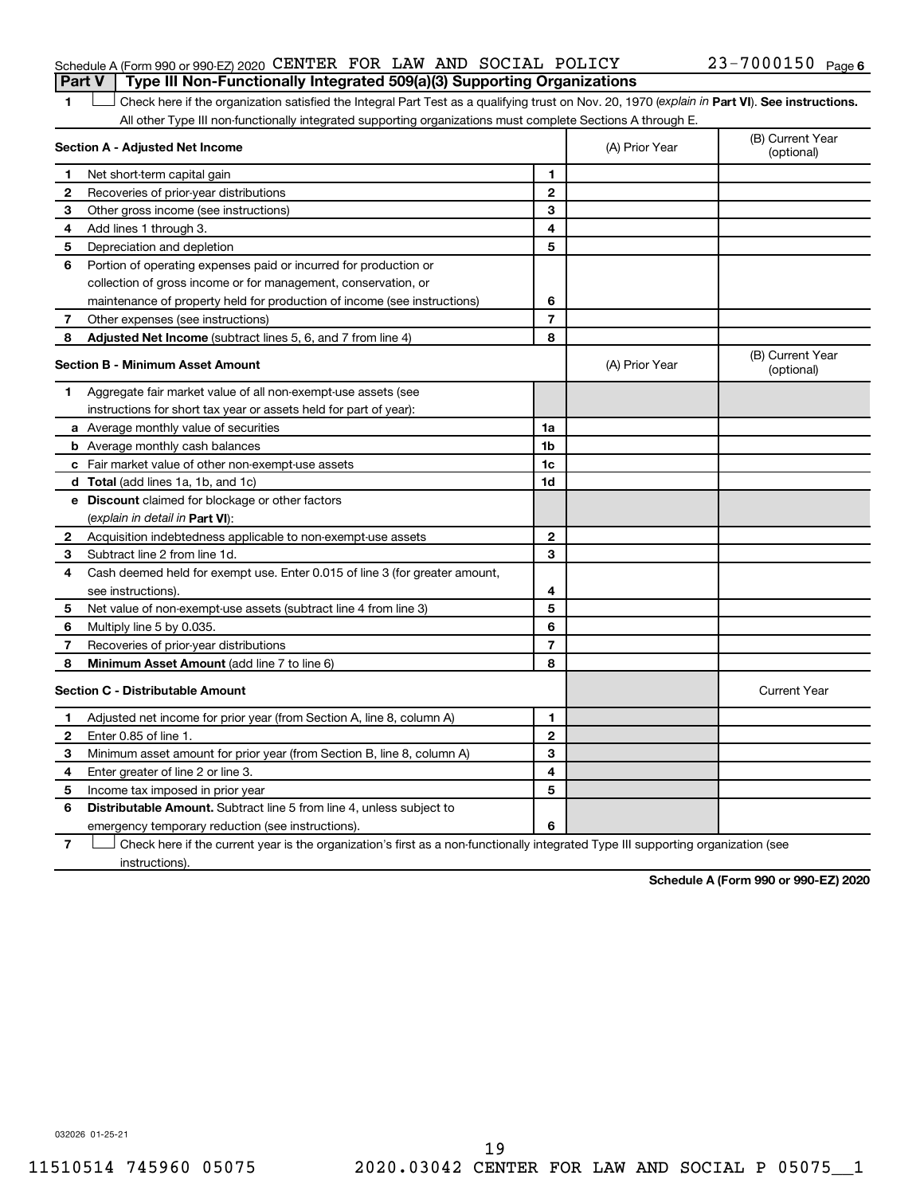Schedule A (Form 990 or 990-EZ) 2020 CENTER FOR LAW AND SOCIAL POLICY 23-7000150 Page 6

**Part V | Type III Non-Functionally Integrated 509(a)(3) Supporting Organizations**

1 ☐ Check here if the organization satisfied the Integral Part Test as a qualifying trust on Nov. 20, 1970 (*explain in* **Part VI**). **See instructions.** All other Type III non-functionally integrated supporting organizations must complete Sections A through E.

| **Section A - Adjusted Net Income** | | | (A) Prior Year | (B) Current Year (optional) |
|---|---|---|---|---|
| 1 | Net short-term capital gain | 1 | | |
| 2 | Recoveries of prior-year distributions | 2 | | |
| 3 | Other gross income (see instructions) | 3 | | |
| 4 | Add lines 1 through 3. | 4 | | |
| 5 | Depreciation and depletion | 5 | | |
| 6 | Portion of operating expenses paid or incurred for production or collection of gross income or for management, conservation, or maintenance of property held for production of income (see instructions) | 6 | | |
| 7 | Other expenses (see instructions) | 7 | | |
| 8 | **Adjusted Net Income** (subtract lines 5, 6, and 7 from line 4) | 8 | | |

| **Section B - Minimum Asset Amount** | | | (A) Prior Year | (B) Current Year (optional) |
|---|---|---|---|---|
| 1 | Aggregate fair market value of all non-exempt-use assets (see instructions for short tax year or assets held for part of year): | | | |
| a | Average monthly value of securities | 1a | | |
| b | Average monthly cash balances | 1b | | |
| c | Fair market value of other non-exempt-use assets | 1c | | |
| d | **Total** (add lines 1a, 1b, and 1c) | 1d | | |
| e | **Discount** claimed for blockage or other factors (*explain in detail in* **Part VI**): | | | |
| 2 | Acquisition indebtedness applicable to non-exempt-use assets | 2 | | |
| 3 | Subtract line 2 from line 1d. | 3 | | |
| 4 | Cash deemed held for exempt use. Enter 0.015 of line 3 (for greater amount, see instructions). | 4 | | |
| 5 | Net value of non-exempt-use assets (subtract line 4 from line 3) | 5 | | |
| 6 | Multiply line 5 by 0.035. | 6 | | |
| 7 | Recoveries of prior-year distributions | 7 | | |
| 8 | **Minimum Asset Amount** (add line 7 to line 6) | 8 | | |

| **Section C - Distributable Amount** | | | | Current Year |
|---|---|---|---|---|
| 1 | Adjusted net income for prior year (from Section A, line 8, column A) | 1 | | |
| 2 | Enter 0.85 of line 1. | 2 | | |
| 3 | Minimum asset amount for prior year (from Section B, line 8, column A) | 3 | | |
| 4 | Enter greater of line 2 or line 3. | 4 | | |
| 5 | Income tax imposed in prior year | 5 | | |
| 6 | **Distributable Amount.** Subtract line 5 from line 4, unless subject to emergency temporary reduction (see instructions). | 6 | | |

7 ☐ Check here if the current year is the organization's first as a non-functionally integrated Type III supporting organization (see instructions).

**Schedule A (Form 990 or 990-EZ) 2020**

032026 01-25-21

11510514 745960 05075 2020.03042 CENTER FOR LAW AND SOCIAL P 05075__1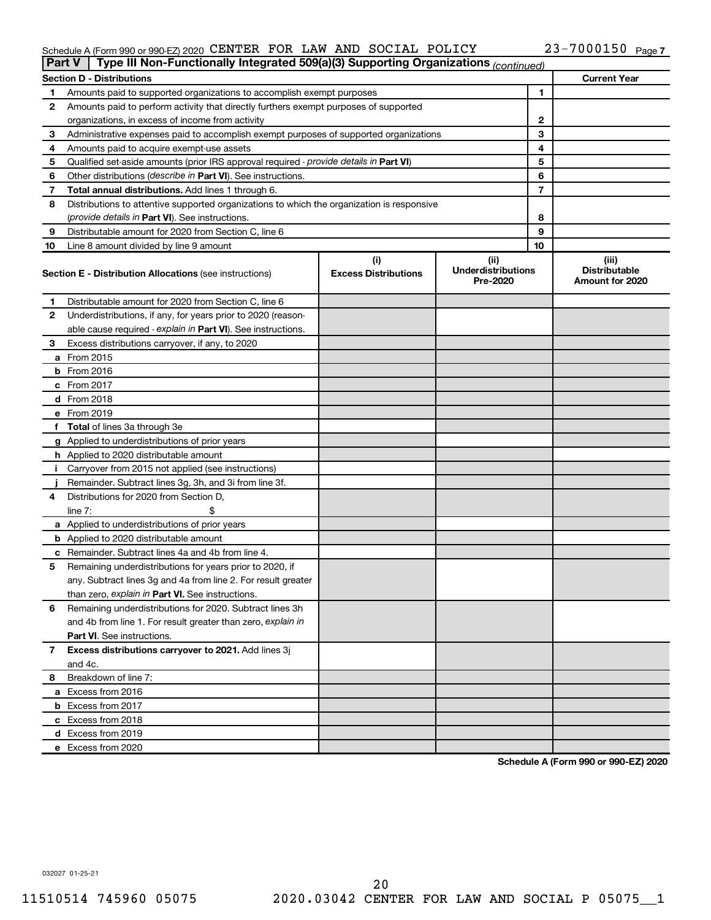Schedule A (Form 990 or 990-EZ) 2020 CENTER FOR LAW AND SOCIAL POLICY 23-7000150 Page 7

**Part V | Type III Non-Functionally Integrated 509(a)(3) Supporting Organizations** *(continued)*

| Section D - Distributions | | | Current Year |
|---|---|---|---|
| 1 | Amounts paid to supported organizations to accomplish exempt purposes | 1 | |
| 2 | Amounts paid to perform activity that directly furthers exempt purposes of supported organizations, in excess of income from activity | 2 | |
| 3 | Administrative expenses paid to accomplish exempt purposes of supported organizations | 3 | |
| 4 | Amounts paid to acquire exempt-use assets | 4 | |
| 5 | Qualified set-aside amounts (prior IRS approval required - *provide details in* **Part VI**) | 5 | |
| 6 | Other distributions (*describe in* **Part VI**). See instructions. | 6 | |
| 7 | **Total annual distributions.** Add lines 1 through 6. | 7 | |
| 8 | Distributions to attentive supported organizations to which the organization is responsive (*provide details in* **Part VI**). See instructions. | 8 | |
| 9 | Distributable amount for 2020 from Section C, line 6 | 9 | |
| 10 | Line 8 amount divided by line 9 amount | 10 | |

| | Section E - Distribution Allocations (see instructions) | (i) Excess Distributions | (ii) Underdistributions Pre-2020 | (iii) Distributable Amount for 2020 |
|---|---|---|---|---|
| 1 | Distributable amount for 2020 from Section C, line 6 | | | |
| 2 | Underdistributions, if any, for years prior to 2020 (reasonable cause required - *explain in* **Part VI**). See instructions. | | | |
| 3 | Excess distributions carryover, if any, to 2020 | | | |
| a | From 2015 | | | |
| b | From 2016 | | | |
| c | From 2017 | | | |
| d | From 2018 | | | |
| e | From 2019 | | | |
| f | **Total** of lines 3a through 3e | | | |
| g | Applied to underdistributions of prior years | | | |
| h | Applied to 2020 distributable amount | | | |
| i | Carryover from 2015 not applied (see instructions) | | | |
| j | Remainder. Subtract lines 3g, 3h, and 3i from line 3f. | | | |
| 4 | Distributions for 2020 from Section D, line 7: $ | | | |
| a | Applied to underdistributions of prior years | | | |
| b | Applied to 2020 distributable amount | | | |
| c | Remainder. Subtract lines 4a and 4b from line 4. | | | |
| 5 | Remaining underdistributions for years prior to 2020, if any. Subtract lines 3g and 4a from line 2. For result greater than zero, *explain in* **Part VI.** See instructions. | | | |
| 6 | Remaining underdistributions for 2020. Subtract lines 3h and 4b from line 1. For result greater than zero, *explain in* **Part VI**. See instructions. | | | |
| 7 | **Excess distributions carryover to 2021.** Add lines 3j and 4c. | | | |
| 8 | Breakdown of line 7: | | | |
| a | Excess from 2016 | | | |
| b | Excess from 2017 | | | |
| c | Excess from 2018 | | | |
| d | Excess from 2019 | | | |
| e | Excess from 2020 | | | |

**Schedule A (Form 990 or 990-EZ) 2020**

032027 01-25-21

11510514 745960 05075 2020.03042 CENTER FOR LAW AND SOCIAL P 05075__1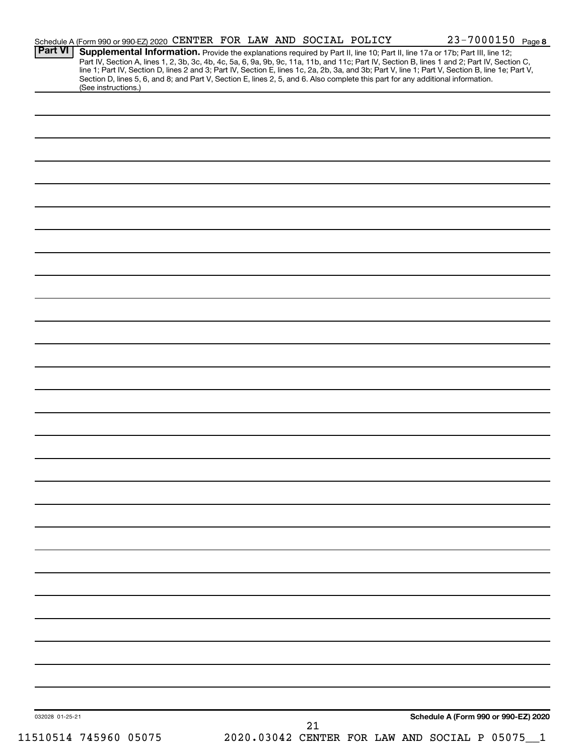Schedule A (Form 990 or 990-EZ) 2020 CENTER FOR LAW AND SOCIAL POLICY 23-7000150 Page 8

**Part VI** **Supplemental Information.** Provide the explanations required by Part II, line 10; Part II, line 17a or 17b; Part III, line 12; Part IV, Section A, lines 1, 2, 3b, 3c, 4b, 4c, 5a, 6, 9a, 9b, 9c, 11a, 11b, and 11c; Part IV, Section B, lines 1 and 2; Part IV, Section C, line 1; Part IV, Section D, lines 2 and 3; Part IV, Section E, lines 1c, 2a, 2b, 3a, and 3b; Part V, line 1; Part V, Section B, line 1e; Part V, Section D, lines 5, 6, and 8; and Part V, Section E, lines 2, 5, and 6. Also complete this part for any additional information. (See instructions.)

032028 01-25-21

**Schedule A (Form 990 or 990-EZ) 2020**

11510514 745960 05075 2020.03042 CENTER FOR LAW AND SOCIAL P 05075__1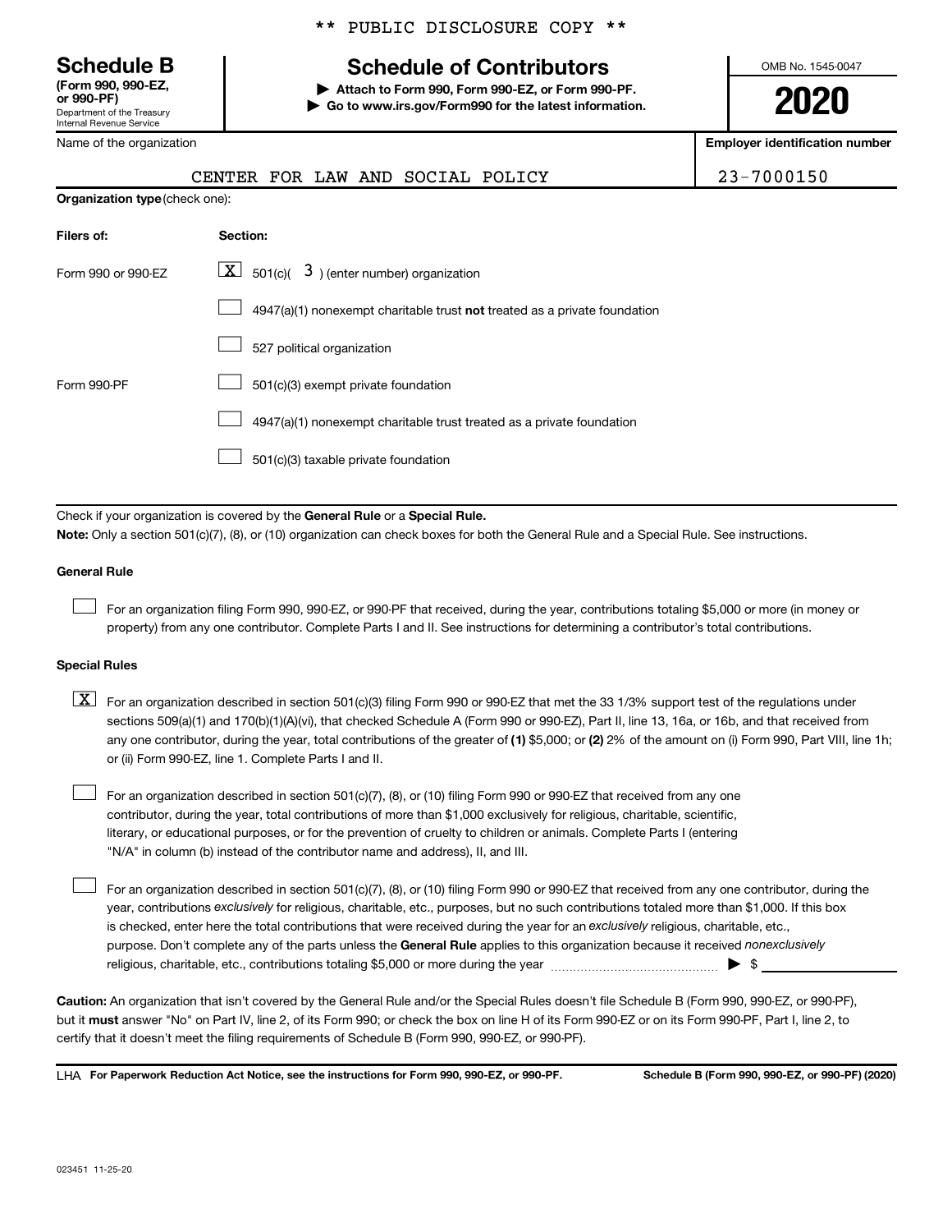** PUBLIC DISCLOSURE COPY **

**Schedule B**
**(Form 990, 990-EZ, or 990-PF)**
Department of the Treasury
Internal Revenue Service

# Schedule of Contributors

▶ **Attach to Form 990, Form 990-EZ, or Form 990-PF.**
▶ **Go to www.irs.gov/Form990 for the latest information.**

OMB No. 1545-0047

**2020**

| Name of the organization | Employer identification number |
|---|---|
| CENTER FOR LAW AND SOCIAL POLICY | 23-7000150 |

**Organization type** (check one):

| Filers of: | Section: |
|---|---|
| Form 990 or 990-EZ | [X] 501(c)( 3 ) (enter number) organization |
| | [ ] 4947(a)(1) nonexempt charitable trust **not** treated as a private foundation |
| | [ ] 527 political organization |
| Form 990-PF | [ ] 501(c)(3) exempt private foundation |
| | [ ] 4947(a)(1) nonexempt charitable trust treated as a private foundation |
| | [ ] 501(c)(3) taxable private foundation |

Check if your organization is covered by the **General Rule** or a **Special Rule.**

**Note:** Only a section 501(c)(7), (8), or (10) organization can check boxes for both the General Rule and a Special Rule. See instructions.

**General Rule**

[ ] For an organization filing Form 990, 990-EZ, or 990-PF that received, during the year, contributions totaling $5,000 or more (in money or property) from any one contributor. Complete Parts I and II. See instructions for determining a contributor's total contributions.

**Special Rules**

[X] For an organization described in section 501(c)(3) filing Form 990 or 990-EZ that met the 33 1/3% support test of the regulations under sections 509(a)(1) and 170(b)(1)(A)(vi), that checked Schedule A (Form 990 or 990-EZ), Part II, line 13, 16a, or 16b, and that received from any one contributor, during the year, total contributions of the greater of **(1)** $5,000; or **(2)** 2% of the amount on (i) Form 990, Part VIII, line 1h; or (ii) Form 990-EZ, line 1. Complete Parts I and II.

[ ] For an organization described in section 501(c)(7), (8), or (10) filing Form 990 or 990-EZ that received from any one contributor, during the year, total contributions of more than $1,000 exclusively for religious, charitable, scientific, literary, or educational purposes, or for the prevention of cruelty to children or animals. Complete Parts I (entering "N/A" in column (b) instead of the contributor name and address), II, and III.

[ ] For an organization described in section 501(c)(7), (8), or (10) filing Form 990 or 990-EZ that received from any one contributor, during the year, contributions *exclusively* for religious, charitable, etc., purposes, but no such contributions totaled more than $1,000. If this box is checked, enter here the total contributions that were received during the year for an *exclusively* religious, charitable, etc., purpose. Don't complete any of the parts unless the **General Rule** applies to this organization because it received *nonexclusively* religious, charitable, etc., contributions totaling $5,000 or more during the year ▶ $ \_\_\_\_\_\_\_\_\_\_

**Caution:** An organization that isn't covered by the General Rule and/or the Special Rules doesn't file Schedule B (Form 990, 990-EZ, or 990-PF), but it **must** answer "No" on Part IV, line 2, of its Form 990; or check the box on line H of its Form 990-EZ or on its Form 990-PF, Part I, line 2, to certify that it doesn't meet the filing requirements of Schedule B (Form 990, 990-EZ, or 990-PF).

LHA **For Paperwork Reduction Act Notice, see the instructions for Form 990, 990-EZ, or 990-PF.** **Schedule B (Form 990, 990-EZ, or 990-PF) (2020)**

023451 11-25-20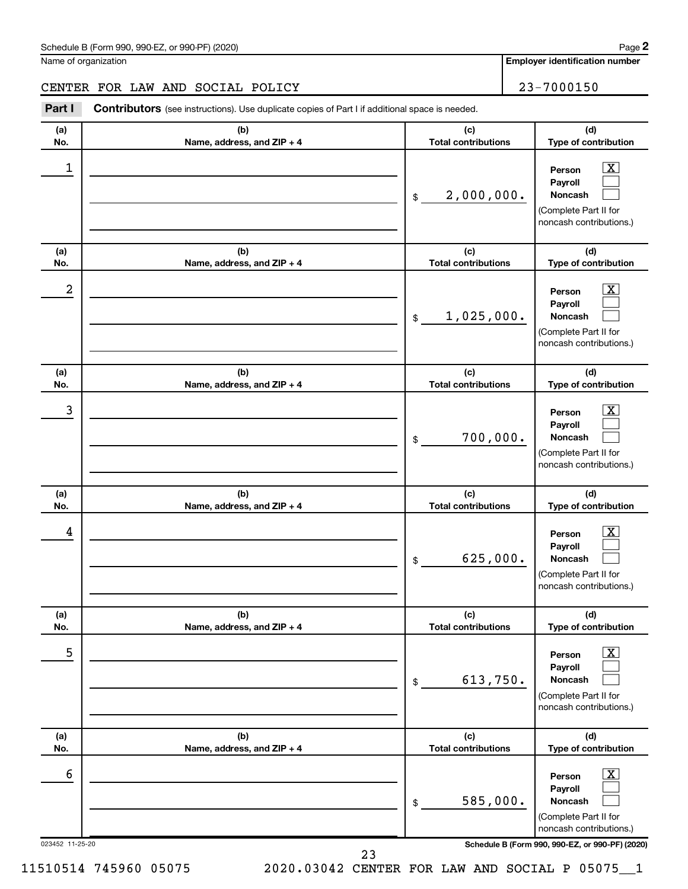Schedule B (Form 990, 990-EZ, or 990-PF) (2020)

Name of organization: CENTER FOR LAW AND SOCIAL POLICY

Employer identification number: 23-7000150

**Part I** **Contributors** (see instructions). Use duplicate copies of Part I if additional space is needed.

| (a) No. | (b) Name, address, and ZIP + 4 | (c) Total contributions | (d) Type of contribution |
|---|---|---|---|
| 1 | | $ 2,000,000. | Person [X] Payroll [ ] Noncash [ ] (Complete Part II for noncash contributions.) |
| 2 | | $ 1,025,000. | Person [X] Payroll [ ] Noncash [ ] (Complete Part II for noncash contributions.) |
| 3 | | $ 700,000. | Person [X] Payroll [ ] Noncash [ ] (Complete Part II for noncash contributions.) |
| 4 | | $ 625,000. | Person [X] Payroll [ ] Noncash [ ] (Complete Part II for noncash contributions.) |
| 5 | | $ 613,750. | Person [X] Payroll [ ] Noncash [ ] (Complete Part II for noncash contributions.) |
| 6 | | $ 585,000. | Person [X] Payroll [ ] Noncash [ ] (Complete Part II for noncash contributions.) |

023452 11-25-20

Schedule B (Form 990, 990-EZ, or 990-PF) (2020)

11510514 745960 05075 2020.03042 CENTER FOR LAW AND SOCIAL P 05075__1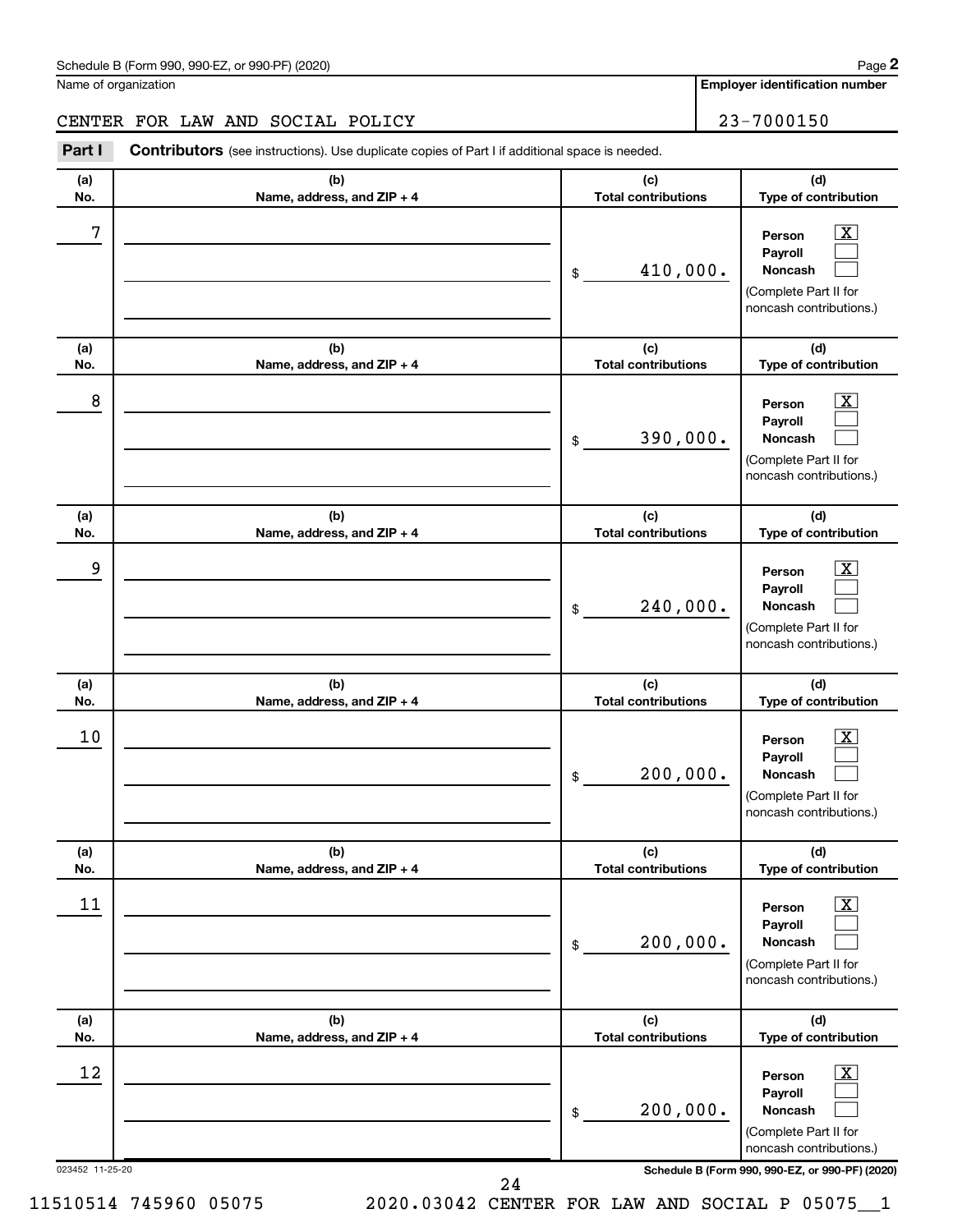Schedule B (Form 990, 990-EZ, or 990-PF) (2020)

Name of organization: CENTER FOR LAW AND SOCIAL POLICY

Employer identification number: 23-7000150

**Part I** **Contributors** (see instructions). Use duplicate copies of Part I if additional space is needed.

| (a) No. | (b) Name, address, and ZIP + 4 | (c) Total contributions | (d) Type of contribution |
|---|---|---|---|
| 7 | | $ 410,000. | Person [X] Payroll [ ] Noncash [ ] (Complete Part II for noncash contributions.) |
| 8 | | $ 390,000. | Person [X] Payroll [ ] Noncash [ ] (Complete Part II for noncash contributions.) |
| 9 | | $ 240,000. | Person [X] Payroll [ ] Noncash [ ] (Complete Part II for noncash contributions.) |
| 10 | | $ 200,000. | Person [X] Payroll [ ] Noncash [ ] (Complete Part II for noncash contributions.) |
| 11 | | $ 200,000. | Person [X] Payroll [ ] Noncash [ ] (Complete Part II for noncash contributions.) |
| 12 | | $ 200,000. | Person [X] Payroll [ ] Noncash [ ] (Complete Part II for noncash contributions.) |

023452 11-25-20

11510514 745960 05075 2020.03042 CENTER FOR LAW AND SOCIAL P 05075__1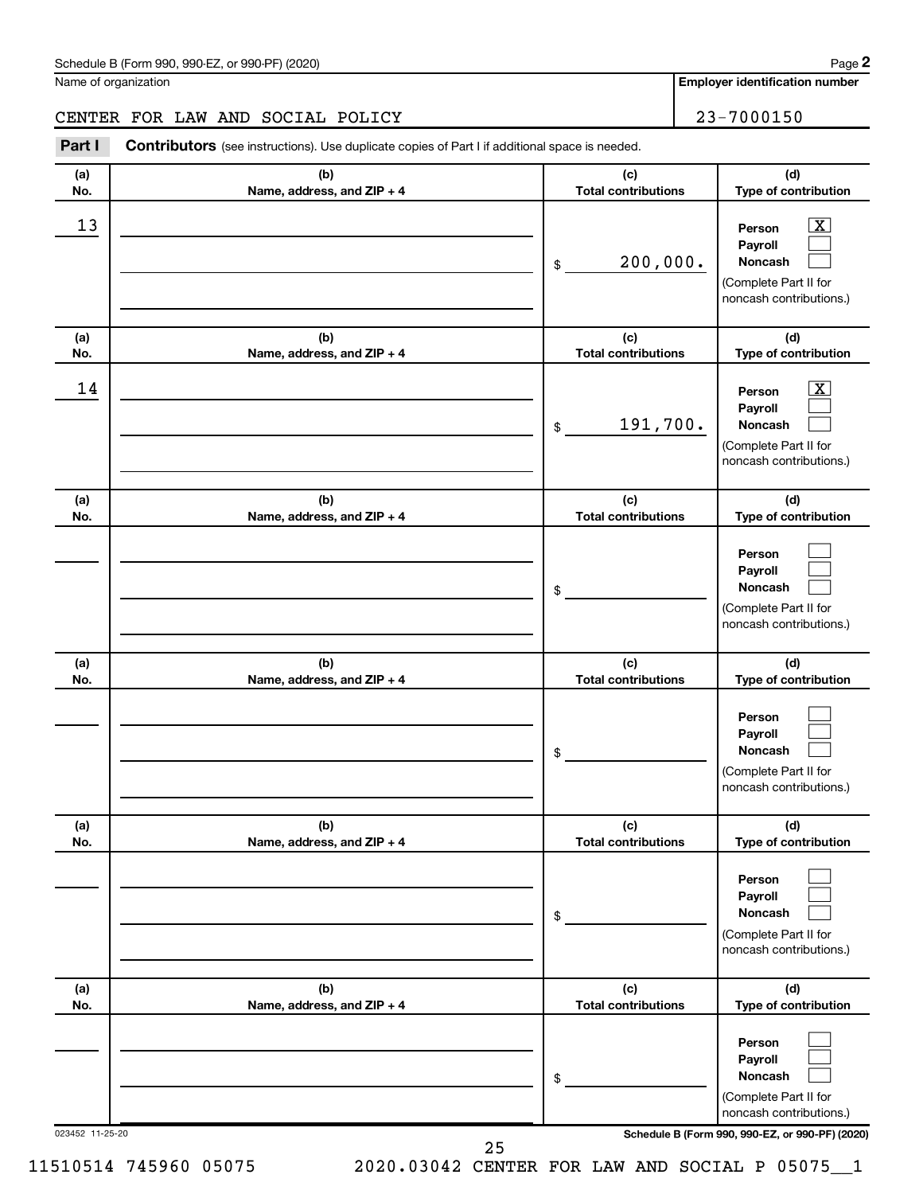Schedule B (Form 990, 990-EZ, or 990-PF) (2020)

Name of organization: CENTER FOR LAW AND SOCIAL POLICY

Employer identification number: 23-7000150

**Part I** **Contributors** (see instructions). Use duplicate copies of Part I if additional space is needed.

| (a) No. | (b) Name, address, and ZIP + 4 | (c) Total contributions | (d) Type of contribution |
|---|---|---|---|
| 13 | | $ 200,000. | Person [X] Payroll [ ] Noncash [ ] (Complete Part II for noncash contributions.) |
| 14 | | $ 191,700. | Person [X] Payroll [ ] Noncash [ ] (Complete Part II for noncash contributions.) |
| | | $ | Person [ ] Payroll [ ] Noncash [ ] (Complete Part II for noncash contributions.) |
| | | $ | Person [ ] Payroll [ ] Noncash [ ] (Complete Part II for noncash contributions.) |
| | | $ | Person [ ] Payroll [ ] Noncash [ ] (Complete Part II for noncash contributions.) |
| | | $ | Person [ ] Payroll [ ] Noncash [ ] (Complete Part II for noncash contributions.) |

023452 11-25-20

Schedule B (Form 990, 990-EZ, or 990-PF) (2020)

11510514 745960 05075 2020.03042 CENTER FOR LAW AND SOCIAL P 05075__1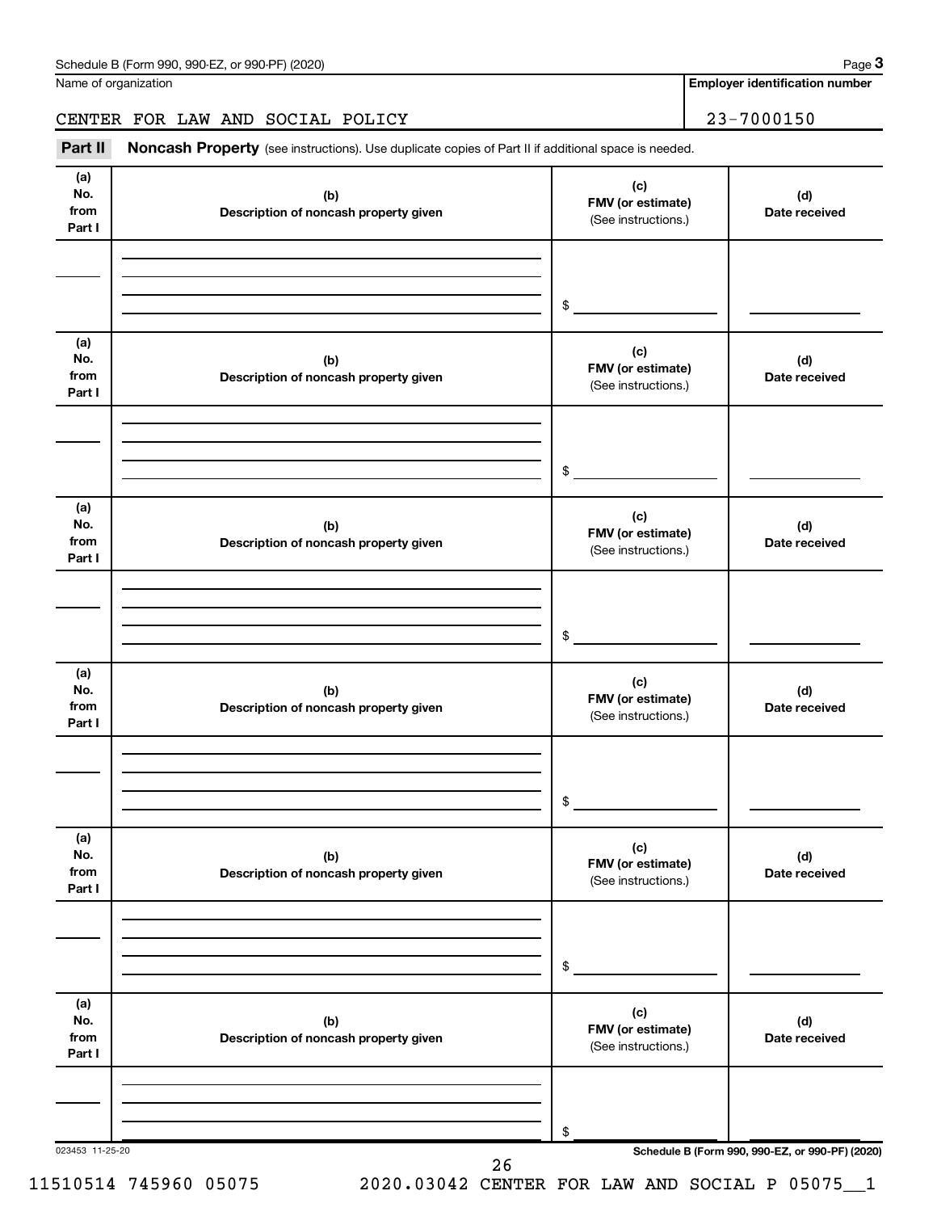Schedule B (Form 990, 990-EZ, or 990-PF) (2020)

| Name of organization | Employer identification number |
| --- | --- |
| CENTER FOR LAW AND SOCIAL POLICY | 23-7000150 |

**Part II** **Noncash Property** (see instructions). Use duplicate copies of Part II if additional space is needed.

| (a) No. from Part I | (b) Description of noncash property given | (c) FMV (or estimate) (See instructions.) | (d) Date received |
| --- | --- | --- | --- |
| | | $ | |

| (a) No. from Part I | (b) Description of noncash property given | (c) FMV (or estimate) (See instructions.) | (d) Date received |
| --- | --- | --- | --- |
| | | $ | |

| (a) No. from Part I | (b) Description of noncash property given | (c) FMV (or estimate) (See instructions.) | (d) Date received |
| --- | --- | --- | --- |
| | | $ | |

| (a) No. from Part I | (b) Description of noncash property given | (c) FMV (or estimate) (See instructions.) | (d) Date received |
| --- | --- | --- | --- |
| | | $ | |

| (a) No. from Part I | (b) Description of noncash property given | (c) FMV (or estimate) (See instructions.) | (d) Date received |
| --- | --- | --- | --- |
| | | $ | |

| (a) No. from Part I | (b) Description of noncash property given | (c) FMV (or estimate) (See instructions.) | (d) Date received |
| --- | --- | --- | --- |
| | | $ | |

023453 11-25-20

Schedule B (Form 990, 990-EZ, or 990-PF) (2020)

11510514 745960 05075 2020.03042 CENTER FOR LAW AND SOCIAL P 05075__1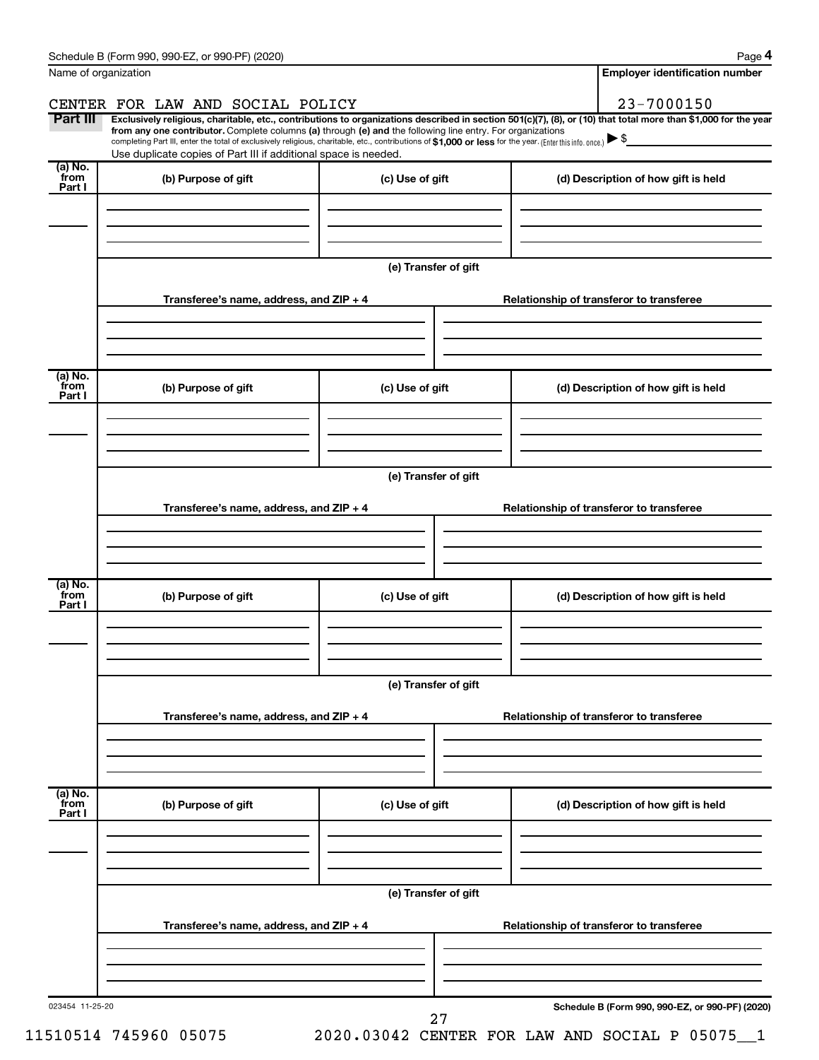Schedule B (Form 990, 990-EZ, or 990-PF) (2020)

Name of organization: CENTER FOR LAW AND SOCIAL POLICY

Employer identification number: 23-7000150

**Part III** **Exclusively religious, charitable, etc., contributions to organizations described in section 501(c)(7), (8), or (10) that total more than $1,000 for the year from any one contributor.** Complete columns **(a)** through **(e)** and the following line entry. For organizations completing Part III, enter the total of exclusively religious, charitable, etc., contributions of **$1,000 or less** for the year. (Enter this info. once.) ▶ $

Use duplicate copies of Part III if additional space is needed.

| (a) No. from Part I | (b) Purpose of gift | (c) Use of gift | (d) Description of how gift is held |
| --- | --- | --- | --- |
| | | | |

**(e) Transfer of gift**

| Transferee's name, address, and ZIP + 4 | Relationship of transferor to transferee |
| --- | --- |
| | |

| (a) No. from Part I | (b) Purpose of gift | (c) Use of gift | (d) Description of how gift is held |
| --- | --- | --- | --- |
| | | | |

**(e) Transfer of gift**

| Transferee's name, address, and ZIP + 4 | Relationship of transferor to transferee |
| --- | --- |
| | |

| (a) No. from Part I | (b) Purpose of gift | (c) Use of gift | (d) Description of how gift is held |
| --- | --- | --- | --- |
| | | | |

**(e) Transfer of gift**

| Transferee's name, address, and ZIP + 4 | Relationship of transferor to transferee |
| --- | --- |
| | |

| (a) No. from Part I | (b) Purpose of gift | (c) Use of gift | (d) Description of how gift is held |
| --- | --- | --- | --- |
| | | | |

**(e) Transfer of gift**

| Transferee's name, address, and ZIP + 4 | Relationship of transferor to transferee |
| --- | --- |
| | |

023454 11-25-20

**Schedule B (Form 990, 990-EZ, or 990-PF) (2020)**

11510514 745960 05075 2020.03042 CENTER FOR LAW AND SOCIAL P 05075__1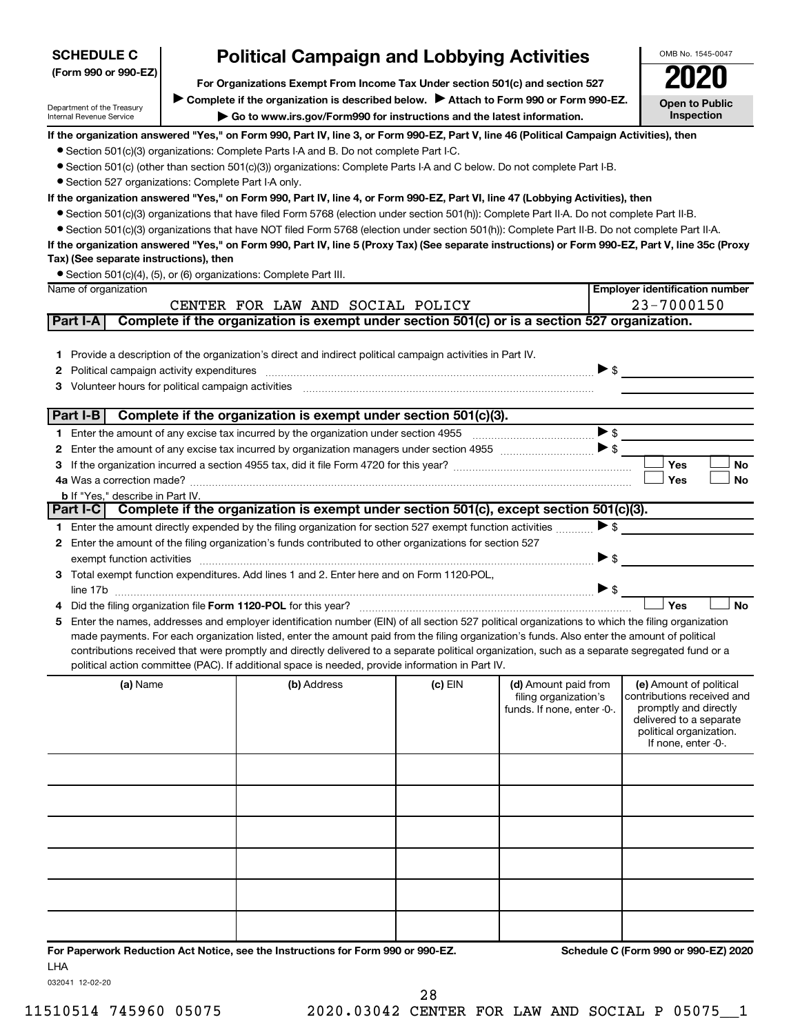**SCHEDULE C**
**(Form 990 or 990-EZ)**

Department of the Treasury
Internal Revenue Service

# Political Campaign and Lobbying Activities

**For Organizations Exempt From Income Tax Under section 501(c) and section 527**

▶ **Complete if the organization is described below.** ▶ **Attach to Form 990 or Form 990-EZ.**

▶ **Go to www.irs.gov/Form990 for instructions and the latest information.**

OMB No. 1545-0047

**2020**

**Open to Public Inspection**

**If the organization answered "Yes," on Form 990, Part IV, line 3, or Form 990-EZ, Part V, line 46 (Political Campaign Activities), then**

- Section 501(c)(3) organizations: Complete Parts I-A and B. Do not complete Part I-C.
- Section 501(c) (other than section 501(c)(3)) organizations: Complete Parts I-A and C below. Do not complete Part I-B.
- Section 527 organizations: Complete Part I-A only.

**If the organization answered "Yes," on Form 990, Part IV, line 4, or Form 990-EZ, Part VI, line 47 (Lobbying Activities), then**

- Section 501(c)(3) organizations that have filed Form 5768 (election under section 501(h)): Complete Part II-A. Do not complete Part II-B.
- Section 501(c)(3) organizations that have NOT filed Form 5768 (election under section 501(h)): Complete Part II-B. Do not complete Part II-A.

**If the organization answered "Yes," on Form 990, Part IV, line 5 (Proxy Tax) (See separate instructions) or Form 990-EZ, Part V, line 35c (Proxy Tax) (See separate instructions), then**

- Section 501(c)(4), (5), or (6) organizations: Complete Part III.

| Name of organization | Employer identification number |
|---|---|
| CENTER FOR LAW AND SOCIAL POLICY | 23-7000150 |

## Part I-A Complete if the organization is exempt under section 501(c) or is a section 527 organization.

1. Provide a description of the organization's direct and indirect political campaign activities in Part IV.
2. Political campaign activity expenditures ▶ $
3. Volunteer hours for political campaign activities

## Part I-B Complete if the organization is exempt under section 501(c)(3).

1. Enter the amount of any excise tax incurred by the organization under section 4955 ▶ $
2. Enter the amount of any excise tax incurred by organization managers under section 4955 ▶ $
3. If the organization incurred a section 4955 tax, did it file Form 4720 for this year? ☐ Yes ☐ No

4a. Was a correction made? ☐ Yes ☐ No

b. If "Yes," describe in Part IV.

## Part I-C Complete if the organization is exempt under section 501(c), except section 501(c)(3).

1. Enter the amount directly expended by the filing organization for section 527 exempt function activities ▶ $
2. Enter the amount of the filing organization's funds contributed to other organizations for section 527 exempt function activities ▶ $
3. Total exempt function expenditures. Add lines 1 and 2. Enter here and on Form 1120-POL, line 17b ▶ $
4. Did the filing organization file **Form 1120-POL** for this year? ☐ Yes ☐ No
5. Enter the names, addresses and employer identification number (EIN) of all section 527 political organizations to which the filing organization made payments. For each organization listed, enter the amount paid from the filing organization's funds. Also enter the amount of political contributions received that were promptly and directly delivered to a separate political organization, such as a separate segregated fund or a political action committee (PAC). If additional space is needed, provide information in Part IV.

| (a) Name | (b) Address | (c) EIN | (d) Amount paid from filing organization's funds. If none, enter -0-. | (e) Amount of political contributions received and promptly and directly delivered to a separate political organization. If none, enter -0-. |
|---|---|---|---|---|
| | | | | |
| | | | | |
| | | | | |
| | | | | |
| | | | | |
| | | | | |

**For Paperwork Reduction Act Notice, see the Instructions for Form 990 or 990-EZ.**

**Schedule C (Form 990 or 990-EZ) 2020**

LHA

032041 12-02-20

11510514 745960 05075 2020.03042 CENTER FOR LAW AND SOCIAL P 05075__1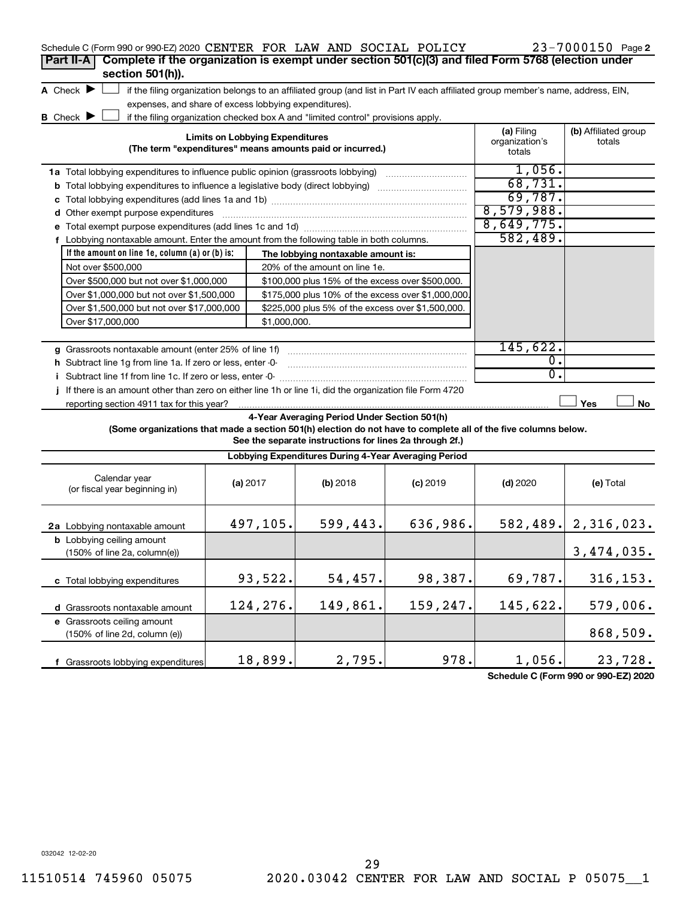Schedule C (Form 990 or 990-EZ) 2020 CENTER FOR LAW AND SOCIAL POLICY 23-7000150 Page 2

## Part II-A Complete if the organization is exempt under section 501(c)(3) and filed Form 5768 (election under section 501(h)).

A Check ▶ ☐ if the filing organization belongs to an affiliated group (and list in Part IV each affiliated group member's name, address, EIN, expenses, and share of excess lobbying expenditures).

B Check ▶ ☐ if the filing organization checked box A and "limited control" provisions apply.

| Limits on Lobbying Expenditures (The term "expenditures" means amounts paid or incurred.) | (a) Filing organization's totals | (b) Affiliated group totals |
|---|---|---|
| 1a Total lobbying expenditures to influence public opinion (grassroots lobbying) | 1,056. | |
| b Total lobbying expenditures to influence a legislative body (direct lobbying) | 68,731. | |
| c Total lobbying expenditures (add lines 1a and 1b) | 69,787. | |
| d Other exempt purpose expenditures | 8,579,988. | |
| e Total exempt purpose expenditures (add lines 1c and 1d) | 8,649,775. | |
| f Lobbying nontaxable amount. Enter the amount from the following table in both columns. | 582,489. | |

| If the amount on line 1e, column (a) or (b) is: | The lobbying nontaxable amount is: |
|---|---|
| Not over $500,000 | 20% of the amount on line 1e. |
| Over $500,000 but not over $1,000,000 | $100,000 plus 15% of the excess over $500,000. |
| Over $1,000,000 but not over $1,500,000 | $175,000 plus 10% of the excess over $1,000,000. |
| Over $1,500,000 but not over $17,000,000 | $225,000 plus 5% of the excess over $1,500,000. |
| Over $17,000,000 | $1,000,000. |

| | (a) Filing organization's totals | (b) Affiliated group totals |
|---|---|---|
| g Grassroots nontaxable amount (enter 25% of line 1f) | 145,622. | |
| h Subtract line 1g from line 1a. If zero or less, enter -0- | 0. | |
| i Subtract line 1f from line 1c. If zero or less, enter -0- | 0. | |
| j If there is an amount other than zero on either line 1h or line 1i, did the organization file Form 4720 reporting section 4911 tax for this year? | ☐ Yes | ☐ No |

### 4-Year Averaging Period Under Section 501(h)

**(Some organizations that made a section 501(h) election do not have to complete all of the five columns below. See the separate instructions for lines 2a through 2f.)**

**Lobbying Expenditures During 4-Year Averaging Period**

| Calendar year (or fiscal year beginning in) | (a) 2017 | (b) 2018 | (c) 2019 | (d) 2020 | (e) Total |
|---|---|---|---|---|---|
| 2a Lobbying nontaxable amount | 497,105. | 599,443. | 636,986. | 582,489. | 2,316,023. |
| b Lobbying ceiling amount (150% of line 2a, column(e)) | | | | | 3,474,035. |
| c Total lobbying expenditures | 93,522. | 54,457. | 98,387. | 69,787. | 316,153. |
| d Grassroots nontaxable amount | 124,276. | 149,861. | 159,247. | 145,622. | 579,006. |
| e Grassroots ceiling amount (150% of line 2d, column (e)) | | | | | 868,509. |
| f Grassroots lobbying expenditures | 18,899. | 2,795. | 978. | 1,056. | 23,728. |

Schedule C (Form 990 or 990-EZ) 2020

032042 12-02-20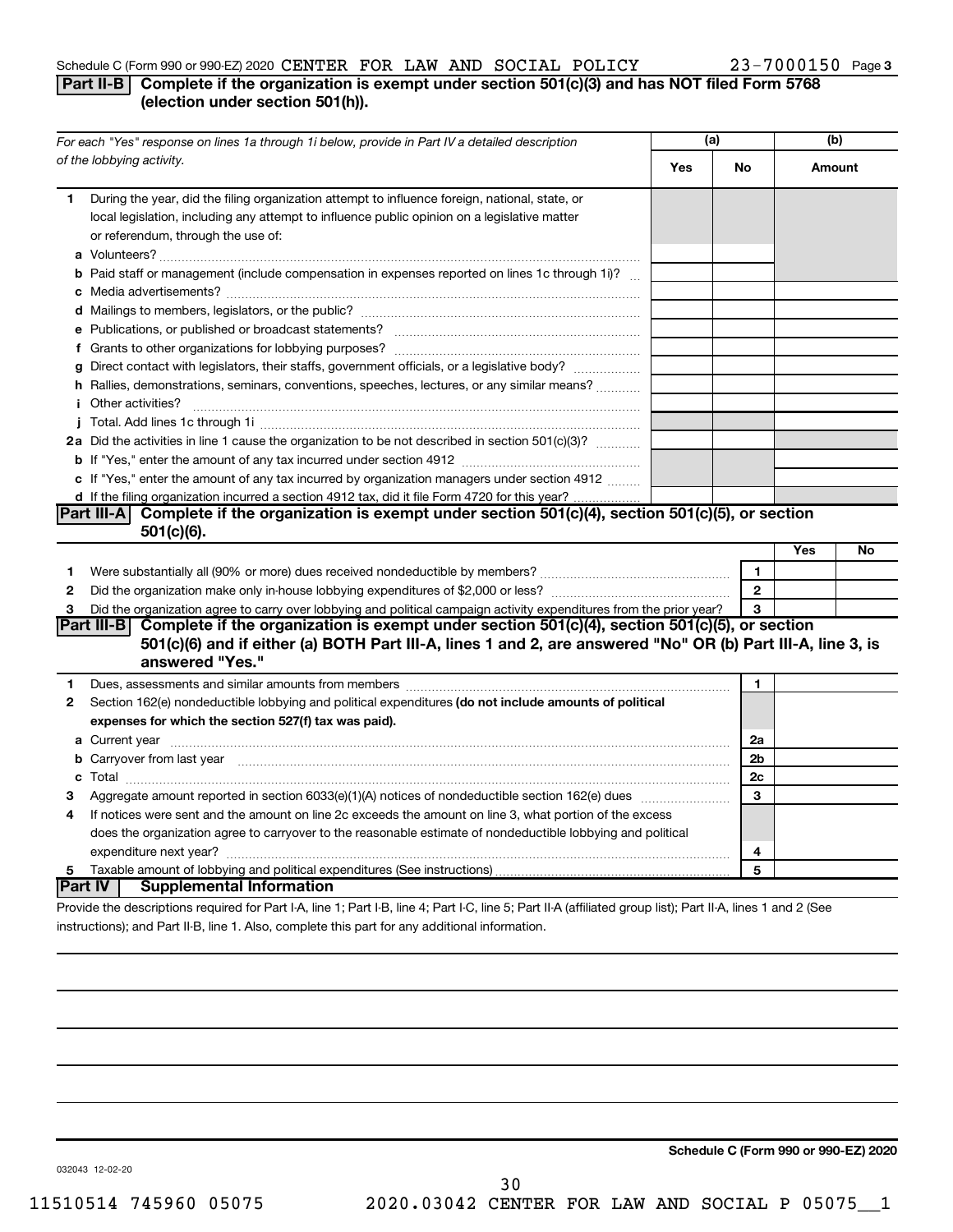Schedule C (Form 990 or 990-EZ) 2020 CENTER FOR LAW AND SOCIAL POLICY 23-7000150 Page 3

## Part II-B Complete if the organization is exempt under section 501(c)(3) and has NOT filed Form 5768 (election under section 501(h)).

| For each "Yes" response on lines 1a through 1i below, provide in Part IV a detailed description of the lobbying activity. | (a) Yes | (a) No | (b) Amount |
|---|---|---|---|
| **1** During the year, did the filing organization attempt to influence foreign, national, state, or local legislation, including any attempt to influence public opinion on a legislative matter or referendum, through the use of: | | | |
| **a** Volunteers? | | | |
| **b** Paid staff or management (include compensation in expenses reported on lines 1c through 1i)? | | | |
| **c** Media advertisements? | | | |
| **d** Mailings to members, legislators, or the public? | | | |
| **e** Publications, or published or broadcast statements? | | | |
| **f** Grants to other organizations for lobbying purposes? | | | |
| **g** Direct contact with legislators, their staffs, government officials, or a legislative body? | | | |
| **h** Rallies, demonstrations, seminars, conventions, speeches, lectures, or any similar means? | | | |
| **i** Other activities? | | | |
| **j** Total. Add lines 1c through 1i | | | |
| **2a** Did the activities in line 1 cause the organization to be not described in section 501(c)(3)? | | | |
| **b** If "Yes," enter the amount of any tax incurred under section 4912 | | | |
| **c** If "Yes," enter the amount of any tax incurred by organization managers under section 4912 | | | |
| **d** If the filing organization incurred a section 4912 tax, did it file Form 4720 for this year? | | | |

## Part III-A Complete if the organization is exempt under section 501(c)(4), section 501(c)(5), or section 501(c)(6).

| | | Yes | No |
|---|---|---|---|
| **1** Were substantially all (90% or more) dues received nondeductible by members? | 1 | | |
| **2** Did the organization make only in-house lobbying expenditures of $2,000 or less? | 2 | | |
| **3** Did the organization agree to carry over lobbying and political campaign activity expenditures from the prior year? | 3 | | |

## Part III-B Complete if the organization is exempt under section 501(c)(4), section 501(c)(5), or section 501(c)(6) and if either (a) BOTH Part III-A, lines 1 and 2, are answered "No" OR (b) Part III-A, line 3, is answered "Yes."

| | | |
|---|---|---|
| **1** Dues, assessments and similar amounts from members | 1 | |
| **2** Section 162(e) nondeductible lobbying and political expenditures **(do not include amounts of political expenses for which the section 527(f) tax was paid).** | | |
| **a** Current year | 2a | |
| **b** Carryover from last year | 2b | |
| **c** Total | 2c | |
| **3** Aggregate amount reported in section 6033(e)(1)(A) notices of nondeductible section 162(e) dues | 3 | |
| **4** If notices were sent and the amount on line 2c exceeds the amount on line 3, what portion of the excess does the organization agree to carryover to the reasonable estimate of nondeductible lobbying and political expenditure next year? | 4 | |
| **5** Taxable amount of lobbying and political expenditures (See instructions) | 5 | |

## Part IV Supplemental Information

Provide the descriptions required for Part I-A, line 1; Part I-B, line 4; Part I-C, line 5; Part II-A (affiliated group list); Part II-A, lines 1 and 2 (See instructions); and Part II-B, line 1. Also, complete this part for any additional information.

**Schedule C (Form 990 or 990-EZ) 2020**

032043 12-02-20

11510514 745960 05075 2020.03042 CENTER FOR LAW AND SOCIAL P 05075__1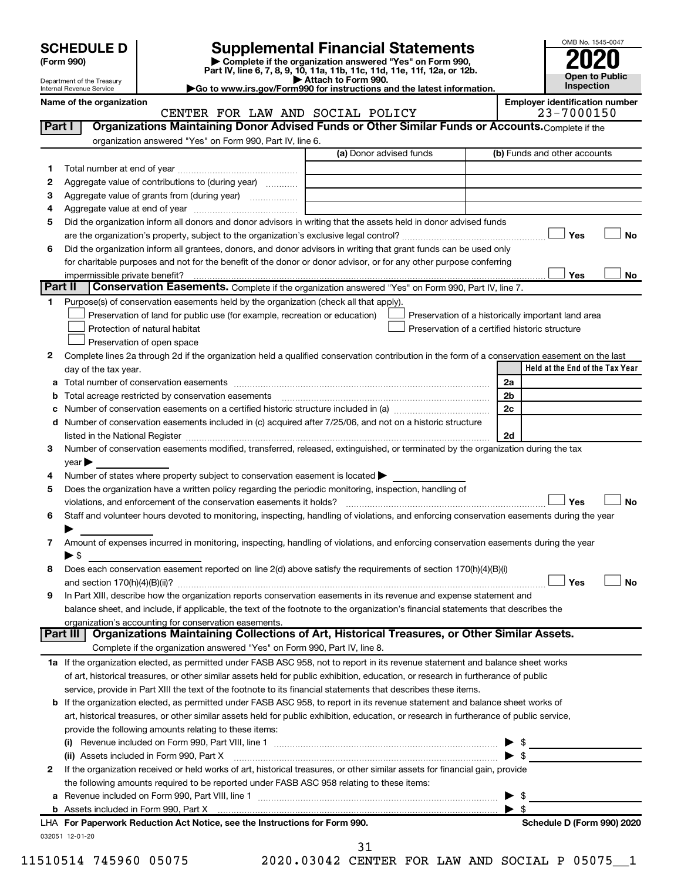# SCHEDULE D (Form 990)

Department of the Treasury
Internal Revenue Service

## Supplemental Financial Statements

▶ Complete if the organization answered "Yes" on Form 990, Part IV, line 6, 7, 8, 9, 10, 11a, 11b, 11c, 11d, 11e, 11f, 12a, or 12b.
▶ Attach to Form 990.
▶Go to www.irs.gov/Form990 for instructions and the latest information.

OMB No. 1545-0047

**2020**

**Open to Public Inspection**

Name of the organization: CENTER FOR LAW AND SOCIAL POLICY

Employer identification number: 23-7000150

### Part I Organizations Maintaining Donor Advised Funds or Other Similar Funds or Accounts.

Complete if the organization answered "Yes" on Form 990, Part IV, line 6.

| | | (a) Donor advised funds | (b) Funds and other accounts |
|---|---|---|---|
| 1 | Total number at end of year | | |
| 2 | Aggregate value of contributions to (during year) | | |
| 3 | Aggregate value of grants from (during year) | | |
| 4 | Aggregate value at end of year | | |

5 Did the organization inform all donors and donor advisors in writing that the assets held in donor advised funds are the organization's property, subject to the organization's exclusive legal control? ☐ Yes ☐ No

6 Did the organization inform all grantees, donors, and donor advisors in writing that grant funds can be used only for charitable purposes and not for the benefit of the donor or donor advisor, or for any other purpose conferring impermissible private benefit? ☐ Yes ☐ No

### Part II Conservation Easements.

Complete if the organization answered "Yes" on Form 990, Part IV, line 7.

1 Purpose(s) of conservation easements held by the organization (check all that apply).

- ☐ Preservation of land for public use (for example, recreation or education)
- ☐ Protection of natural habitat
- ☐ Preservation of open space
- ☐ Preservation of a historically important land area
- ☐ Preservation of a certified historic structure

2 Complete lines 2a through 2d if the organization held a qualified conservation contribution in the form of a conservation easement on the last day of the tax year.

| | | | Held at the End of the Tax Year |
|---|---|---|---|
| a | Total number of conservation easements | 2a | |
| b | Total acreage restricted by conservation easements | 2b | |
| c | Number of conservation easements on a certified historic structure included in (a) | 2c | |
| d | Number of conservation easements included in (c) acquired after 7/25/06, and not on a historic structure listed in the National Register | 2d | |

3 Number of conservation easements modified, transferred, released, extinguished, or terminated by the organization during the tax year ▶

4 Number of states where property subject to conservation easement is located ▶

5 Does the organization have a written policy regarding the periodic monitoring, inspection, handling of violations, and enforcement of the conservation easements it holds? ☐ Yes ☐ No

6 Staff and volunteer hours devoted to monitoring, inspecting, handling of violations, and enforcing conservation easements during the year ▶

7 Amount of expenses incurred in monitoring, inspecting, handling of violations, and enforcing conservation easements during the year ▶ $

8 Does each conservation easement reported on line 2(d) above satisfy the requirements of section 170(h)(4)(B)(i) and section 170(h)(4)(B)(ii)? ☐ Yes ☐ No

9 In Part XIII, describe how the organization reports conservation easements in its revenue and expense statement and balance sheet, and include, if applicable, the text of the footnote to the organization's financial statements that describes the organization's accounting for conservation easements.

### Part III Organizations Maintaining Collections of Art, Historical Treasures, or Other Similar Assets.

Complete if the organization answered "Yes" on Form 990, Part IV, line 8.

1a If the organization elected, as permitted under FASB ASC 958, not to report in its revenue statement and balance sheet works of art, historical treasures, or other similar assets held for public exhibition, education, or research in furtherance of public service, provide in Part XIII the text of the footnote to its financial statements that describes these items.

b If the organization elected, as permitted under FASB ASC 958, to report in its revenue statement and balance sheet works of art, historical treasures, or other similar assets held for public exhibition, education, or research in furtherance of public service, provide the following amounts relating to these items:

(i) Revenue included on Form 990, Part VIII, line 1 ▶ $

(ii) Assets included in Form 990, Part X ▶ $

2 If the organization received or held works of art, historical treasures, or other similar assets for financial gain, provide the following amounts required to be reported under FASB ASC 958 relating to these items:

a Revenue included on Form 990, Part VIII, line 1 ▶ $

b Assets included in Form 990, Part X ▶ $

LHA For Paperwork Reduction Act Notice, see the Instructions for Form 990. Schedule D (Form 990) 2020

032051 12-01-20

11510514 745960 05075 2020.03042 CENTER FOR LAW AND SOCIAL P 05075__1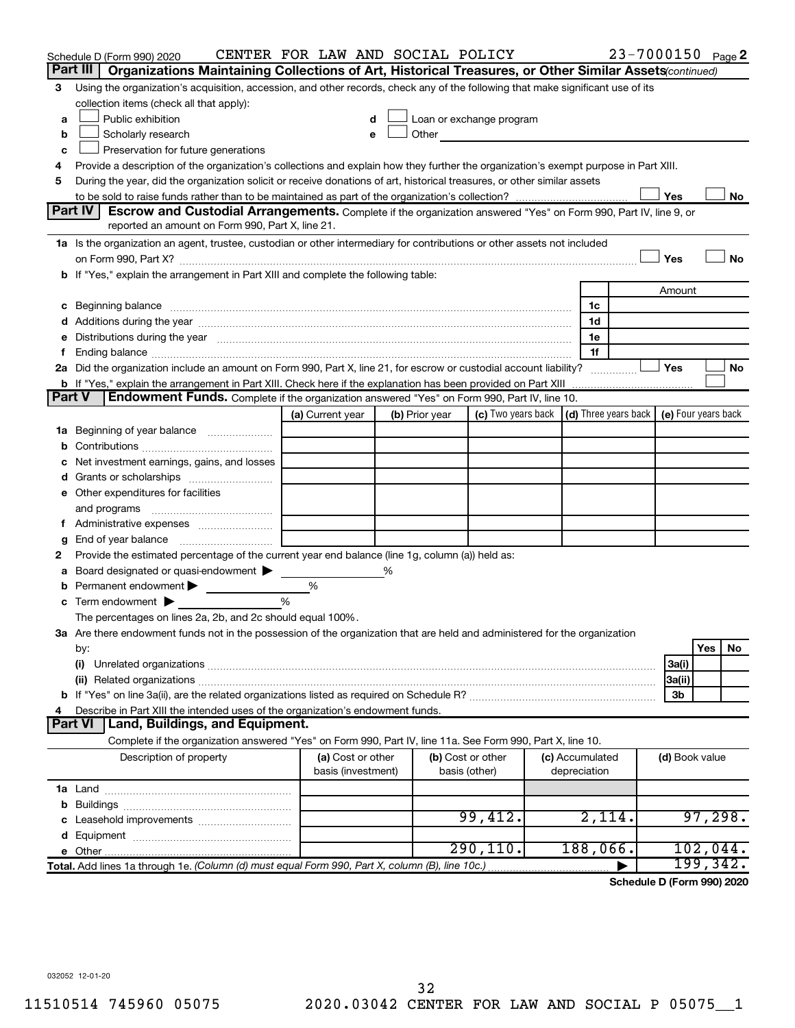Schedule D (Form 990) 2020 CENTER FOR LAW AND SOCIAL POLICY 23-7000150 Page 2

## Part III Organizations Maintaining Collections of Art, Historical Treasures, or Other Similar Assets *(continued)*

3 Using the organization's acquisition, accession, and other records, check any of the following that make significant use of its collection items (check all that apply):

a ☐ Public exhibition
b ☐ Scholarly research
c ☐ Preservation for future generations
d ☐ Loan or exchange program
e ☐ Other

4 Provide a description of the organization's collections and explain how they further the organization's exempt purpose in Part XIII.

5 During the year, did the organization solicit or receive donations of art, historical treasures, or other similar assets to be sold to raise funds rather than to be maintained as part of the organization's collection? ☐ Yes ☐ No

## Part IV Escrow and Custodial Arrangements.

Complete if the organization answered "Yes" on Form 990, Part IV, line 9, or reported an amount on Form 990, Part X, line 21.

1a Is the organization an agent, trustee, custodian or other intermediary for contributions or other assets not included on Form 990, Part X? ☐ Yes ☐ No

b If "Yes," explain the arrangement in Part XIII and complete the following table:

| | | Amount |
|---|---|---|
| c Beginning balance | 1c | |
| d Additions during the year | 1d | |
| e Distributions during the year | 1e | |
| f Ending balance | 1f | |

2a Did the organization include an amount on Form 990, Part X, line 21, for escrow or custodial account liability? ☐ Yes ☐ No

b If "Yes," explain the arrangement in Part XIII. Check here if the explanation has been provided on Part XIII ☐

## Part V Endowment Funds.

Complete if the organization answered "Yes" on Form 990, Part IV, line 10.

| | (a) Current year | (b) Prior year | (c) Two years back | (d) Three years back | (e) Four years back |
|---|---|---|---|---|---|
| 1a Beginning of year balance | | | | | |
| b Contributions | | | | | |
| c Net investment earnings, gains, and losses | | | | | |
| d Grants or scholarships | | | | | |
| e Other expenditures for facilities and programs | | | | | |
| f Administrative expenses | | | | | |
| g End of year balance | | | | | |

2 Provide the estimated percentage of the current year end balance (line 1g, column (a)) held as:

a Board designated or quasi-endowment ▶ ____ %
b Permanent endowment ▶ ____ %
c Term endowment ▶ ____ %

The percentages on lines 2a, 2b, and 2c should equal 100%.

3a Are there endowment funds not in the possession of the organization that are held and administered for the organization by:

| | | Yes | No |
|---|---|---|---|
| (i) Unrelated organizations | 3a(i) | | |
| (ii) Related organizations | 3a(ii) | | |
| b If "Yes" on line 3a(ii), are the related organizations listed as required on Schedule R? | 3b | | |

4 Describe in Part XIII the intended uses of the organization's endowment funds.

## Part VI Land, Buildings, and Equipment.

Complete if the organization answered "Yes" on Form 990, Part IV, line 11a. See Form 990, Part X, line 10.

| Description of property | (a) Cost or other basis (investment) | (b) Cost or other basis (other) | (c) Accumulated depreciation | (d) Book value |
|---|---|---|---|---|
| 1a Land | | | | |
| b Buildings | | | | |
| c Leasehold improvements | | 99,412. | 2,114. | 97,298. |
| d Equipment | | | | |
| e Other | | 290,110. | 188,066. | 102,044. |
| **Total.** Add lines 1a through 1e. *(Column (d) must equal Form 990, Part X, column (B), line 10c.)* ▶ | | | | 199,342. |

**Schedule D (Form 990) 2020**

032052 12-01-20

11510514 745960 05075 2020.03042 CENTER FOR LAW AND SOCIAL P 05075__1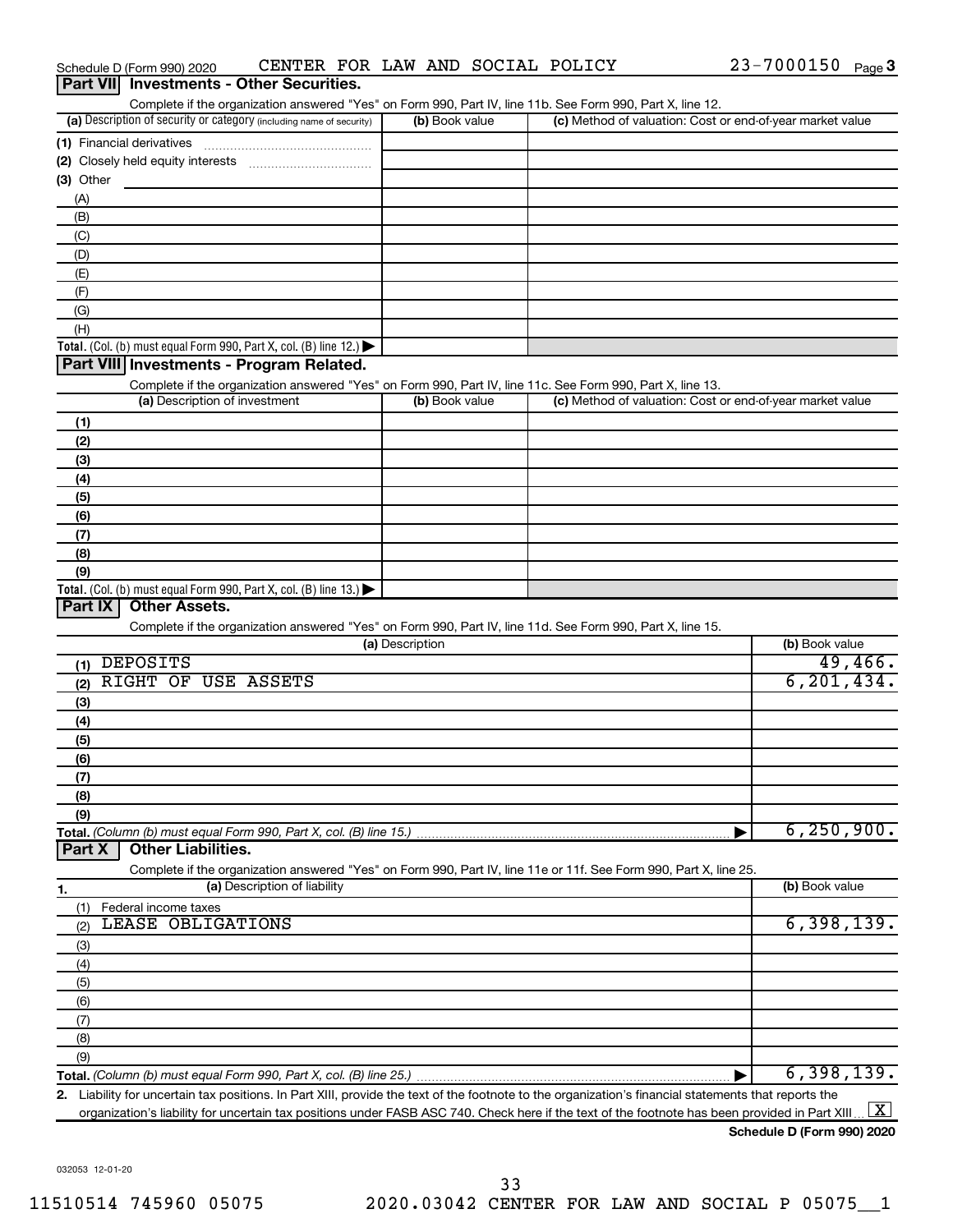Schedule D (Form 990) 2020 CENTER FOR LAW AND SOCIAL POLICY 23-7000150

## Part VII Investments - Other Securities.

Complete if the organization answered "Yes" on Form 990, Part IV, line 11b. See Form 990, Part X, line 12.

| (a) Description of security or category (including name of security) | (b) Book value | (c) Method of valuation: Cost or end-of-year market value |
|---|---|---|
| (1) Financial derivatives | | |
| (2) Closely held equity interests | | |
| (3) Other | | |
| (A) | | |
| (B) | | |
| (C) | | |
| (D) | | |
| (E) | | |
| (F) | | |
| (G) | | |
| (H) | | |
| **Total.** (Col. (b) must equal Form 990, Part X, col. (B) line 12.) | | |

## Part VIII Investments - Program Related.

Complete if the organization answered "Yes" on Form 990, Part IV, line 11c. See Form 990, Part X, line 13.

| (a) Description of investment | (b) Book value | (c) Method of valuation: Cost or end-of-year market value |
|---|---|---|
| (1) | | |
| (2) | | |
| (3) | | |
| (4) | | |
| (5) | | |
| (6) | | |
| (7) | | |
| (8) | | |
| (9) | | |
| **Total.** (Col. (b) must equal Form 990, Part X, col. (B) line 13.) | | |

## Part IX Other Assets.

Complete if the organization answered "Yes" on Form 990, Part IV, line 11d. See Form 990, Part X, line 15.

| (a) Description | (b) Book value |
|---|---|
| (1) DEPOSITS | 49,466. |
| (2) RIGHT OF USE ASSETS | 6,201,434. |
| (3) | |
| (4) | |
| (5) | |
| (6) | |
| (7) | |
| (8) | |
| (9) | |
| **Total.** *(Column (b) must equal Form 990, Part X, col. (B) line 15.)* | 6,250,900. |

## Part X Other Liabilities.

Complete if the organization answered "Yes" on Form 990, Part IV, line 11e or 11f. See Form 990, Part X, line 25.

| 1. (a) Description of liability | (b) Book value |
|---|---|
| (1) Federal income taxes | |
| (2) LEASE OBLIGATIONS | 6,398,139. |
| (3) | |
| (4) | |
| (5) | |
| (6) | |
| (7) | |
| (8) | |
| (9) | |
| **Total.** *(Column (b) must equal Form 990, Part X, col. (B) line 25.)* | 6,398,139. |

2. Liability for uncertain tax positions. In Part XIII, provide the text of the footnote to the organization's financial statements that reports the organization's liability for uncertain tax positions under FASB ASC 740. Check here if the text of the footnote has been provided in Part XIII [X]

**Schedule D (Form 990) 2020**

032053 12-01-20

11510514 745960 05075 2020.03042 CENTER FOR LAW AND SOCIAL P 05075__1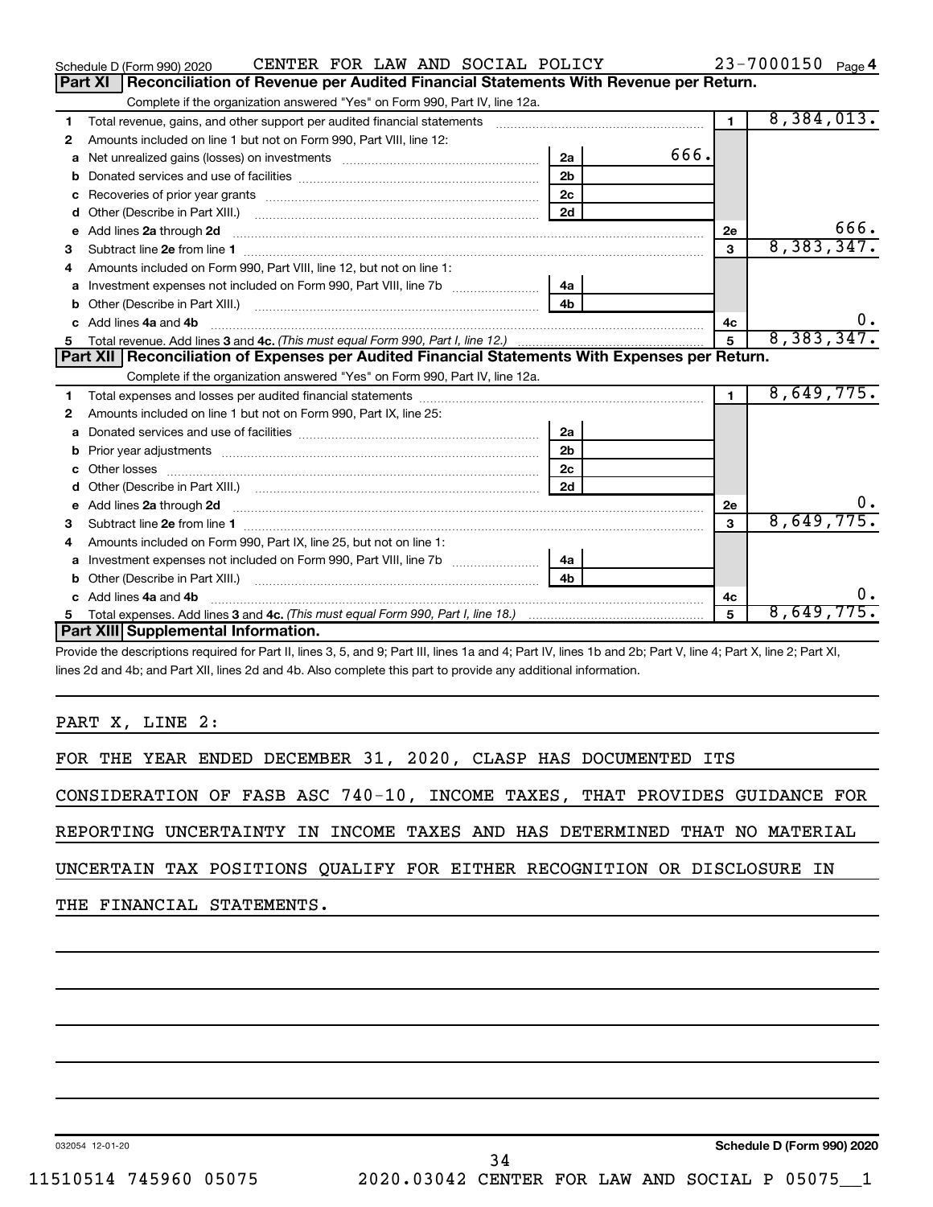Schedule D (Form 990) 2020 CENTER FOR LAW AND SOCIAL POLICY 23-7000150 Page 4

## Part XI Reconciliation of Revenue per Audited Financial Statements With Revenue per Return.

Complete if the organization answered "Yes" on Form 990, Part IV, line 12a.

| | | | | | |
|---|---|---|---|---|---|
| 1 | Total revenue, gains, and other support per audited financial statements | | | 1 | 8,384,013. |
| 2 | Amounts included on line 1 but not on Form 990, Part VIII, line 12: | | | | |
| a | Net unrealized gains (losses) on investments | 2a | 666. | | |
| b | Donated services and use of facilities | 2b | | | |
| c | Recoveries of prior year grants | 2c | | | |
| d | Other (Describe in Part XIII.) | 2d | | | |
| e | Add lines 2a through 2d | | | 2e | 666. |
| 3 | Subtract line 2e from line 1 | | | 3 | 8,383,347. |
| 4 | Amounts included on Form 990, Part VIII, line 12, but not on line 1: | | | | |
| a | Investment expenses not included on Form 990, Part VIII, line 7b | 4a | | | |
| b | Other (Describe in Part XIII.) | 4b | | | |
| c | Add lines 4a and 4b | | | 4c | 0. |
| 5 | Total revenue. Add lines 3 and 4c. *(This must equal Form 990, Part I, line 12.)* | | | 5 | 8,383,347. |

## Part XII Reconciliation of Expenses per Audited Financial Statements With Expenses per Return.

Complete if the organization answered "Yes" on Form 990, Part IV, line 12a.

| | | | | | |
|---|---|---|---|---|---|
| 1 | Total expenses and losses per audited financial statements | | | 1 | 8,649,775. |
| 2 | Amounts included on line 1 but not on Form 990, Part IX, line 25: | | | | |
| a | Donated services and use of facilities | 2a | | | |
| b | Prior year adjustments | 2b | | | |
| c | Other losses | 2c | | | |
| d | Other (Describe in Part XIII.) | 2d | | | |
| e | Add lines 2a through 2d | | | 2e | 0. |
| 3 | Subtract line 2e from line 1 | | | 3 | 8,649,775. |
| 4 | Amounts included on Form 990, Part IX, line 25, but not on line 1: | | | | |
| a | Investment expenses not included on Form 990, Part VIII, line 7b | 4a | | | |
| b | Other (Describe in Part XIII.) | 4b | | | |
| c | Add lines 4a and 4b | | | 4c | 0. |
| 5 | Total expenses. Add lines 3 and 4c. *(This must equal Form 990, Part I, line 18.)* | | | 5 | 8,649,775. |

## Part XIII Supplemental Information.

Provide the descriptions required for Part II, lines 3, 5, and 9; Part III, lines 1a and 4; Part IV, lines 1b and 2b; Part V, line 4; Part X, line 2; Part XI, lines 2d and 4b; and Part XII, lines 2d and 4b. Also complete this part to provide any additional information.

PART X, LINE 2:

FOR THE YEAR ENDED DECEMBER 31, 2020, CLASP HAS DOCUMENTED ITS CONSIDERATION OF FASB ASC 740-10, INCOME TAXES, THAT PROVIDES GUIDANCE FOR REPORTING UNCERTAINTY IN INCOME TAXES AND HAS DETERMINED THAT NO MATERIAL UNCERTAIN TAX POSITIONS QUALIFY FOR EITHER RECOGNITION OR DISCLOSURE IN THE FINANCIAL STATEMENTS.

032054 12-01-20 **Schedule D (Form 990) 2020**

11510514 745960 05075 2020.03042 CENTER FOR LAW AND SOCIAL P 05075__1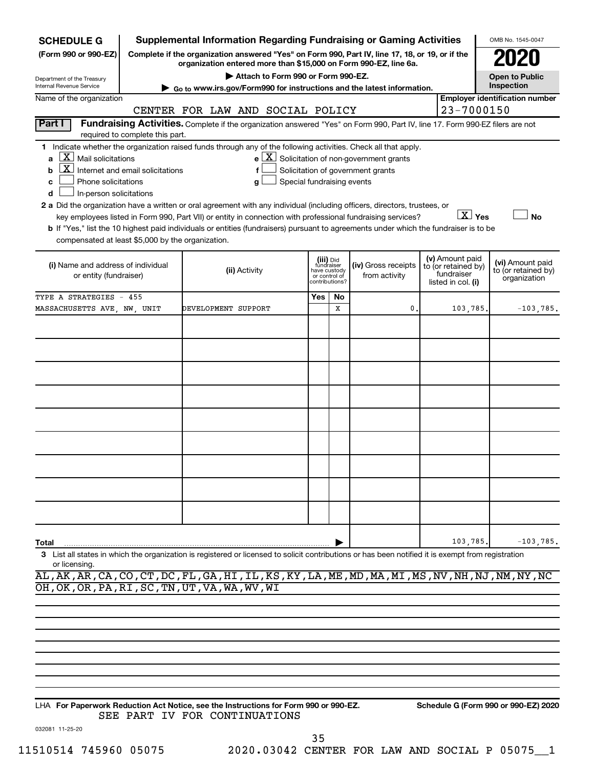**SCHEDULE G**
**(Form 990 or 990-EZ)**

Department of the Treasury
Internal Revenue Service

# Supplemental Information Regarding Fundraising or Gaming Activities

**Complete if the organization answered "Yes" on Form 990, Part IV, line 17, 18, or 19, or if the organization entered more than $15,000 on Form 990-EZ, line 6a.**

▶ Attach to Form 990 or Form 990-EZ.

▶ Go to www.irs.gov/Form990 for instructions and the latest information.

OMB No. 1545-0047

**2020**

**Open to Public Inspection**

Name of the organization: CENTER FOR LAW AND SOCIAL POLICY

Employer identification number: 23-7000150

**Part I** **Fundraising Activities.** Complete if the organization answered "Yes" on Form 990, Part IV, line 17. Form 990-EZ filers are not required to complete this part.

**1** Indicate whether the organization raised funds through any of the following activities. Check all that apply.

- a [X] Mail solicitations
- b [X] Internet and email solicitations
- c [ ] Phone solicitations
- d [ ] In-person solicitations
- e [X] Solicitation of non-government grants
- f [ ] Solicitation of government grants
- g [ ] Special fundraising events

**2 a** Did the organization have a written or oral agreement with any individual (including officers, directors, trustees, or key employees listed in Form 990, Part VII) or entity in connection with professional fundraising services? [X] Yes [ ] No

**b** If "Yes," list the 10 highest paid individuals or entities (fundraisers) pursuant to agreements under which the fundraiser is to be compensated at least $5,000 by the organization.

| (i) Name and address of individual or entity (fundraiser) | (ii) Activity | (iii) Did fundraiser have custody or control of contributions? Yes | No | (iv) Gross receipts from activity | (v) Amount paid to (or retained by) fundraiser listed in col. (i) | (vi) Amount paid to (or retained by) organization |
|---|---|---|---|---|---|---|
| TYPE A STRATEGIES - 455 MASSACHUSETTS AVE, NW, UNIT | DEVELOPMENT SUPPORT | | X | 0. | 103,785. | -103,785. |
| | | | | | | |
| | | | | | | |
| | | | | | | |
| | | | | | | |
| | | | | | | |
| | | | | | | |
| | | | | | | |
| | | | | | | |
| | | | | | | |
| **Total** | | | | ▶ | 103,785. | -103,785. |

**3** List all states in which the organization is registered or licensed to solicit contributions or has been notified it is exempt from registration or licensing.

AL,AK,AR,CA,CO,CT,DC,FL,GA,HI,IL,KS,KY,LA,ME,MD,MA,MI,MS,NV,NH,NJ,NM,NY,NC
OH,OK,OR,PA,RI,SC,TN,UT,VA,WA,WV,WI

LHA **For Paperwork Reduction Act Notice, see the Instructions for Form 990 or 990-EZ.** **Schedule G (Form 990 or 990-EZ) 2020**

SEE PART IV FOR CONTINUATIONS

032081 11-25-20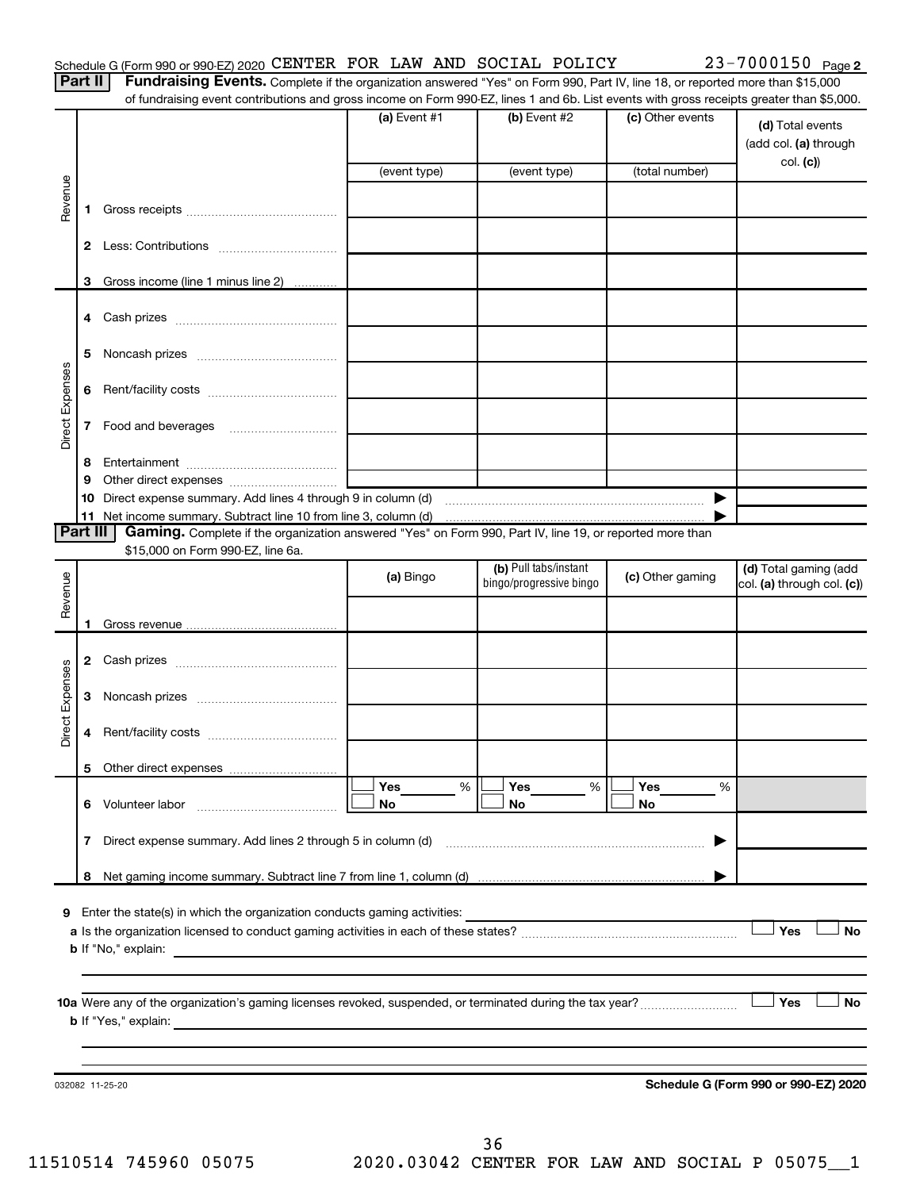Schedule G (Form 990 or 990-EZ) 2020 CENTER FOR LAW AND SOCIAL POLICY 23-7000150 Page 2

**Part II** **Fundraising Events.** Complete if the organization answered "Yes" on Form 990, Part IV, line 18, or reported more than $15,000 of fundraising event contributions and gross income on Form 990-EZ, lines 1 and 6b. List events with gross receipts greater than $5,000.

| | | (a) Event #1 | (b) Event #2 | (c) Other events | (d) Total events (add col. (a) through col. (c)) |
|---|---|---|---|---|---|
| | | (event type) | (event type) | (total number) | |
| Revenue | 1 Gross receipts | | | | |
| | 2 Less: Contributions | | | | |
| | 3 Gross income (line 1 minus line 2) | | | | |
| Direct Expenses | 4 Cash prizes | | | | |
| | 5 Noncash prizes | | | | |
| | 6 Rent/facility costs | | | | |
| | 7 Food and beverages | | | | |
| | 8 Entertainment | | | | |
| | 9 Other direct expenses | | | | |
| | 10 Direct expense summary. Add lines 4 through 9 in column (d) | | | ▶ | |
| | 11 Net income summary. Subtract line 10 from line 3, column (d) | | | ▶ | |

**Part III** **Gaming.** Complete if the organization answered "Yes" on Form 990, Part IV, line 19, or reported more than $15,000 on Form 990-EZ, line 6a.

| | | (a) Bingo | (b) Pull tabs/instant bingo/progressive bingo | (c) Other gaming | (d) Total gaming (add col. (a) through col. (c)) |
|---|---|---|---|---|---|
| Revenue | 1 Gross revenue | | | | |
| Direct Expenses | 2 Cash prizes | | | | |
| | 3 Noncash prizes | | | | |
| | 4 Rent/facility costs | | | | |
| | 5 Other direct expenses | | | | |
| | 6 Volunteer labor | ☐ Yes ____ % ☐ No | ☐ Yes ____ % ☐ No | ☐ Yes ____ % ☐ No | |
| | 7 Direct expense summary. Add lines 2 through 5 in column (d) | | | ▶ | |
| | 8 Net gaming income summary. Subtract line 7 from line 1, column (d) | | | ▶ | |

**9** Enter the state(s) in which the organization conducts gaming activities: ______

**a** Is the organization licensed to conduct gaming activities in each of these states? ☐ Yes ☐ No

**b** If "No," explain: ______

**10a** Were any of the organization's gaming licenses revoked, suspended, or terminated during the tax year? ☐ Yes ☐ No

**b** If "Yes," explain: ______

032082 11-25-20 **Schedule G (Form 990 or 990-EZ) 2020**

11510514 745960 05075 2020.03042 CENTER FOR LAW AND SOCIAL P 05075__1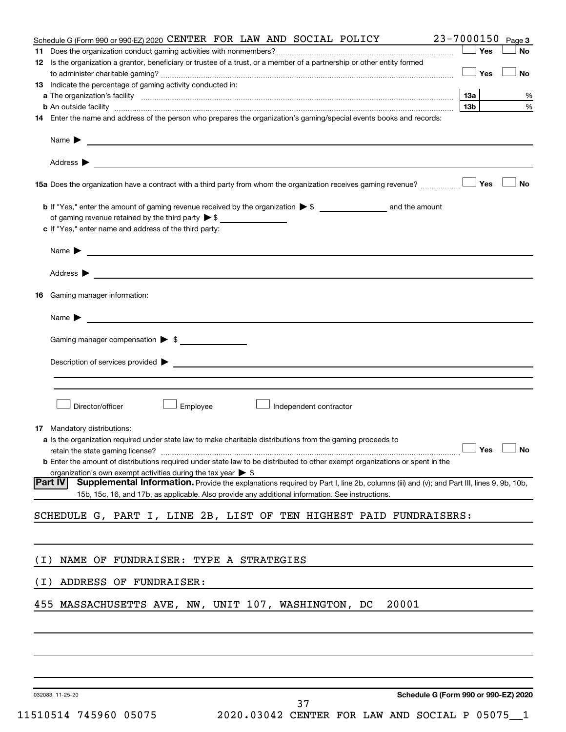Schedule G (Form 990 or 990-EZ) 2020 CENTER FOR LAW AND SOCIAL POLICY 23-7000150 Page 3

**11** Does the organization conduct gaming activities with nonmembers? ☐ Yes ☐ No

**12** Is the organization a grantor, beneficiary or trustee of a trust, or a member of a partnership or other entity formed to administer charitable gaming? ☐ Yes ☐ No

**13** Indicate the percentage of gaming activity conducted in:

**a** The organization's facility **13a** %

**b** An outside facility **13b** %

**14** Enter the name and address of the person who prepares the organization's gaming/special events books and records:

Name ▶

Address ▶

**15a** Does the organization have a contract with a third party from whom the organization receives gaming revenue? ☐ Yes ☐ No

**b** If "Yes," enter the amount of gaming revenue received by the organization ▶ $ and the amount of gaming revenue retained by the third party ▶ $

**c** If "Yes," enter name and address of the third party:

Name ▶

Address ▶

**16** Gaming manager information:

Name ▶

Gaming manager compensation ▶ $

Description of services provided ▶

☐ Director/officer ☐ Employee ☐ Independent contractor

**17** Mandatory distributions:

**a** Is the organization required under state law to make charitable distributions from the gaming proceeds to retain the state gaming license? ☐ Yes ☐ No

**b** Enter the amount of distributions required under state law to be distributed to other exempt organizations or spent in the organization's own exempt activities during the tax year ▶ $

**Part IV** **Supplemental Information.** Provide the explanations required by Part I, line 2b, columns (iii) and (v); and Part III, lines 9, 9b, 10b, 15b, 15c, 16, and 17b, as applicable. Also provide any additional information. See instructions.

SCHEDULE G, PART I, LINE 2B, LIST OF TEN HIGHEST PAID FUNDRAISERS:

(I) NAME OF FUNDRAISER: TYPE A STRATEGIES

(I) ADDRESS OF FUNDRAISER:

455 MASSACHUSETTS AVE, NW, UNIT 107, WASHINGTON, DC 20001

032083 11-25-20 **Schedule G (Form 990 or 990-EZ) 2020**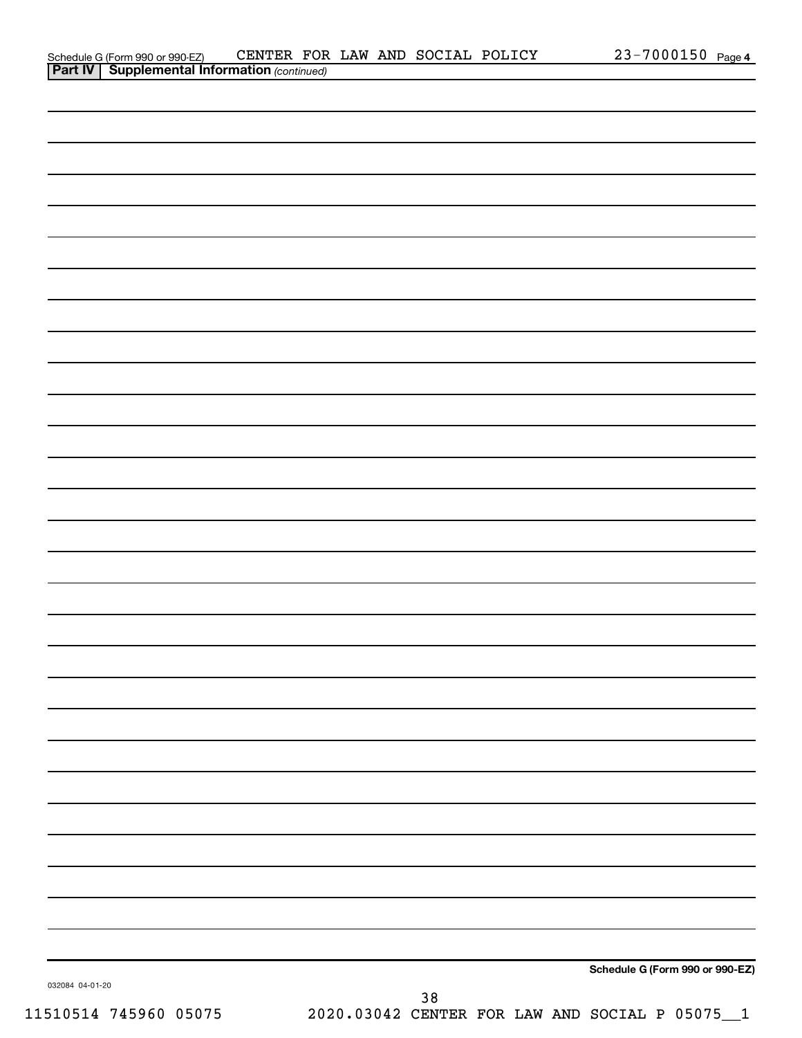Schedule G (Form 990 or 990-EZ) CENTER FOR LAW AND SOCIAL POLICY 23-7000150 Page 4

**Part IV | Supplemental Information** *(continued)*

**Schedule G (Form 990 or 990-EZ)**

032084 04-01-20

11510514 745960 05075 2020.03042 CENTER FOR LAW AND SOCIAL P 05075__1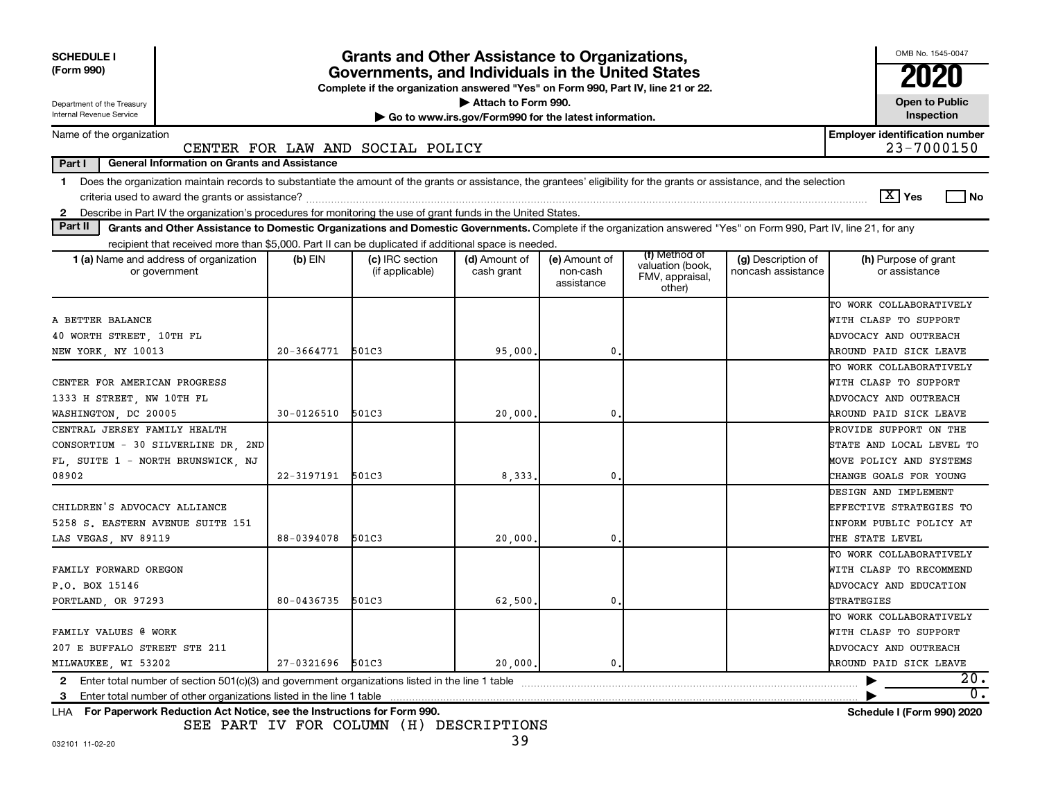**SCHEDULE I (Form 990)**

Department of the Treasury
Internal Revenue Service

# Grants and Other Assistance to Organizations, Governments, and Individuals in the United States

**Complete if the organization answered "Yes" on Form 990, Part IV, line 21 or 22.**

**▶ Attach to Form 990.**

**▶ Go to www.irs.gov/Form990 for the latest information.**

OMB No. 1545-0047

**2020**

**Open to Public Inspection**

Name of the organization: CENTER FOR LAW AND SOCIAL POLICY

**Employer identification number** 23-7000150

**Part I — General Information on Grants and Assistance**

1 Does the organization maintain records to substantiate the amount of the grants or assistance, the grantees' eligibility for the grants or assistance, and the selection criteria used to award the grants or assistance? [X] Yes [ ] No

2 Describe in Part IV the organization's procedures for monitoring the use of grant funds in the United States.

**Part II — Grants and Other Assistance to Domestic Organizations and Domestic Governments.** Complete if the organization answered "Yes" on Form 990, Part IV, line 21, for any recipient that received more than $5,000. Part II can be duplicated if additional space is needed.

| 1 (a) Name and address of organization or government | (b) EIN | (c) IRC section (if applicable) | (d) Amount of cash grant | (e) Amount of non-cash assistance | (f) Method of valuation (book, FMV, appraisal, other) | (g) Description of noncash assistance | (h) Purpose of grant or assistance |
|---|---|---|---|---|---|---|---|
| A BETTER BALANCE<br>40 WORTH STREET, 10TH FL<br>NEW YORK, NY 10013 | 20-3664771 | 501C3 | 95,000. | 0. | | | TO WORK COLLABORATIVELY WITH CLASP TO SUPPORT ADVOCACY AND OUTREACH AROUND PAID SICK LEAVE |
| CENTER FOR AMERICAN PROGRESS<br>1333 H STREET, NW 10TH FL<br>WASHINGTON, DC 20005 | 30-0126510 | 501C3 | 20,000. | 0. | | | TO WORK COLLABORATIVELY WITH CLASP TO SUPPORT ADVOCACY AND OUTREACH AROUND PAID SICK LEAVE |
| CENTRAL JERSEY FAMILY HEALTH CONSORTIUM - 30 SILVERLINE DR, 2ND FL, SUITE 1 - NORTH BRUNSWICK, NJ 08902 | 22-3197191 | 501C3 | 8,333. | 0. | | | PROVIDE SUPPORT ON THE STATE AND LOCAL LEVEL TO MOVE POLICY AND SYSTEMS CHANGE GOALS FOR YOUNG |
| CHILDREN'S ADVOCACY ALLIANCE<br>5258 S. EASTERN AVENUE SUITE 151<br>LAS VEGAS, NV 89119 | 88-0394078 | 501C3 | 20,000. | 0. | | | DESIGN AND IMPLEMENT EFFECTIVE STRATEGIES TO INFORM PUBLIC POLICY AT THE STATE LEVEL |
| FAMILY FORWARD OREGON<br>P.O. BOX 15146<br>PORTLAND, OR 97293 | 80-0436735 | 501C3 | 62,500. | 0. | | | TO WORK COLLABORATIVELY WITH CLASP TO RECOMMEND ADVOCACY AND EDUCATION STRATEGIES |
| FAMILY VALUES @ WORK<br>207 E BUFFALO STREET STE 211<br>MILWAUKEE, WI 53202 | 27-0321696 | 501C3 | 20,000. | 0. | | | TO WORK COLLABORATIVELY WITH CLASP TO SUPPORT ADVOCACY AND OUTREACH AROUND PAID SICK LEAVE |

2 Enter total number of section 501(c)(3) and government organizations listed in the line 1 table ▶ 20.

3 Enter total number of other organizations listed in the line 1 table ▶ 0.

LHA **For Paperwork Reduction Act Notice, see the Instructions for Form 990.** **Schedule I (Form 990) 2020**

SEE PART IV FOR COLUMN (H) DESCRIPTIONS

032101 11-02-20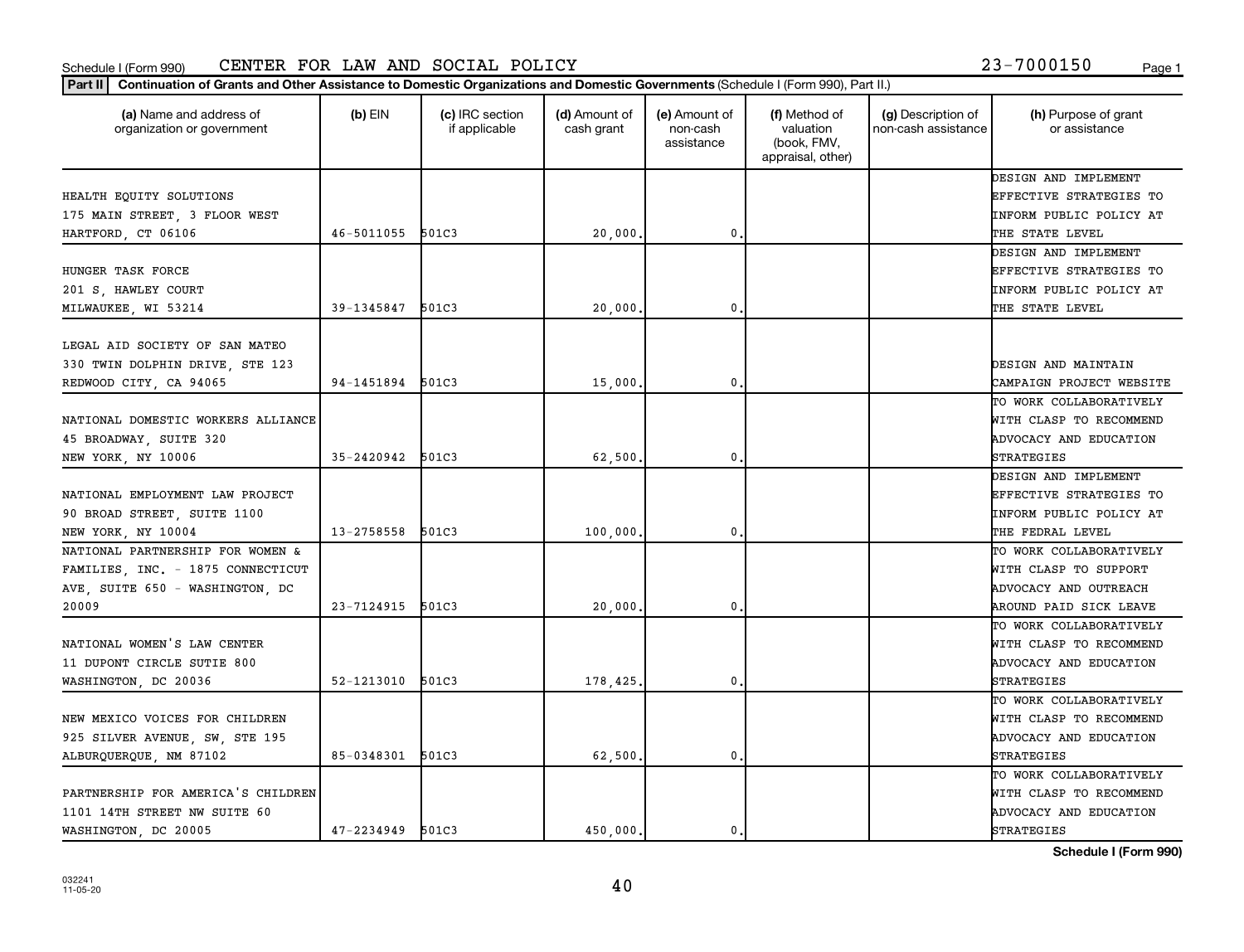Schedule I (Form 990) CENTER FOR LAW AND SOCIAL POLICY 23-7000150

**Part II** **Continuation of Grants and Other Assistance to Domestic Organizations and Domestic Governments** (Schedule I (Form 990), Part II.)

| (a) Name and address of organization or government | (b) EIN | (c) IRC section if applicable | (d) Amount of cash grant | (e) Amount of non-cash assistance | (f) Method of valuation (book, FMV, appraisal, other) | (g) Description of non-cash assistance | (h) Purpose of grant or assistance |
|---|---|---|---|---|---|---|---|
| HEALTH EQUITY SOLUTIONS 175 MAIN STREET, 3 FLOOR WEST HARTFORD, CT 06106 | 46-5011055 | 501C3 | 20,000. | 0. | | | DESIGN AND IMPLEMENT EFFECTIVE STRATEGIES TO INFORM PUBLIC POLICY AT THE STATE LEVEL |
| HUNGER TASK FORCE 201 S, HAWLEY COURT MILWAUKEE, WI 53214 | 39-1345847 | 501C3 | 20,000. | 0. | | | DESIGN AND IMPLEMENT EFFECTIVE STRATEGIES TO INFORM PUBLIC POLICY AT THE STATE LEVEL |
| LEGAL AID SOCIETY OF SAN MATEO 330 TWIN DOLPHIN DRIVE, STE 123 REDWOOD CITY, CA 94065 | 94-1451894 | 501C3 | 15,000. | 0. | | | DESIGN AND MAINTAIN CAMPAIGN PROJECT WEBSITE |
| NATIONAL DOMESTIC WORKERS ALLIANCE 45 BROADWAY, SUITE 320 NEW YORK, NY 10006 | 35-2420942 | 501C3 | 62,500. | 0. | | | TO WORK COLLABORATIVELY WITH CLASP TO RECOMMEND ADVOCACY AND EDUCATION STRATEGIES |
| NATIONAL EMPLOYMENT LAW PROJECT 90 BROAD STREET, SUITE 1100 NEW YORK, NY 10004 | 13-2758558 | 501C3 | 100,000. | 0. | | | DESIGN AND IMPLEMENT EFFECTIVE STRATEGIES TO INFORM PUBLIC POLICY AT THE FEDRAL LEVEL |
| NATIONAL PARTNERSHIP FOR WOMEN & FAMILIES, INC. - 1875 CONNECTICUT AVE, SUITE 650 - WASHINGTON, DC 20009 | 23-7124915 | 501C3 | 20,000. | 0. | | | TO WORK COLLABORATIVELY WITH CLASP TO SUPPORT ADVOCACY AND OUTREACH AROUND PAID SICK LEAVE |
| NATIONAL WOMEN'S LAW CENTER 11 DUPONT CIRCLE SUTIE 800 WASHINGTON, DC 20036 | 52-1213010 | 501C3 | 178,425. | 0. | | | TO WORK COLLABORATIVELY WITH CLASP TO RECOMMEND ADVOCACY AND EDUCATION STRATEGIES |
| NEW MEXICO VOICES FOR CHILDREN 925 SILVER AVENUE, SW, STE 195 ALBUQUERQUE, NM 87102 | 85-0348301 | 501C3 | 62,500. | 0. | | | TO WORK COLLABORATIVELY WITH CLASP TO RECOMMEND ADVOCACY AND EDUCATION STRATEGIES |
| PARTNERSHIP FOR AMERICA'S CHILDREN 1101 14TH STREET NW SUITE 60 WASHINGTON, DC 20005 | 47-2234949 | 501C3 | 450,000. | 0. | | | TO WORK COLLABORATIVELY WITH CLASP TO RECOMMEND ADVOCACY AND EDUCATION STRATEGIES |

**Schedule I (Form 990)**

032241 11-05-20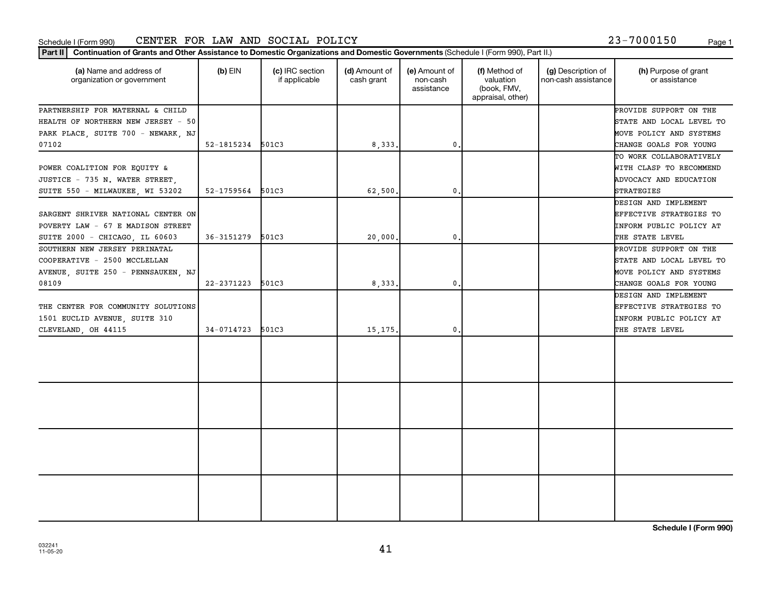Schedule I (Form 990) CENTER FOR LAW AND SOCIAL POLICY 23-7000150

**Part II** **Continuation of Grants and Other Assistance to Domestic Organizations and Domestic Governments** (Schedule I (Form 990), Part II.)

| (a) Name and address of organization or government | (b) EIN | (c) IRC section if applicable | (d) Amount of cash grant | (e) Amount of non-cash assistance | (f) Method of valuation (book, FMV, appraisal, other) | (g) Description of non-cash assistance | (h) Purpose of grant or assistance |
|---|---|---|---|---|---|---|---|
| PARTNERSHIP FOR MATERNAL & CHILD HEALTH OF NORTHERN NEW JERSEY - 50 PARK PLACE, SUITE 700 - NEWARK, NJ 07102 | 52-1815234 | 501C3 | 8,333. | 0. | | | PROVIDE SUPPORT ON THE STATE AND LOCAL LEVEL TO MOVE POLICY AND SYSTEMS CHANGE GOALS FOR YOUNG |
| POWER COALITION FOR EQUITY & JUSTICE - 735 N. WATER STREET, SUITE 550 - MILWAUKEE, WI 53202 | 52-1759564 | 501C3 | 62,500. | 0. | | | TO WORK COLLABORATIVELY WITH CLASP TO RECOMMEND ADVOCACY AND EDUCATION STRATEGIES |
| SARGENT SHRIVER NATIONAL CENTER ON POVERTY LAW - 67 E MADISON STREET SUITE 2000 - CHICAGO, IL 60603 | 36-3151279 | 501C3 | 20,000. | 0. | | | DESIGN AND IMPLEMENT EFFECTIVE STRATEGIES TO INFORM PUBLIC POLICY AT THE STATE LEVEL |
| SOUTHERN NEW JERSEY PERINATAL COOPERATIVE - 2500 MCCLELLAN AVENUE, SUITE 250 - PENNSAUKEN, NJ 08109 | 22-2371223 | 501C3 | 8,333. | 0. | | | PROVIDE SUPPORT ON THE STATE AND LOCAL LEVEL TO MOVE POLICY AND SYSTEMS CHANGE GOALS FOR YOUNG |
| THE CENTER FOR COMMUNITY SOLUTIONS 1501 EUCLID AVENUE, SUITE 310 CLEVELAND, OH 44115 | 34-0714723 | 501C3 | 15,175. | 0. | | | DESIGN AND IMPLEMENT EFFECTIVE STRATEGIES TO INFORM PUBLIC POLICY AT THE STATE LEVEL |
| | | | | | | | |
| | | | | | | | |
| | | | | | | | |
| | | | | | | | |

**Schedule I (Form 990)**

032241
11-05-20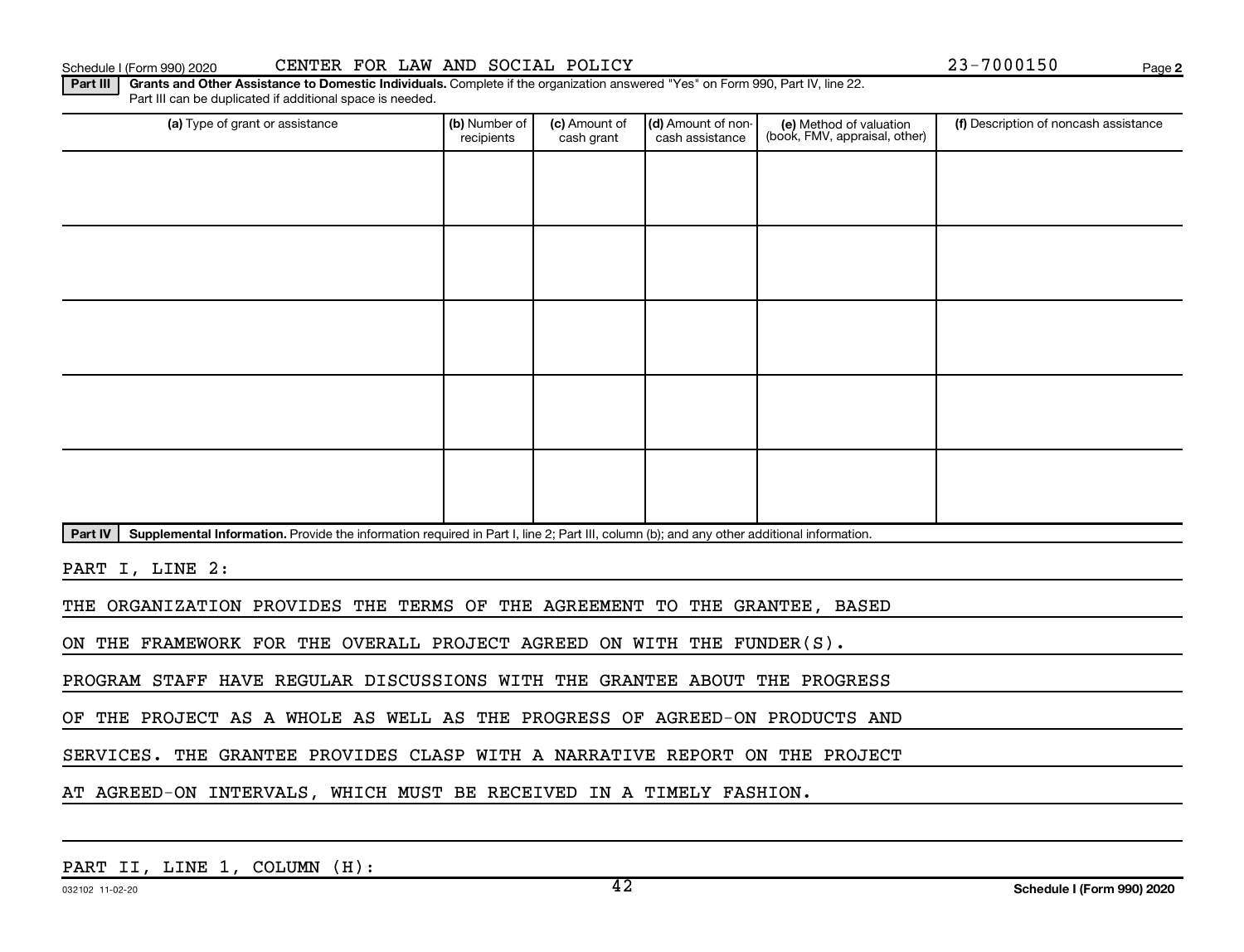Schedule I (Form 990) 2020 CENTER FOR LAW AND SOCIAL POLICY 23-7000150

**Part III** **Grants and Other Assistance to Domestic Individuals.** Complete if the organization answered "Yes" on Form 990, Part IV, line 22. Part III can be duplicated if additional space is needed.

| (a) Type of grant or assistance | (b) Number of recipients | (c) Amount of cash grant | (d) Amount of non-cash assistance | (e) Method of valuation (book, FMV, appraisal, other) | (f) Description of noncash assistance |
|---|---|---|---|---|---|
| | | | | | |
| | | | | | |
| | | | | | |
| | | | | | |
| | | | | | |

**Part IV** **Supplemental Information.** Provide the information required in Part I, line 2; Part III, column (b); and any other additional information.

PART I, LINE 2:

THE ORGANIZATION PROVIDES THE TERMS OF THE AGREEMENT TO THE GRANTEE, BASED ON THE FRAMEWORK FOR THE OVERALL PROJECT AGREED ON WITH THE FUNDER(S). PROGRAM STAFF HAVE REGULAR DISCUSSIONS WITH THE GRANTEE ABOUT THE PROGRESS OF THE PROJECT AS A WHOLE AS WELL AS THE PROGRESS OF AGREED-ON PRODUCTS AND SERVICES. THE GRANTEE PROVIDES CLASP WITH A NARRATIVE REPORT ON THE PROJECT AT AGREED-ON INTERVALS, WHICH MUST BE RECEIVED IN A TIMELY FASHION.

PART II, LINE 1, COLUMN (H):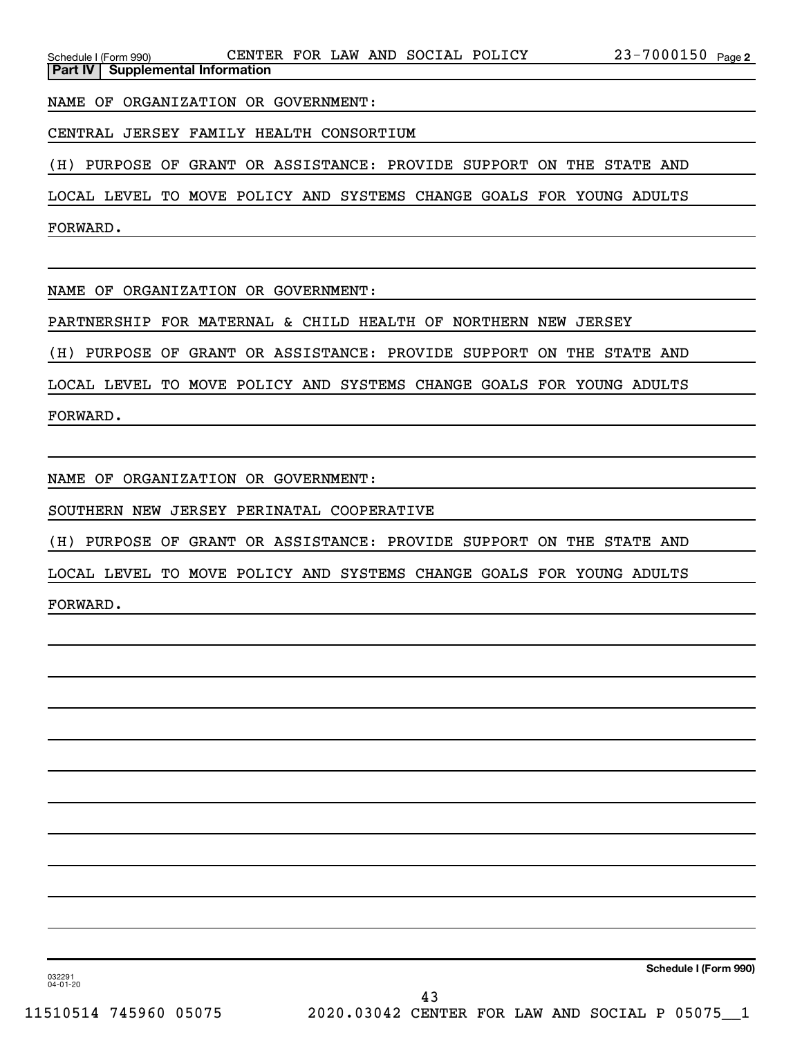Schedule I (Form 990) CENTER FOR LAW AND SOCIAL POLICY 23-7000150 Page 2

**Part IV | Supplemental Information**

NAME OF ORGANIZATION OR GOVERNMENT:

CENTRAL JERSEY FAMILY HEALTH CONSORTIUM

(H) PURPOSE OF GRANT OR ASSISTANCE: PROVIDE SUPPORT ON THE STATE AND LOCAL LEVEL TO MOVE POLICY AND SYSTEMS CHANGE GOALS FOR YOUNG ADULTS FORWARD.

NAME OF ORGANIZATION OR GOVERNMENT:

PARTNERSHIP FOR MATERNAL & CHILD HEALTH OF NORTHERN NEW JERSEY

(H) PURPOSE OF GRANT OR ASSISTANCE: PROVIDE SUPPORT ON THE STATE AND LOCAL LEVEL TO MOVE POLICY AND SYSTEMS CHANGE GOALS FOR YOUNG ADULTS FORWARD.

NAME OF ORGANIZATION OR GOVERNMENT:

SOUTHERN NEW JERSEY PERINATAL COOPERATIVE

(H) PURPOSE OF GRANT OR ASSISTANCE: PROVIDE SUPPORT ON THE STATE AND LOCAL LEVEL TO MOVE POLICY AND SYSTEMS CHANGE GOALS FOR YOUNG ADULTS FORWARD.

032291 04-01-20

**Schedule I (Form 990)**

11510514 745960 05075 2020.03042 CENTER FOR LAW AND SOCIAL P 05075__1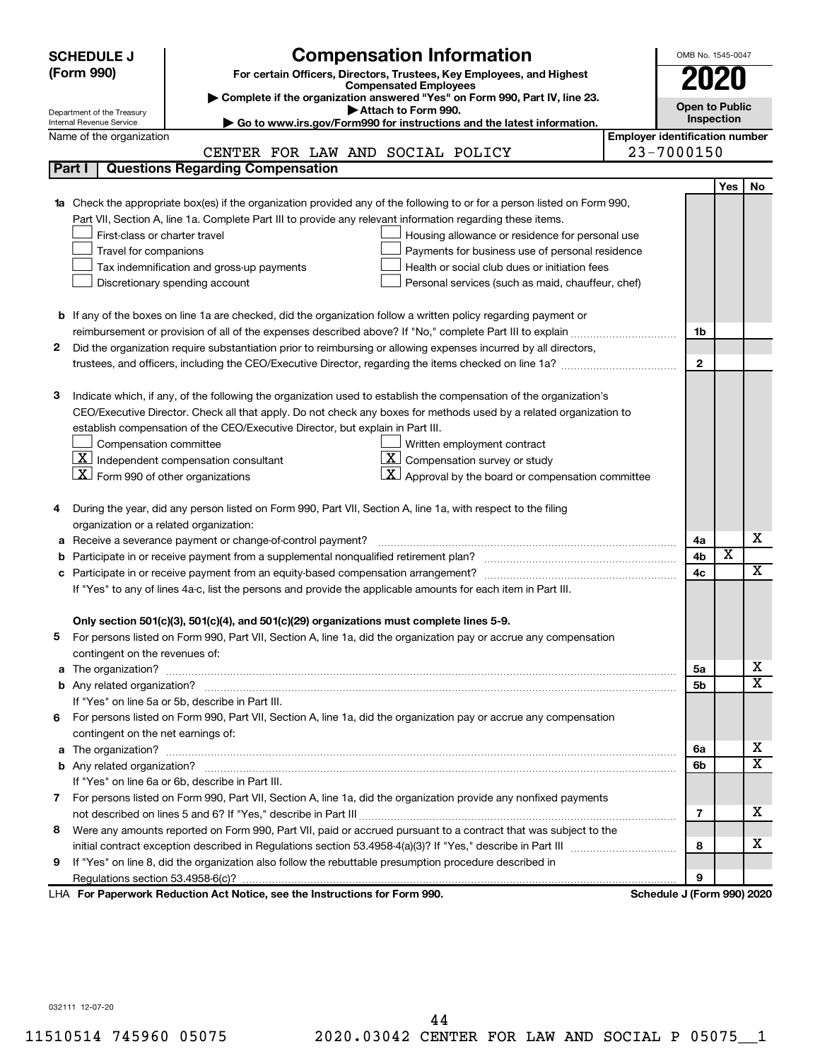# SCHEDULE J (Form 990)

## Compensation Information

**For certain Officers, Directors, Trustees, Key Employees, and Highest Compensated Employees**

▶ Complete if the organization answered "Yes" on Form 990, Part IV, line 23.
▶ Attach to Form 990.
▶ Go to www.irs.gov/Form990 for instructions and the latest information.

Department of the Treasury
Internal Revenue Service

OMB No. 1545-0047

**2020**

**Open to Public Inspection**

Name of the organization: CENTER FOR LAW AND SOCIAL POLICY

Employer identification number: 23-7000150

## Part I — Questions Regarding Compensation

| | | | Yes | No |
|---|---|---|---|---|
| **1a** | Check the appropriate box(es) if the organization provided any of the following to or for a person listed on Form 990, Part VII, Section A, line 1a. Complete Part III to provide any relevant information regarding these items.<br>☐ First-class or charter travel ☐ Housing allowance or residence for personal use<br>☐ Travel for companions ☐ Payments for business use of personal residence<br>☐ Tax indemnification and gross-up payments ☐ Health or social club dues or initiation fees<br>☐ Discretionary spending account ☐ Personal services (such as maid, chauffeur, chef) | | | |
| **b** | If any of the boxes on line 1a are checked, did the organization follow a written policy regarding payment or reimbursement or provision of all of the expenses described above? If "No," complete Part III to explain | 1b | | |
| **2** | Did the organization require substantiation prior to reimbursing or allowing expenses incurred by all directors, trustees, and officers, including the CEO/Executive Director, regarding the items checked on line 1a? | 2 | | |
| **3** | Indicate which, if any, of the following the organization used to establish the compensation of the organization's CEO/Executive Director. Check all that apply. Do not check any boxes for methods used by a related organization to establish compensation of the CEO/Executive Director, but explain in Part III.<br>☐ Compensation committee ☐ Written employment contract<br>☒ Independent compensation consultant ☒ Compensation survey or study<br>☒ Form 990 of other organizations ☒ Approval by the board or compensation committee | | | |
| **4** | During the year, did any person listed on Form 990, Part VII, Section A, line 1a, with respect to the filing organization or a related organization: | | | |
| **a** | Receive a severance payment or change-of-control payment? | 4a | | X |
| **b** | Participate in or receive payment from a supplemental nonqualified retirement plan? | 4b | X | |
| **c** | Participate in or receive payment from an equity-based compensation arrangement? | 4c | | X |
| | If "Yes" to any of lines 4a-c, list the persons and provide the applicable amounts for each item in Part III. | | | |
| | **Only section 501(c)(3), 501(c)(4), and 501(c)(29) organizations must complete lines 5-9.** | | | |
| **5** | For persons listed on Form 990, Part VII, Section A, line 1a, did the organization pay or accrue any compensation contingent on the revenues of: | | | |
| **a** | The organization? | 5a | | X |
| **b** | Any related organization? | 5b | | X |
| | If "Yes" on line 5a or 5b, describe in Part III. | | | |
| **6** | For persons listed on Form 990, Part VII, Section A, line 1a, did the organization pay or accrue any compensation contingent on the net earnings of: | | | |
| **a** | The organization? | 6a | | X |
| **b** | Any related organization? | 6b | | X |
| | If "Yes" on line 6a or 6b, describe in Part III. | | | |
| **7** | For persons listed on Form 990, Part VII, Section A, line 1a, did the organization provide any nonfixed payments not described on lines 5 and 6? If "Yes," describe in Part III | 7 | | X |
| **8** | Were any amounts reported on Form 990, Part VII, paid or accrued pursuant to a contract that was subject to the initial contract exception described in Regulations section 53.4958-4(a)(3)? If "Yes," describe in Part III | 8 | | X |
| **9** | If "Yes" on line 8, did the organization also follow the rebuttable presumption procedure described in Regulations section 53.4958-6(c)? | 9 | | |

LHA **For Paperwork Reduction Act Notice, see the Instructions for Form 990.** **Schedule J (Form 990) 2020**

032111 12-07-20

11510514 745960 05075 2020.03042 CENTER FOR LAW AND SOCIAL P 05075__1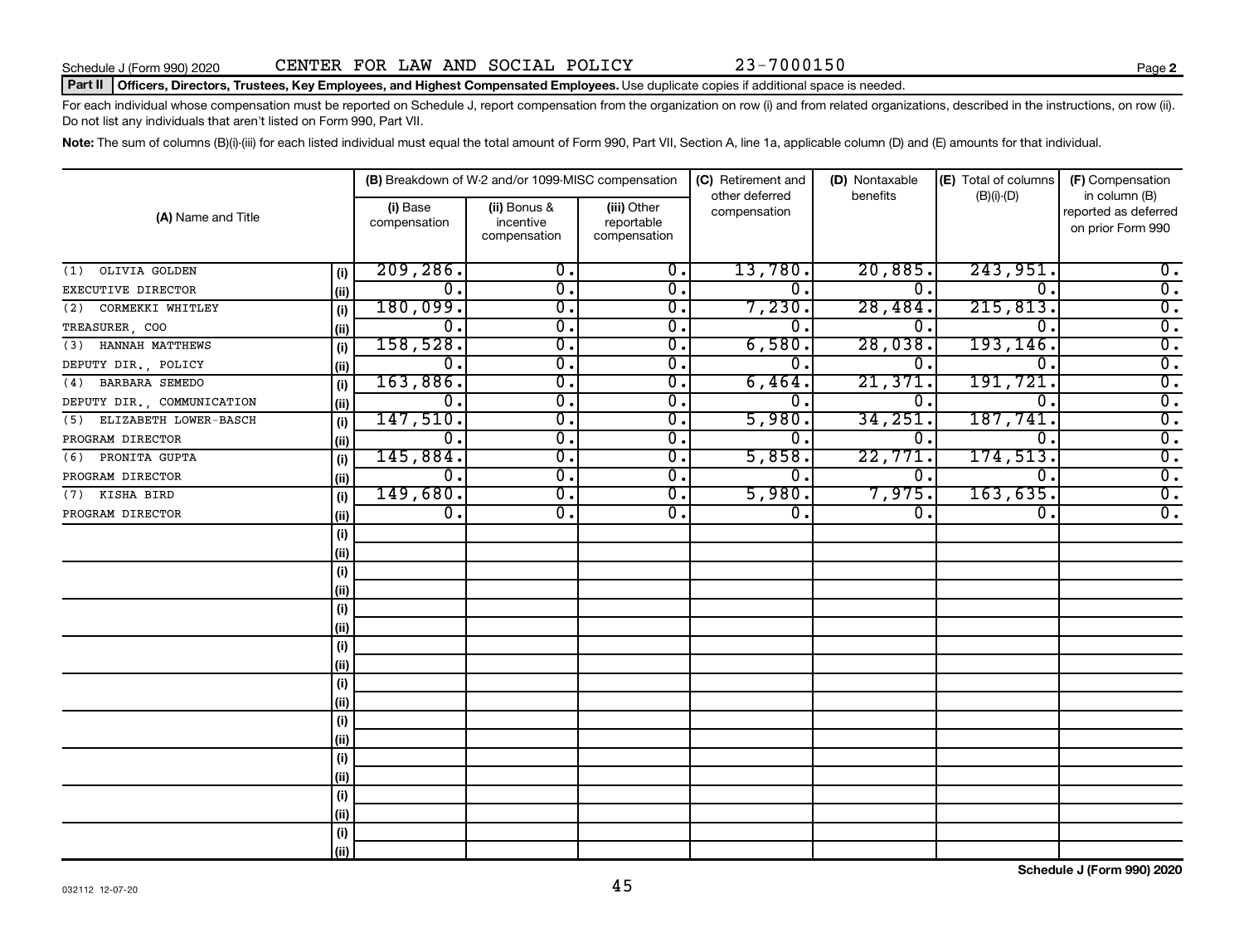Schedule J (Form 990) 2020 CENTER FOR LAW AND SOCIAL POLICY 23-7000150

**Part II | Officers, Directors, Trustees, Key Employees, and Highest Compensated Employees.** Use duplicate copies if additional space is needed.

For each individual whose compensation must be reported on Schedule J, report compensation from the organization on row (i) and from related organizations, described in the instructions, on row (ii). Do not list any individuals that aren't listed on Form 990, Part VII.

**Note:** The sum of columns (B)(i)-(iii) for each listed individual must equal the total amount of Form 990, Part VII, Section A, line 1a, applicable column (D) and (E) amounts for that individual.

| (A) Name and Title | | (B) Breakdown of W-2 and/or 1099-MISC compensation | | | (C) Retirement and other deferred compensation | (D) Nontaxable benefits | (E) Total of columns (B)(i)-(D) | (F) Compensation in column (B) reported as deferred on prior Form 990 |
|---|---|---|---|---|---|---|---|---|
| | | (i) Base compensation | (ii) Bonus & incentive compensation | (iii) Other reportable compensation | | | | |
| (1) OLIVIA GOLDEN | (i) | 209,286. | 0. | 0. | 13,780. | 20,885. | 243,951. | 0. |
| EXECUTIVE DIRECTOR | (ii) | 0. | 0. | 0. | 0. | 0. | 0. | 0. |
| (2) CORMEKKI WHITLEY | (i) | 180,099. | 0. | 0. | 7,230. | 28,484. | 215,813. | 0. |
| TREASURER, COO | (ii) | 0. | 0. | 0. | 0. | 0. | 0. | 0. |
| (3) HANNAH MATTHEWS | (i) | 158,528. | 0. | 0. | 6,580. | 28,038. | 193,146. | 0. |
| DEPUTY DIR., POLICY | (ii) | 0. | 0. | 0. | 0. | 0. | 0. | 0. |
| (4) BARBARA SEMEDO | (i) | 163,886. | 0. | 0. | 6,464. | 21,371. | 191,721. | 0. |
| DEPUTY DIR., COMMUNICATION | (ii) | 0. | 0. | 0. | 0. | 0. | 0. | 0. |
| (5) ELIZABETH LOWER-BASCH | (i) | 147,510. | 0. | 0. | 5,980. | 34,251. | 187,741. | 0. |
| PROGRAM DIRECTOR | (ii) | 0. | 0. | 0. | 0. | 0. | 0. | 0. |
| (6) PRONITA GUPTA | (i) | 145,884. | 0. | 0. | 5,858. | 22,771. | 174,513. | 0. |
| PROGRAM DIRECTOR | (ii) | 0. | 0. | 0. | 0. | 0. | 0. | 0. |
| (7) KISHA BIRD | (i) | 149,680. | 0. | 0. | 5,980. | 7,975. | 163,635. | 0. |
| PROGRAM DIRECTOR | (ii) | 0. | 0. | 0. | 0. | 0. | 0. | 0. |
| | (i) | | | | | | | |
| | (ii) | | | | | | | |
| | (i) | | | | | | | |
| | (ii) | | | | | | | |
| | (i) | | | | | | | |
| | (ii) | | | | | | | |
| | (i) | | | | | | | |
| | (ii) | | | | | | | |
| | (i) | | | | | | | |
| | (ii) | | | | | | | |
| | (i) | | | | | | | |
| | (ii) | | | | | | | |
| | (i) | | | | | | | |
| | (ii) | | | | | | | |
| | (i) | | | | | | | |
| | (ii) | | | | | | | |
| | (i) | | | | | | | |
| | (ii) | | | | | | | |

032112 12-07-20

**Schedule J (Form 990) 2020**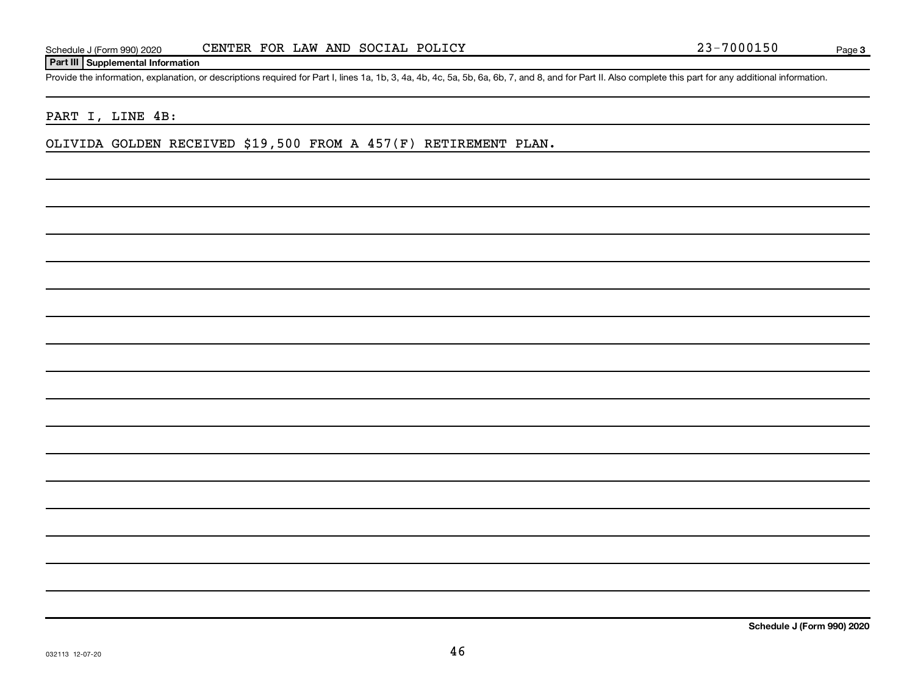Schedule J (Form 990) 2020 CENTER FOR LAW AND SOCIAL POLICY 23-7000150

## Part III Supplemental Information

Provide the information, explanation, or descriptions required for Part I, lines 1a, 1b, 3, 4a, 4b, 4c, 5a, 5b, 6a, 6b, 7, and 8, and for Part II. Also complete this part for any additional information.

PART I, LINE 4B:

OLIVIDA GOLDEN RECEIVED $19,500 FROM A 457(F) RETIREMENT PLAN.

Schedule J (Form 990) 2020

032113 12-07-20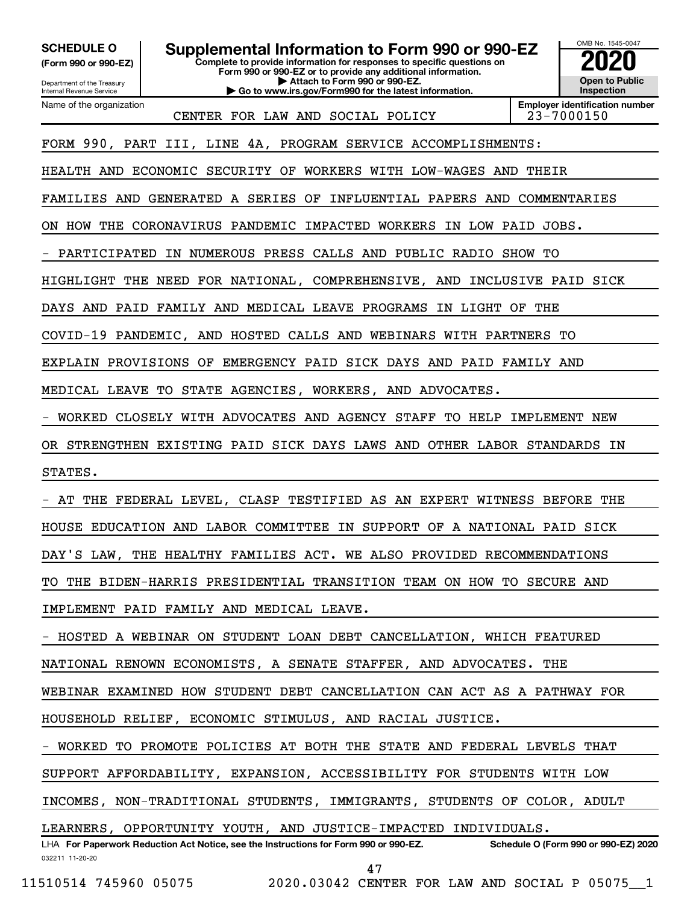**SCHEDULE O (Form 990 or 990-EZ)**

Department of the Treasury
Internal Revenue Service

# Supplemental Information to Form 990 or 990-EZ

**Complete to provide information for responses to specific questions on Form 990 or 990-EZ or to provide any additional information.**
**▶ Attach to Form 990 or 990-EZ.**
**▶ Go to www.irs.gov/Form990 for the latest information.**

OMB No. 1545-0047

**2020**

**Open to Public Inspection**

Name of the organization: CENTER FOR LAW AND SOCIAL POLICY

**Employer identification number** 23-7000150

FORM 990, PART III, LINE 4A, PROGRAM SERVICE ACCOMPLISHMENTS:

HEALTH AND ECONOMIC SECURITY OF WORKERS WITH LOW-WAGES AND THEIR FAMILIES AND GENERATED A SERIES OF INFLUENTIAL PAPERS AND COMMENTARIES ON HOW THE CORONAVIRUS PANDEMIC IMPACTED WORKERS IN LOW PAID JOBS.

- PARTICIPATED IN NUMEROUS PRESS CALLS AND PUBLIC RADIO SHOW TO HIGHLIGHT THE NEED FOR NATIONAL, COMPREHENSIVE, AND INCLUSIVE PAID SICK DAYS AND PAID FAMILY AND MEDICAL LEAVE PROGRAMS IN LIGHT OF THE COVID-19 PANDEMIC, AND HOSTED CALLS AND WEBINARS WITH PARTNERS TO EXPLAIN PROVISIONS OF EMERGENCY PAID SICK DAYS AND PAID FAMILY AND MEDICAL LEAVE TO STATE AGENCIES, WORKERS, AND ADVOCATES.

- WORKED CLOSELY WITH ADVOCATES AND AGENCY STAFF TO HELP IMPLEMENT NEW OR STRENGTHEN EXISTING PAID SICK DAYS LAWS AND OTHER LABOR STANDARDS IN STATES.

- AT THE FEDERAL LEVEL, CLASP TESTIFIED AS AN EXPERT WITNESS BEFORE THE HOUSE EDUCATION AND LABOR COMMITTEE IN SUPPORT OF A NATIONAL PAID SICK DAY'S LAW, THE HEALTHY FAMILIES ACT. WE ALSO PROVIDED RECOMMENDATIONS TO THE BIDEN-HARRIS PRESIDENTIAL TRANSITION TEAM ON HOW TO SECURE AND IMPLEMENT PAID FAMILY AND MEDICAL LEAVE.

- HOSTED A WEBINAR ON STUDENT LOAN DEBT CANCELLATION, WHICH FEATURED NATIONAL RENOWN ECONOMISTS, A SENATE STAFFER, AND ADVOCATES. THE WEBINAR EXAMINED HOW STUDENT DEBT CANCELLATION CAN ACT AS A PATHWAY FOR HOUSEHOLD RELIEF, ECONOMIC STIMULUS, AND RACIAL JUSTICE.

- WORKED TO PROMOTE POLICIES AT BOTH THE STATE AND FEDERAL LEVELS THAT SUPPORT AFFORDABILITY, EXPANSION, ACCESSIBILITY FOR STUDENTS WITH LOW INCOMES, NON-TRADITIONAL STUDENTS, IMMIGRANTS, STUDENTS OF COLOR, ADULT LEARNERS, OPPORTUNITY YOUTH, AND JUSTICE-IMPACTED INDIVIDUALS.

LHA **For Paperwork Reduction Act Notice, see the Instructions for Form 990 or 990-EZ.** **Schedule O (Form 990 or 990-EZ) 2020**

032211 11-20-20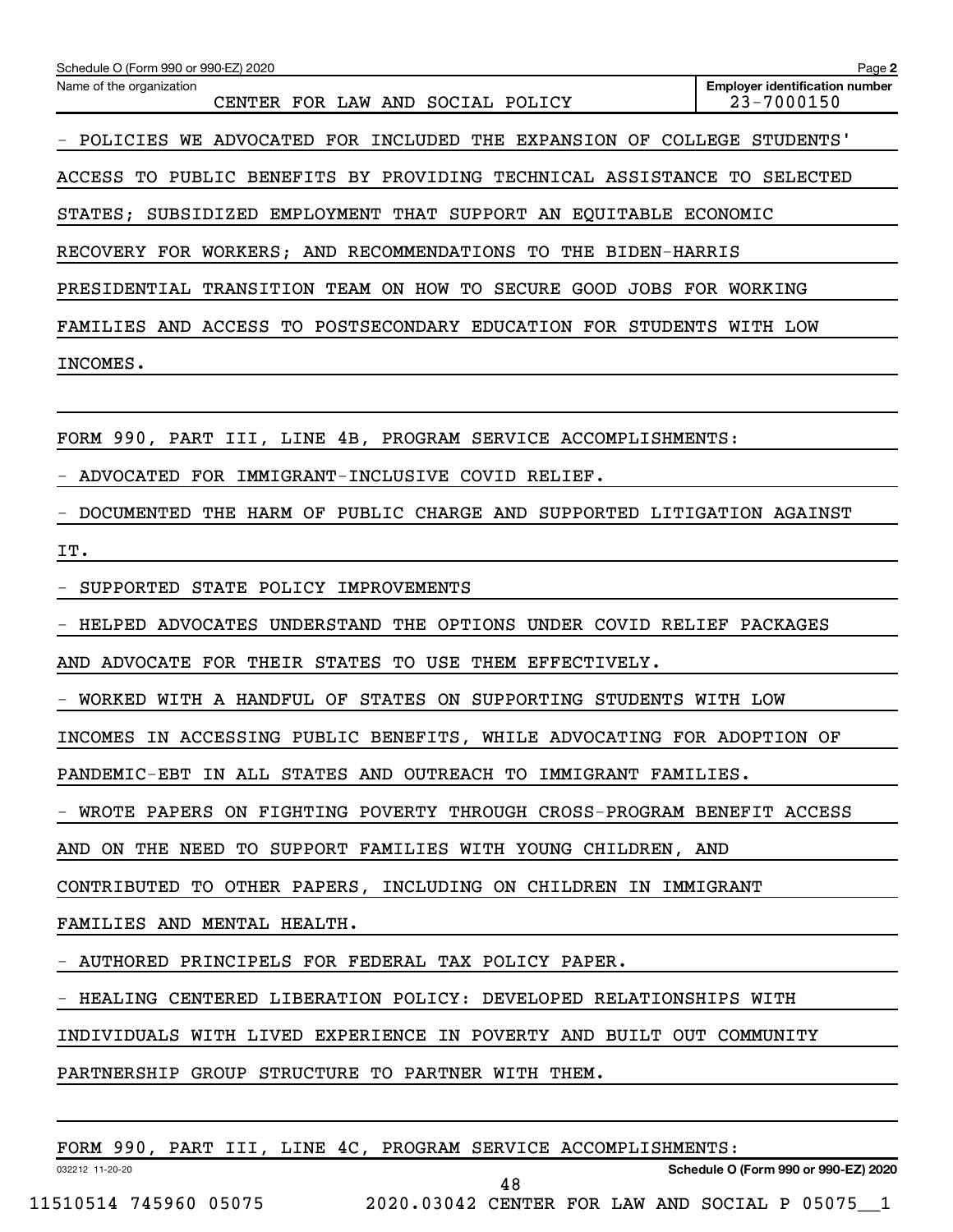Name of the organization: CENTER FOR LAW AND SOCIAL POLICY

Employer identification number: 23-7000150

- POLICIES WE ADVOCATED FOR INCLUDED THE EXPANSION OF COLLEGE STUDENTS' ACCESS TO PUBLIC BENEFITS BY PROVIDING TECHNICAL ASSISTANCE TO SELECTED STATES; SUBSIDIZED EMPLOYMENT THAT SUPPORT AN EQUITABLE ECONOMIC RECOVERY FOR WORKERS; AND RECOMMENDATIONS TO THE BIDEN-HARRIS PRESIDENTIAL TRANSITION TEAM ON HOW TO SECURE GOOD JOBS FOR WORKING FAMILIES AND ACCESS TO POSTSECONDARY EDUCATION FOR STUDENTS WITH LOW INCOMES.

FORM 990, PART III, LINE 4B, PROGRAM SERVICE ACCOMPLISHMENTS:

- ADVOCATED FOR IMMIGRANT-INCLUSIVE COVID RELIEF.
- DOCUMENTED THE HARM OF PUBLIC CHARGE AND SUPPORTED LITIGATION AGAINST IT.
- SUPPORTED STATE POLICY IMPROVEMENTS
- HELPED ADVOCATES UNDERSTAND THE OPTIONS UNDER COVID RELIEF PACKAGES AND ADVOCATE FOR THEIR STATES TO USE THEM EFFECTIVELY.
- WORKED WITH A HANDFUL OF STATES ON SUPPORTING STUDENTS WITH LOW INCOMES IN ACCESSING PUBLIC BENEFITS, WHILE ADVOCATING FOR ADOPTION OF PANDEMIC-EBT IN ALL STATES AND OUTREACH TO IMMIGRANT FAMILIES.
- WROTE PAPERS ON FIGHTING POVERTY THROUGH CROSS-PROGRAM BENEFIT ACCESS AND ON THE NEED TO SUPPORT FAMILIES WITH YOUNG CHILDREN, AND CONTRIBUTED TO OTHER PAPERS, INCLUDING ON CHILDREN IN IMMIGRANT FAMILIES AND MENTAL HEALTH.
- AUTHORED PRINCIPELS FOR FEDERAL TAX POLICY PAPER.
- HEALING CENTERED LIBERATION POLICY: DEVELOPED RELATIONSHIPS WITH INDIVIDUALS WITH LIVED EXPERIENCE IN POVERTY AND BUILT OUT COMMUNITY PARTNERSHIP GROUP STRUCTURE TO PARTNER WITH THEM.

FORM 990, PART III, LINE 4C, PROGRAM SERVICE ACCOMPLISHMENTS: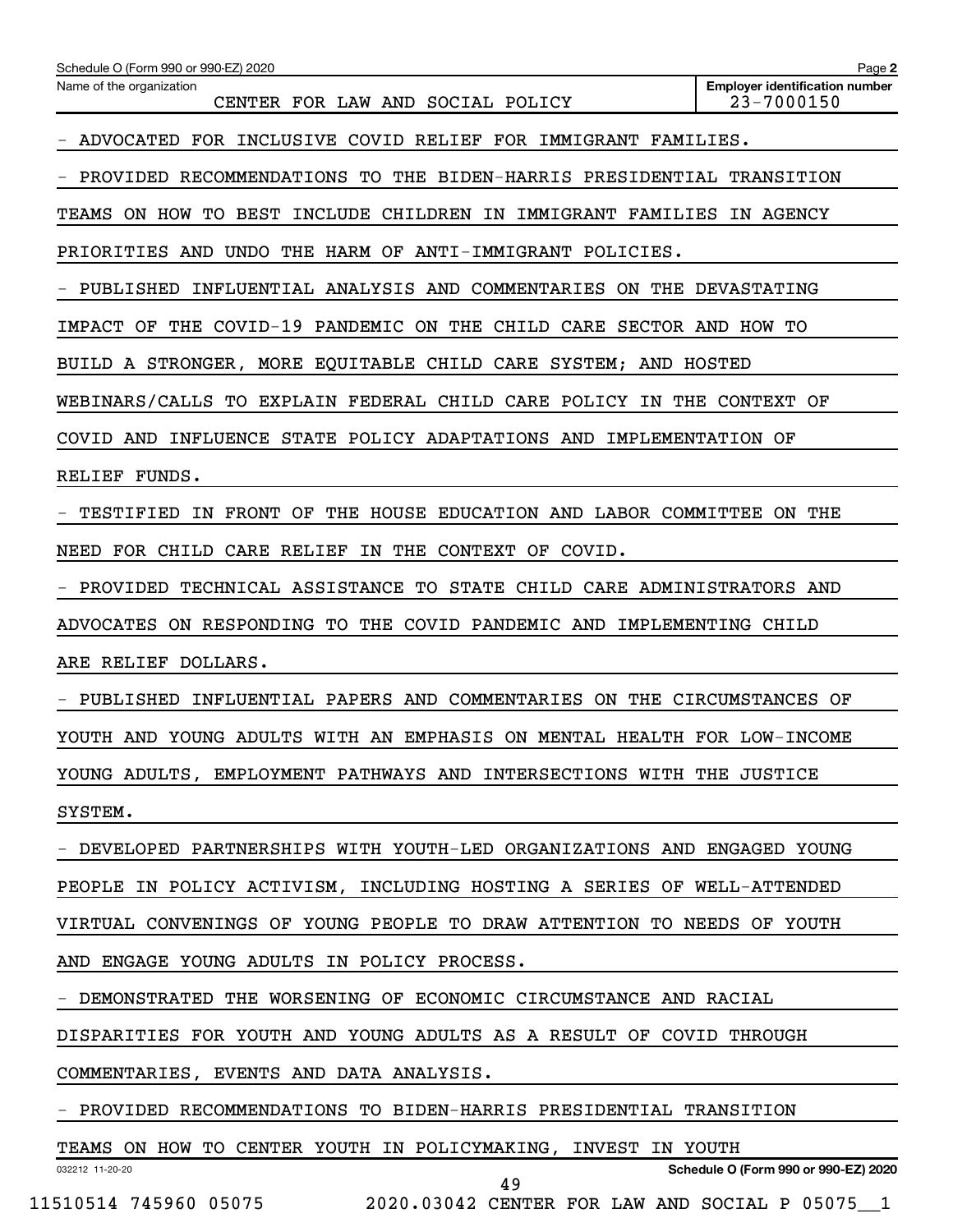Name of the organization: CENTER FOR LAW AND SOCIAL POLICY

Employer identification number: 23-7000150

- ADVOCATED FOR INCLUSIVE COVID RELIEF FOR IMMIGRANT FAMILIES.

- PROVIDED RECOMMENDATIONS TO THE BIDEN-HARRIS PRESIDENTIAL TRANSITION TEAMS ON HOW TO BEST INCLUDE CHILDREN IN IMMIGRANT FAMILIES IN AGENCY PRIORITIES AND UNDO THE HARM OF ANTI-IMMIGRANT POLICIES.

- PUBLISHED INFLUENTIAL ANALYSIS AND COMMENTARIES ON THE DEVASTATING IMPACT OF THE COVID-19 PANDEMIC ON THE CHILD CARE SECTOR AND HOW TO BUILD A STRONGER, MORE EQUITABLE CHILD CARE SYSTEM; AND HOSTED WEBINARS/CALLS TO EXPLAIN FEDERAL CHILD CARE POLICY IN THE CONTEXT OF COVID AND INFLUENCE STATE POLICY ADAPTATIONS AND IMPLEMENTATION OF RELIEF FUNDS.

- TESTIFIED IN FRONT OF THE HOUSE EDUCATION AND LABOR COMMITTEE ON THE NEED FOR CHILD CARE RELIEF IN THE CONTEXT OF COVID.

- PROVIDED TECHNICAL ASSISTANCE TO STATE CHILD CARE ADMINISTRATORS AND ADVOCATES ON RESPONDING TO THE COVID PANDEMIC AND IMPLEMENTING CHILD ARE RELIEF DOLLARS.

- PUBLISHED INFLUENTIAL PAPERS AND COMMENTARIES ON THE CIRCUMSTANCES OF YOUTH AND YOUNG ADULTS WITH AN EMPHASIS ON MENTAL HEALTH FOR LOW-INCOME YOUNG ADULTS, EMPLOYMENT PATHWAYS AND INTERSECTIONS WITH THE JUSTICE SYSTEM.

- DEVELOPED PARTNERSHIPS WITH YOUTH-LED ORGANIZATIONS AND ENGAGED YOUNG PEOPLE IN POLICY ACTIVISM, INCLUDING HOSTING A SERIES OF WELL-ATTENDED VIRTUAL CONVENINGS OF YOUNG PEOPLE TO DRAW ATTENTION TO NEEDS OF YOUTH AND ENGAGE YOUNG ADULTS IN POLICY PROCESS.

- DEMONSTRATED THE WORSENING OF ECONOMIC CIRCUMSTANCE AND RACIAL DISPARITIES FOR YOUTH AND YOUNG ADULTS AS A RESULT OF COVID THROUGH COMMENTARIES, EVENTS AND DATA ANALYSIS.

- PROVIDED RECOMMENDATIONS TO BIDEN-HARRIS PRESIDENTIAL TRANSITION TEAMS ON HOW TO CENTER YOUTH IN POLICYMAKING, INVEST IN YOUTH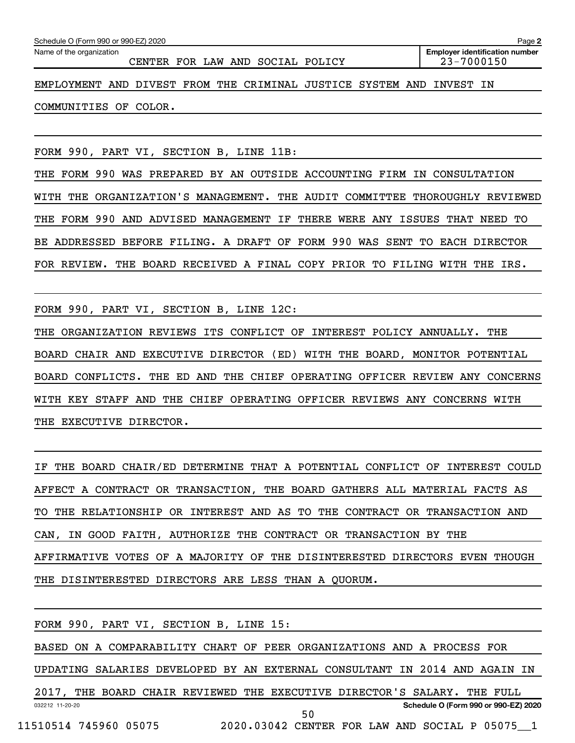Name of the organization: CENTER FOR LAW AND SOCIAL POLICY

Employer identification number: 23-7000150

EMPLOYMENT AND DIVEST FROM THE CRIMINAL JUSTICE SYSTEM AND INVEST IN COMMUNITIES OF COLOR.

FORM 990, PART VI, SECTION B, LINE 11B:

THE FORM 990 WAS PREPARED BY AN OUTSIDE ACCOUNTING FIRM IN CONSULTATION WITH THE ORGANIZATION'S MANAGEMENT. THE AUDIT COMMITTEE THOROUGHLY REVIEWED THE FORM 990 AND ADVISED MANAGEMENT IF THERE WERE ANY ISSUES THAT NEED TO BE ADDRESSED BEFORE FILING. A DRAFT OF FORM 990 WAS SENT TO EACH DIRECTOR FOR REVIEW. THE BOARD RECEIVED A FINAL COPY PRIOR TO FILING WITH THE IRS.

FORM 990, PART VI, SECTION B, LINE 12C:

THE ORGANIZATION REVIEWS ITS CONFLICT OF INTEREST POLICY ANNUALLY. THE BOARD CHAIR AND EXECUTIVE DIRECTOR (ED) WITH THE BOARD, MONITOR POTENTIAL BOARD CONFLICTS. THE ED AND THE CHIEF OPERATING OFFICER REVIEW ANY CONCERNS WITH KEY STAFF AND THE CHIEF OPERATING OFFICER REVIEWS ANY CONCERNS WITH THE EXECUTIVE DIRECTOR.

IF THE BOARD CHAIR/ED DETERMINE THAT A POTENTIAL CONFLICT OF INTEREST COULD AFFECT A CONTRACT OR TRANSACTION, THE BOARD GATHERS ALL MATERIAL FACTS AS TO THE RELATIONSHIP OR INTEREST AND AS TO THE CONTRACT OR TRANSACTION AND CAN, IN GOOD FAITH, AUTHORIZE THE CONTRACT OR TRANSACTION BY THE AFFIRMATIVE VOTES OF A MAJORITY OF THE DISINTERESTED DIRECTORS EVEN THOUGH THE DISINTERESTED DIRECTORS ARE LESS THAN A QUORUM.

FORM 990, PART VI, SECTION B, LINE 15:

BASED ON A COMPARABILITY CHART OF PEER ORGANIZATIONS AND A PROCESS FOR UPDATING SALARIES DEVELOPED BY AN EXTERNAL CONSULTANT IN 2014 AND AGAIN IN 2017, THE BOARD CHAIR REVIEWED THE EXECUTIVE DIRECTOR'S SALARY. THE FULL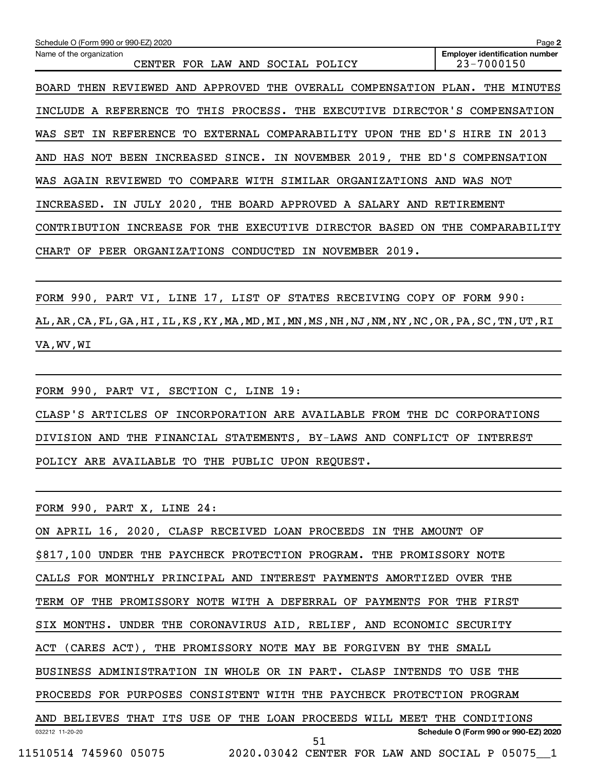BOARD THEN REVIEWED AND APPROVED THE OVERALL COMPENSATION PLAN. THE MINUTES INCLUDE A REFERENCE TO THIS PROCESS. THE EXECUTIVE DIRECTOR'S COMPENSATION WAS SET IN REFERENCE TO EXTERNAL COMPARABILITY UPON THE ED'S HIRE IN 2013 AND HAS NOT BEEN INCREASED SINCE. IN NOVEMBER 2019, THE ED'S COMPENSATION WAS AGAIN REVIEWED TO COMPARE WITH SIMILAR ORGANIZATIONS AND WAS NOT INCREASED. IN JULY 2020, THE BOARD APPROVED A SALARY AND RETIREMENT CONTRIBUTION INCREASE FOR THE EXECUTIVE DIRECTOR BASED ON THE COMPARABILITY CHART OF PEER ORGANIZATIONS CONDUCTED IN NOVEMBER 2019.

FORM 990, PART VI, LINE 17, LIST OF STATES RECEIVING COPY OF FORM 990:
AL,AR,CA,FL,GA,HI,IL,KS,KY,MA,MD,MI,MN,MS,NH,NJ,NM,NY,NC,OR,PA,SC,TN,UT,RI VA,WV,WI

FORM 990, PART VI, SECTION C, LINE 19:
CLASP'S ARTICLES OF INCORPORATION ARE AVAILABLE FROM THE DC CORPORATIONS DIVISION AND THE FINANCIAL STATEMENTS, BY-LAWS AND CONFLICT OF INTEREST POLICY ARE AVAILABLE TO THE PUBLIC UPON REQUEST.

FORM 990, PART X, LINE 24:
ON APRIL 16, 2020, CLASP RECEIVED LOAN PROCEEDS IN THE AMOUNT OF $817,100 UNDER THE PAYCHECK PROTECTION PROGRAM. THE PROMISSORY NOTE CALLS FOR MONTHLY PRINCIPAL AND INTEREST PAYMENTS AMORTIZED OVER THE TERM OF THE PROMISSORY NOTE WITH A DEFERRAL OF PAYMENTS FOR THE FIRST SIX MONTHS. UNDER THE CORONAVIRUS AID, RELIEF, AND ECONOMIC SECURITY ACT (CARES ACT), THE PROMISSORY NOTE MAY BE FORGIVEN BY THE SMALL BUSINESS ADMINISTRATION IN WHOLE OR IN PART. CLASP INTENDS TO USE THE PROCEEDS FOR PURPOSES CONSISTENT WITH THE PAYCHECK PROTECTION PROGRAM AND BELIEVES THAT ITS USE OF THE LOAN PROCEEDS WILL MEET THE CONDITIONS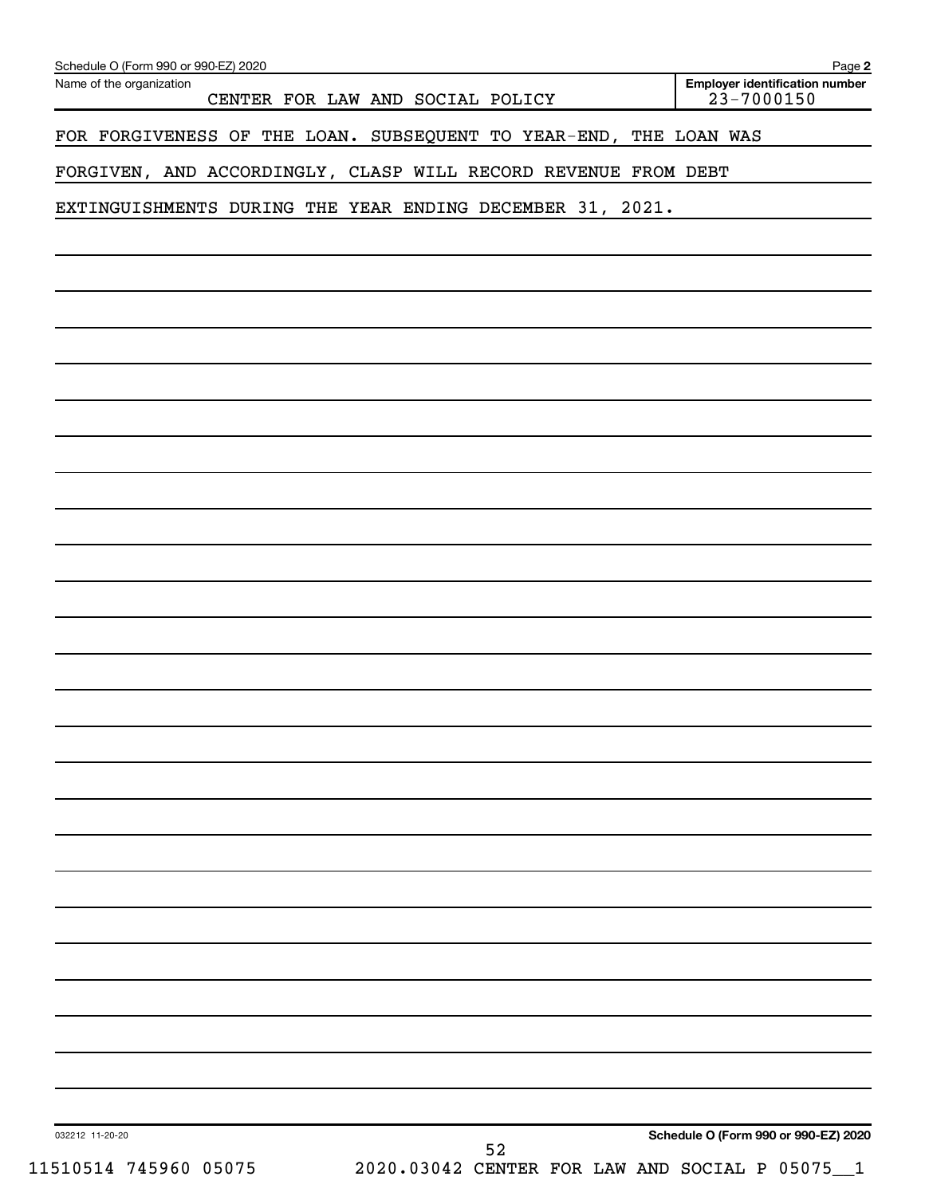Schedule O (Form 990 or 990-EZ) 2020

Name of the organization: CENTER FOR LAW AND SOCIAL POLICY

**Employer identification number** 23-7000150

FOR FORGIVENESS OF THE LOAN. SUBSEQUENT TO YEAR-END, THE LOAN WAS FORGIVEN, AND ACCORDINGLY, CLASP WILL RECORD REVENUE FROM DEBT EXTINGUISHMENTS DURING THE YEAR ENDING DECEMBER 31, 2021.